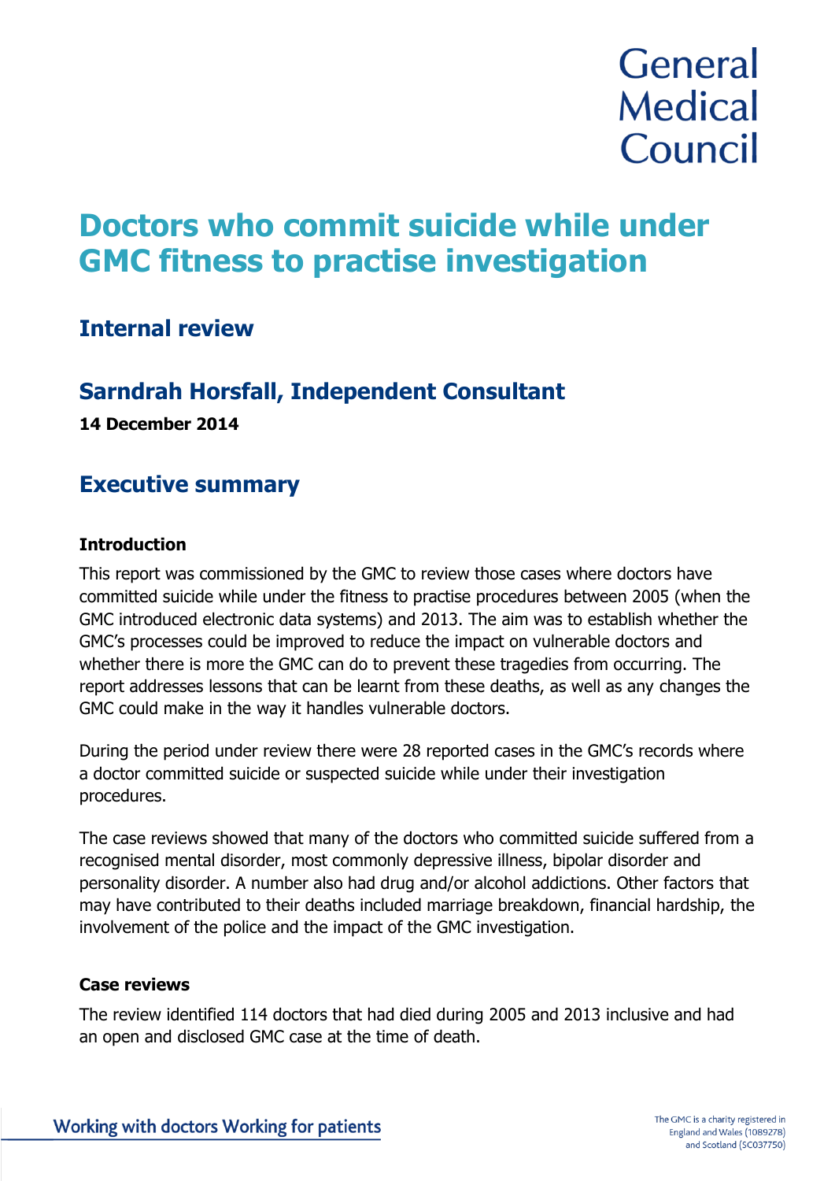General Medical Council

# Doctors who commit suicide while under GMC fitness to practise investigation

## Internal review

## Sarndrah Horsfall, Independent Consultant

**14 December 2014**

## Executive summary

**Introduction**

This report was commissioned by the GMC to review those cases where doctors have committed suicide while under the fitness to practise procedures between 2005 (when the GMC introduced electronic data systems) and 2013. The aim was to establish whether the GMC's processes could be improved to reduce the impact on vulnerable doctors and whether there is more the GMC can do to prevent these tragedies from occurring. The report addresses lessons that can be learnt from these deaths, as well as any changes the GMC could make in the way it handles vulnerable doctors.

During the period under review there were 28 reported cases in the GMC's records where a doctor committed suicide or suspected suicide while under their investigation procedures.

The case reviews showed that many of the doctors who committed suicide suffered from a recognised mental disorder, most commonly depressive illness, bipolar disorder and personality disorder. A number also had drug and/or alcohol addictions. Other factors that may have contributed to their deaths included marriage breakdown, financial hardship, the involvement of the police and the impact of the GMC investigation.

**Case reviews**

The review identified 114 doctors that had died during 2005 and 2013 inclusive and had an open and disclosed GMC case at the time of death.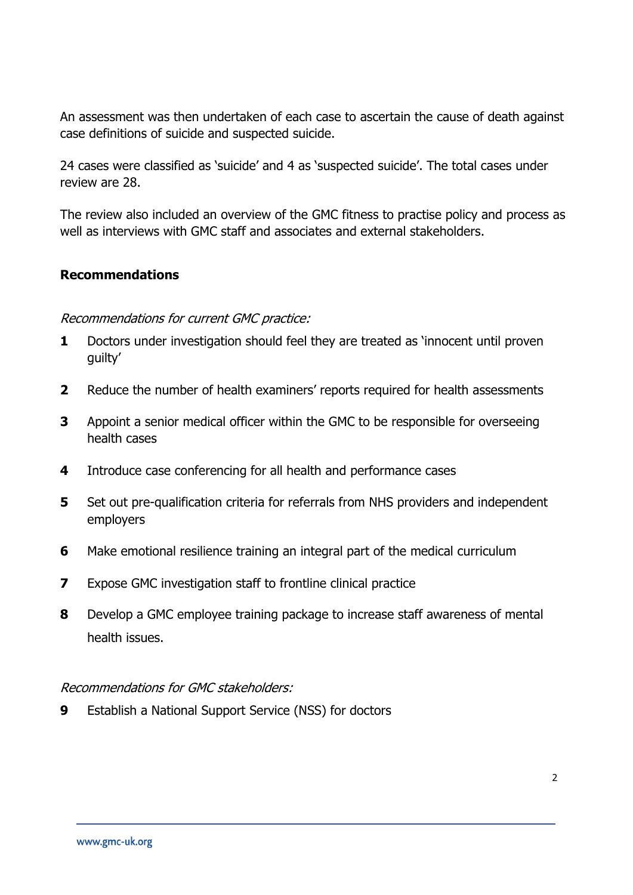An assessment was then undertaken of each case to ascertain the cause of death against case definitions of suicide and suspected suicide.

24 cases were classified as 'suicide' and 4 as 'suspected suicide'. The total cases under review are 28.

The review also included an overview of the GMC fitness to practise policy and process as well as interviews with GMC staff and associates and external stakeholders.

**Recommendations**

*Recommendations for current GMC practice:*

1. Doctors under investigation should feel they are treated as 'innocent until proven guilty'
2. Reduce the number of health examiners' reports required for health assessments
3. Appoint a senior medical officer within the GMC to be responsible for overseeing health cases
4. Introduce case conferencing for all health and performance cases
5. Set out pre-qualification criteria for referrals from NHS providers and independent employers
6. Make emotional resilience training an integral part of the medical curriculum
7. Expose GMC investigation staff to frontline clinical practice
8. Develop a GMC employee training package to increase staff awareness of mental health issues.

*Recommendations for GMC stakeholders:*

9. Establish a National Support Service (NSS) for doctors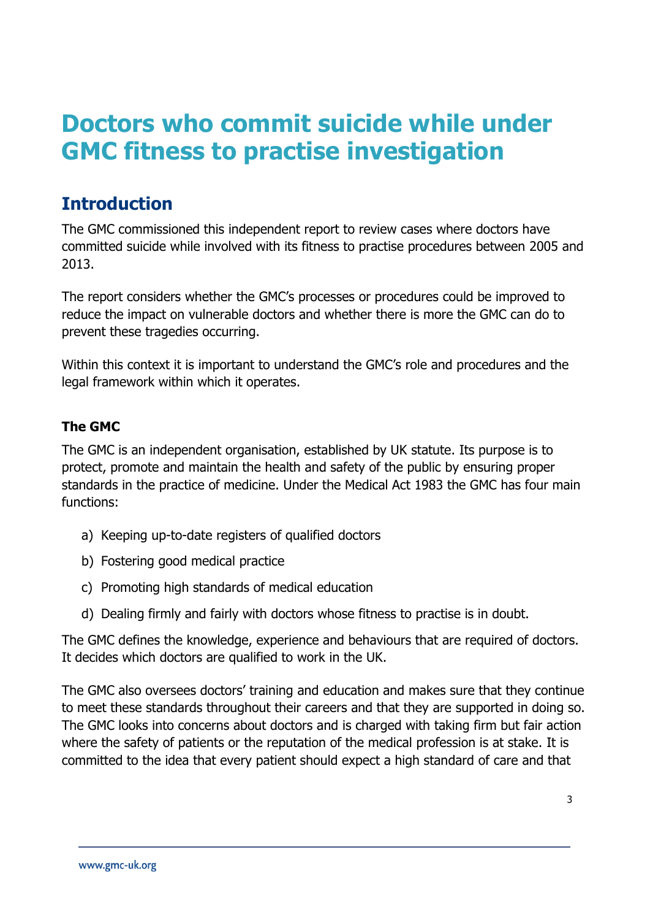# Doctors who commit suicide while under GMC fitness to practise investigation

## Introduction

The GMC commissioned this independent report to review cases where doctors have committed suicide while involved with its fitness to practise procedures between 2005 and 2013.

The report considers whether the GMC's processes or procedures could be improved to reduce the impact on vulnerable doctors and whether there is more the GMC can do to prevent these tragedies occurring.

Within this context it is important to understand the GMC's role and procedures and the legal framework within which it operates.

### The GMC

The GMC is an independent organisation, established by UK statute. Its purpose is to protect, promote and maintain the health and safety of the public by ensuring proper standards in the practice of medicine. Under the Medical Act 1983 the GMC has four main functions:

a) Keeping up-to-date registers of qualified doctors

b) Fostering good medical practice

c) Promoting high standards of medical education

d) Dealing firmly and fairly with doctors whose fitness to practise is in doubt.

The GMC defines the knowledge, experience and behaviours that are required of doctors. It decides which doctors are qualified to work in the UK.

The GMC also oversees doctors' training and education and makes sure that they continue to meet these standards throughout their careers and that they are supported in doing so. The GMC looks into concerns about doctors and is charged with taking firm but fair action where the safety of patients or the reputation of the medical profession is at stake. It is committed to the idea that every patient should expect a high standard of care and that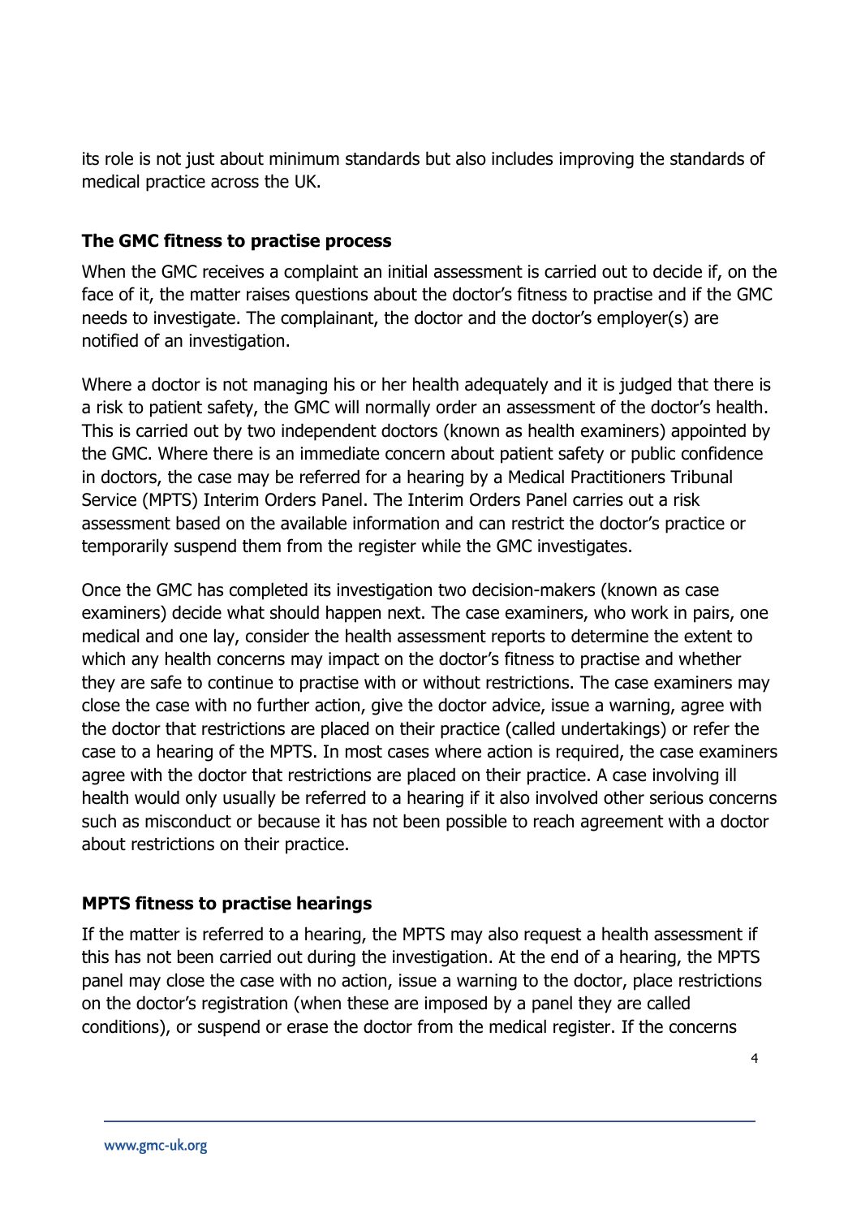its role is not just about minimum standards but also includes improving the standards of medical practice across the UK.

### The GMC fitness to practise process

When the GMC receives a complaint an initial assessment is carried out to decide if, on the face of it, the matter raises questions about the doctor's fitness to practise and if the GMC needs to investigate. The complainant, the doctor and the doctor's employer(s) are notified of an investigation.

Where a doctor is not managing his or her health adequately and it is judged that there is a risk to patient safety, the GMC will normally order an assessment of the doctor's health. This is carried out by two independent doctors (known as health examiners) appointed by the GMC. Where there is an immediate concern about patient safety or public confidence in doctors, the case may be referred for a hearing by a Medical Practitioners Tribunal Service (MPTS) Interim Orders Panel. The Interim Orders Panel carries out a risk assessment based on the available information and can restrict the doctor's practice or temporarily suspend them from the register while the GMC investigates.

Once the GMC has completed its investigation two decision-makers (known as case examiners) decide what should happen next. The case examiners, who work in pairs, one medical and one lay, consider the health assessment reports to determine the extent to which any health concerns may impact on the doctor's fitness to practise and whether they are safe to continue to practise with or without restrictions. The case examiners may close the case with no further action, give the doctor advice, issue a warning, agree with the doctor that restrictions are placed on their practice (called undertakings) or refer the case to a hearing of the MPTS. In most cases where action is required, the case examiners agree with the doctor that restrictions are placed on their practice. A case involving ill health would only usually be referred to a hearing if it also involved other serious concerns such as misconduct or because it has not been possible to reach agreement with a doctor about restrictions on their practice.

### MPTS fitness to practise hearings

If the matter is referred to a hearing, the MPTS may also request a health assessment if this has not been carried out during the investigation. At the end of a hearing, the MPTS panel may close the case with no action, issue a warning to the doctor, place restrictions on the doctor's registration (when these are imposed by a panel they are called conditions), or suspend or erase the doctor from the medical register. If the concerns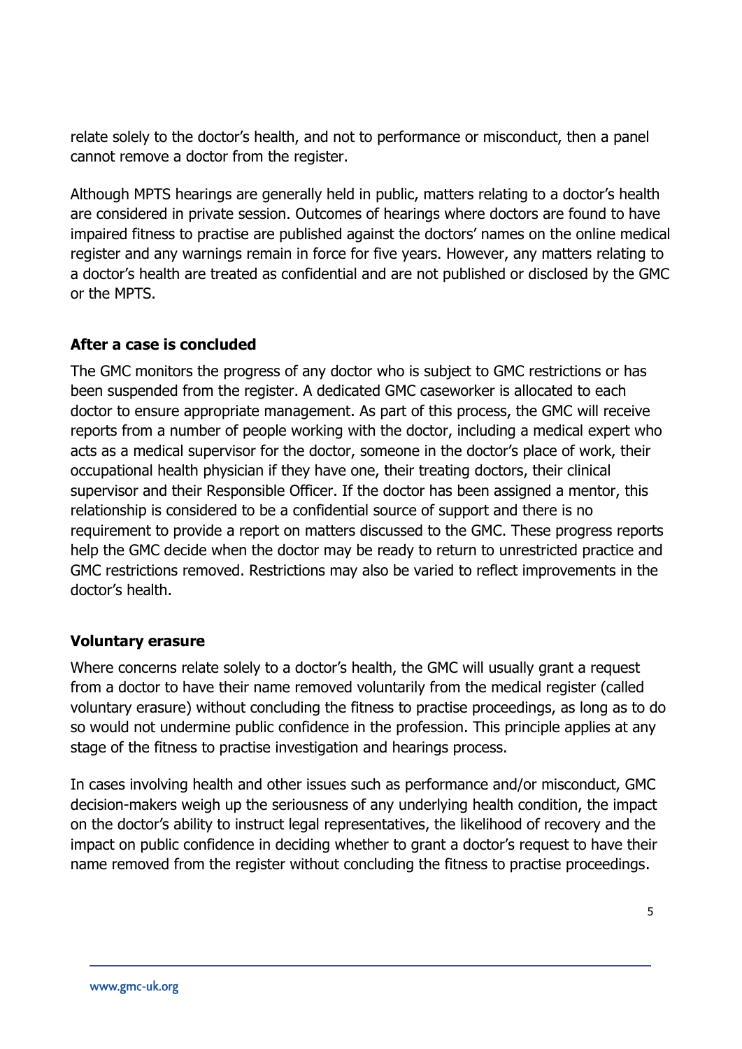relate solely to the doctor's health, and not to performance or misconduct, then a panel cannot remove a doctor from the register.

Although MPTS hearings are generally held in public, matters relating to a doctor's health are considered in private session. Outcomes of hearings where doctors are found to have impaired fitness to practise are published against the doctors' names on the online medical register and any warnings remain in force for five years. However, any matters relating to a doctor's health are treated as confidential and are not published or disclosed by the GMC or the MPTS.

**After a case is concluded**

The GMC monitors the progress of any doctor who is subject to GMC restrictions or has been suspended from the register. A dedicated GMC caseworker is allocated to each doctor to ensure appropriate management. As part of this process, the GMC will receive reports from a number of people working with the doctor, including a medical expert who acts as a medical supervisor for the doctor, someone in the doctor's place of work, their occupational health physician if they have one, their treating doctors, their clinical supervisor and their Responsible Officer. If the doctor has been assigned a mentor, this relationship is considered to be a confidential source of support and there is no requirement to provide a report on matters discussed to the GMC. These progress reports help the GMC decide when the doctor may be ready to return to unrestricted practice and GMC restrictions removed. Restrictions may also be varied to reflect improvements in the doctor's health.

**Voluntary erasure**

Where concerns relate solely to a doctor's health, the GMC will usually grant a request from a doctor to have their name removed voluntarily from the medical register (called voluntary erasure) without concluding the fitness to practise proceedings, as long as to do so would not undermine public confidence in the profession. This principle applies at any stage of the fitness to practise investigation and hearings process.

In cases involving health and other issues such as performance and/or misconduct, GMC decision-makers weigh up the seriousness of any underlying health condition, the impact on the doctor's ability to instruct legal representatives, the likelihood of recovery and the impact on public confidence in deciding whether to grant a doctor's request to have their name removed from the register without concluding the fitness to practise proceedings.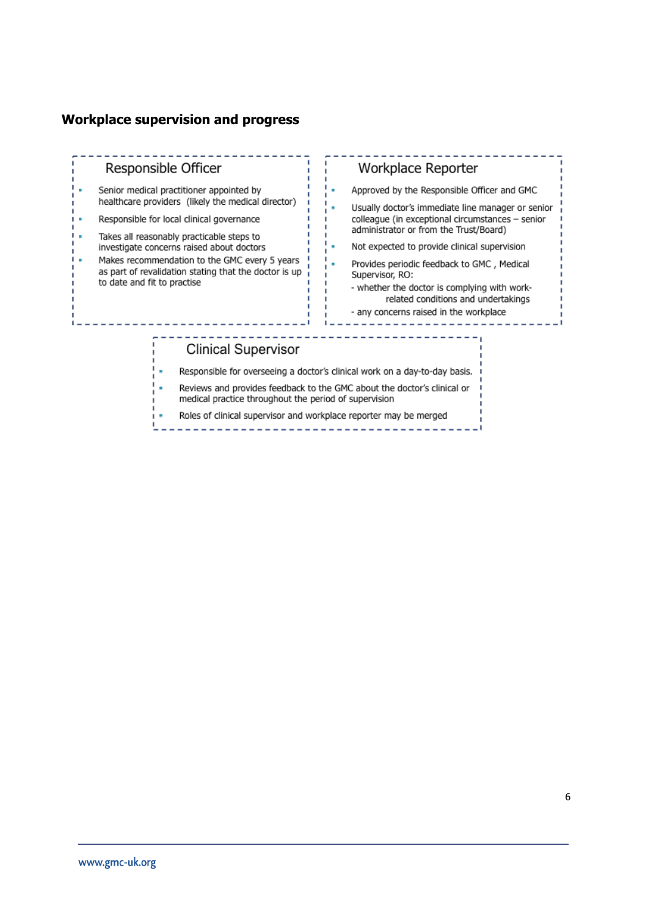## Workplace supervision and progress

### Responsible Officer

- Senior medical practitioner appointed by healthcare providers (likely the medical director)
- Responsible for local clinical governance
- Takes all reasonably practicable steps to investigate concerns raised about doctors
- Makes recommendation to the GMC every 5 years as part of revalidation stating that the doctor is up to date and fit to practise

### Workplace Reporter

- Approved by the Responsible Officer and GMC
- Usually doctor's immediate line manager or senior colleague (in exceptional circumstances – senior administrator or from the Trust/Board)
- Not expected to provide clinical supervision
- Provides periodic feedback to GMC , Medical Supervisor, RO:
  - whether the doctor is complying with work-related conditions and undertakings
  - any concerns raised in the workplace

### Clinical Supervisor

- Responsible for overseeing a doctor's clinical work on a day-to-day basis.
- Reviews and provides feedback to the GMC about the doctor's clinical or medical practice throughout the period of supervision
- Roles of clinical supervisor and workplace reporter may be merged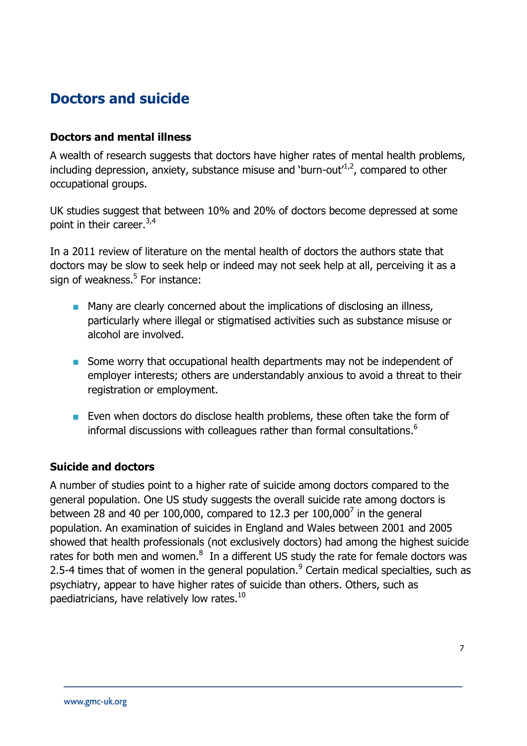## Doctors and suicide

### Doctors and mental illness

A wealth of research suggests that doctors have higher rates of mental health problems, including depression, anxiety, substance misuse and 'burn-out'[1,2], compared to other occupational groups.

UK studies suggest that between 10% and 20% of doctors become depressed at some point in their career.[3,4]

In a 2011 review of literature on the mental health of doctors the authors state that doctors may be slow to seek help or indeed may not seek help at all, perceiving it as a sign of weakness.[5] For instance:

- Many are clearly concerned about the implications of disclosing an illness, particularly where illegal or stigmatised activities such as substance misuse or alcohol are involved.
- Some worry that occupational health departments may not be independent of employer interests; others are understandably anxious to avoid a threat to their registration or employment.
- Even when doctors do disclose health problems, these often take the form of informal discussions with colleagues rather than formal consultations.[6]

### Suicide and doctors

A number of studies point to a higher rate of suicide among doctors compared to the general population. One US study suggests the overall suicide rate among doctors is between 28 and 40 per 100,000, compared to 12.3 per 100,000[7] in the general population. An examination of suicides in England and Wales between 2001 and 2005 showed that health professionals (not exclusively doctors) had among the highest suicide rates for both men and women.[8] In a different US study the rate for female doctors was 2.5-4 times that of women in the general population.[9] Certain medical specialties, such as psychiatry, appear to have higher rates of suicide than others. Others, such as paediatricians, have relatively low rates.[10]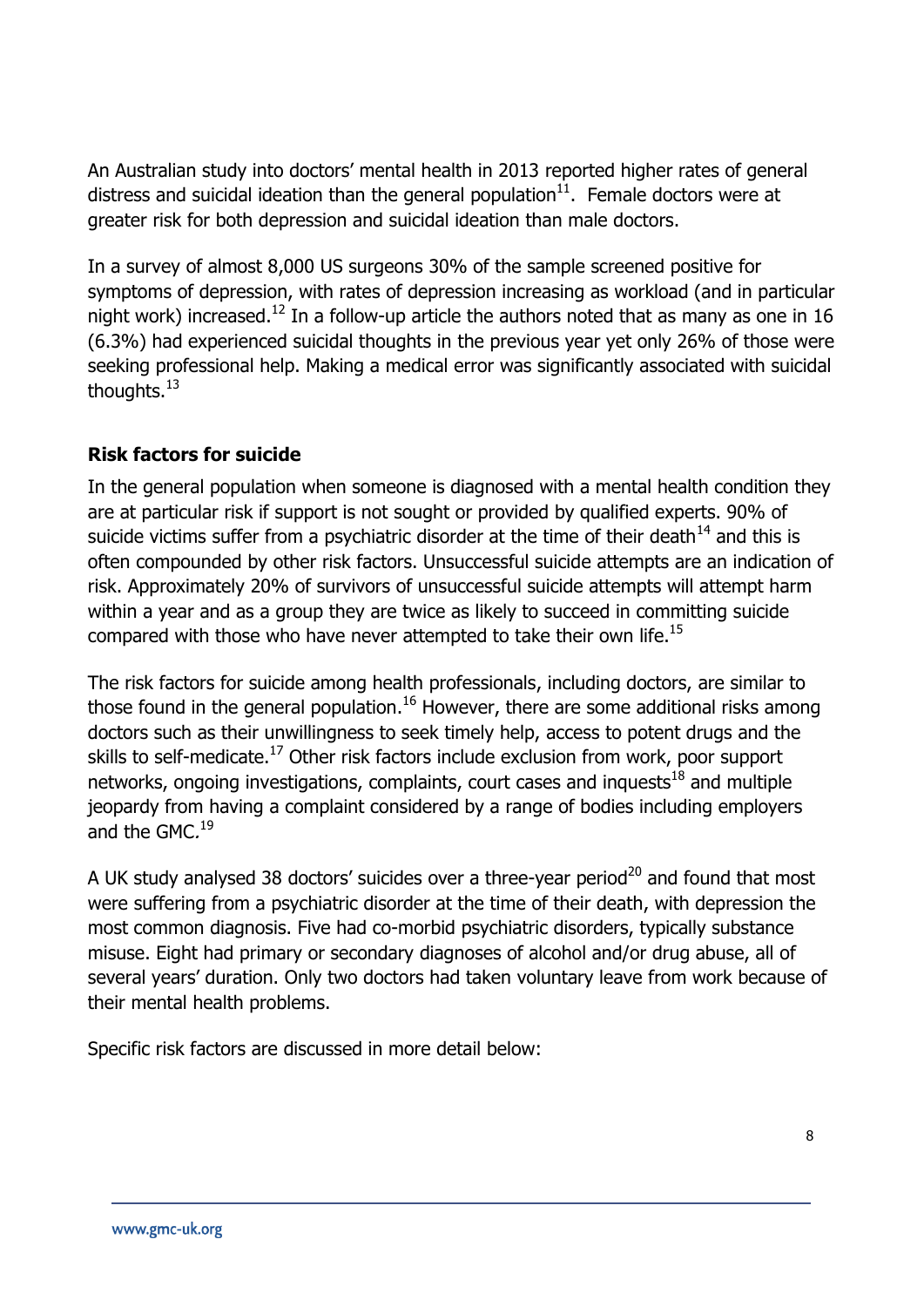An Australian study into doctors' mental health in 2013 reported higher rates of general distress and suicidal ideation than the general population[11]. Female doctors were at greater risk for both depression and suicidal ideation than male doctors.

In a survey of almost 8,000 US surgeons 30% of the sample screened positive for symptoms of depression, with rates of depression increasing as workload (and in particular night work) increased.[12] In a follow-up article the authors noted that as many as one in 16 (6.3%) had experienced suicidal thoughts in the previous year yet only 26% of those were seeking professional help. Making a medical error was significantly associated with suicidal thoughts.[13]

**Risk factors for suicide**

In the general population when someone is diagnosed with a mental health condition they are at particular risk if support is not sought or provided by qualified experts. 90% of suicide victims suffer from a psychiatric disorder at the time of their death[14] and this is often compounded by other risk factors. Unsuccessful suicide attempts are an indication of risk. Approximately 20% of survivors of unsuccessful suicide attempts will attempt harm within a year and as a group they are twice as likely to succeed in committing suicide compared with those who have never attempted to take their own life.[15]

The risk factors for suicide among health professionals, including doctors, are similar to those found in the general population.[16] However, there are some additional risks among doctors such as their unwillingness to seek timely help, access to potent drugs and the skills to self-medicate.[17] Other risk factors include exclusion from work, poor support networks, ongoing investigations, complaints, court cases and inquests[18] and multiple jeopardy from having a complaint considered by a range of bodies including employers and the GMC.[19]

A UK study analysed 38 doctors' suicides over a three-year period[20] and found that most were suffering from a psychiatric disorder at the time of their death, with depression the most common diagnosis. Five had co-morbid psychiatric disorders, typically substance misuse. Eight had primary or secondary diagnoses of alcohol and/or drug abuse, all of several years' duration. Only two doctors had taken voluntary leave from work because of their mental health problems.

Specific risk factors are discussed in more detail below: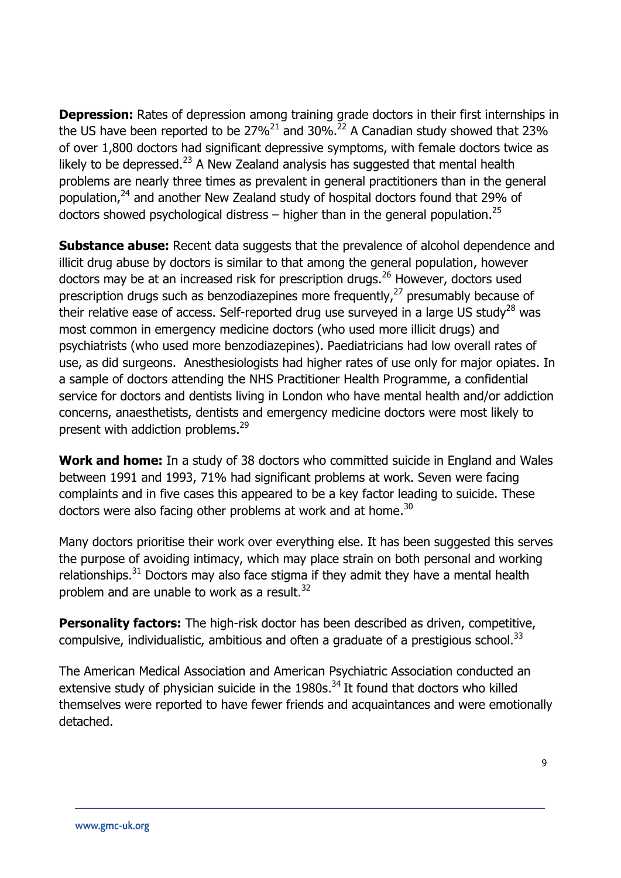**Depression:** Rates of depression among training grade doctors in their first internships in the US have been reported to be 27%[21] and 30%.[22] A Canadian study showed that 23% of over 1,800 doctors had significant depressive symptoms, with female doctors twice as likely to be depressed.[23] A New Zealand analysis has suggested that mental health problems are nearly three times as prevalent in general practitioners than in the general population,[24] and another New Zealand study of hospital doctors found that 29% of doctors showed psychological distress – higher than in the general population.[25]

**Substance abuse:** Recent data suggests that the prevalence of alcohol dependence and illicit drug abuse by doctors is similar to that among the general population, however doctors may be at an increased risk for prescription drugs.[26] However, doctors used prescription drugs such as benzodiazepines more frequently,[27] presumably because of their relative ease of access. Self-reported drug use surveyed in a large US study[28] was most common in emergency medicine doctors (who used more illicit drugs) and psychiatrists (who used more benzodiazepines). Paediatricians had low overall rates of use, as did surgeons. Anesthesiologists had higher rates of use only for major opiates. In a sample of doctors attending the NHS Practitioner Health Programme, a confidential service for doctors and dentists living in London who have mental health and/or addiction concerns, anaesthetists, dentists and emergency medicine doctors were most likely to present with addiction problems.[29]

**Work and home:** In a study of 38 doctors who committed suicide in England and Wales between 1991 and 1993, 71% had significant problems at work. Seven were facing complaints and in five cases this appeared to be a key factor leading to suicide. These doctors were also facing other problems at work and at home.[30]

Many doctors prioritise their work over everything else. It has been suggested this serves the purpose of avoiding intimacy, which may place strain on both personal and working relationships.[31] Doctors may also face stigma if they admit they have a mental health problem and are unable to work as a result.[32]

**Personality factors:** The high-risk doctor has been described as driven, competitive, compulsive, individualistic, ambitious and often a graduate of a prestigious school.[33]

The American Medical Association and American Psychiatric Association conducted an extensive study of physician suicide in the 1980s.[34] It found that doctors who killed themselves were reported to have fewer friends and acquaintances and were emotionally detached.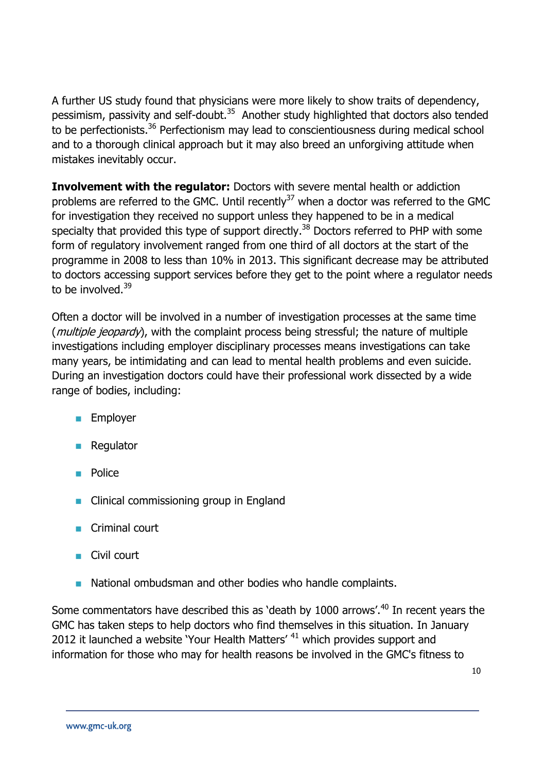A further US study found that physicians were more likely to show traits of dependency, pessimism, passivity and self-doubt.[35] Another study highlighted that doctors also tended to be perfectionists.[36] Perfectionism may lead to conscientiousness during medical school and to a thorough clinical approach but it may also breed an unforgiving attitude when mistakes inevitably occur.

**Involvement with the regulator:** Doctors with severe mental health or addiction problems are referred to the GMC. Until recently[37] when a doctor was referred to the GMC for investigation they received no support unless they happened to be in a medical specialty that provided this type of support directly.[38] Doctors referred to PHP with some form of regulatory involvement ranged from one third of all doctors at the start of the programme in 2008 to less than 10% in 2013. This significant decrease may be attributed to doctors accessing support services before they get to the point where a regulator needs to be involved.[39]

Often a doctor will be involved in a number of investigation processes at the same time (*multiple jeopardy*), with the complaint process being stressful; the nature of multiple investigations including employer disciplinary processes means investigations can take many years, be intimidating and can lead to mental health problems and even suicide. During an investigation doctors could have their professional work dissected by a wide range of bodies, including:

- Employer
- Regulator
- Police
- Clinical commissioning group in England
- Criminal court
- Civil court
- National ombudsman and other bodies who handle complaints.

Some commentators have described this as 'death by 1000 arrows'.[40] In recent years the GMC has taken steps to help doctors who find themselves in this situation. In January 2012 it launched a website 'Your Health Matters' [41] which provides support and information for those who may for health reasons be involved in the GMC's fitness to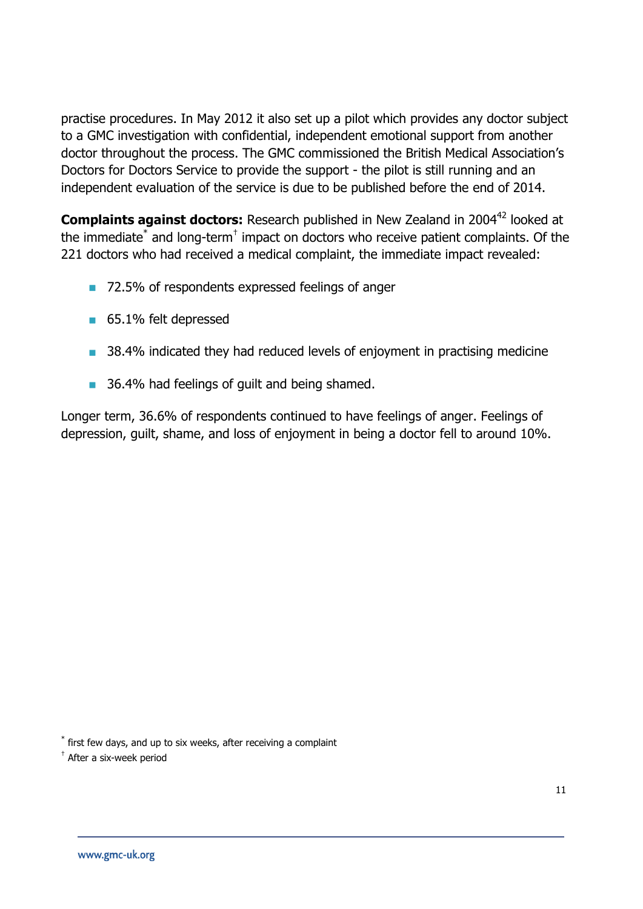practise procedures. In May 2012 it also set up a pilot which provides any doctor subject to a GMC investigation with confidential, independent emotional support from another doctor throughout the process. The GMC commissioned the British Medical Association's Doctors for Doctors Service to provide the support - the pilot is still running and an independent evaluation of the service is due to be published before the end of 2014.

**Complaints against doctors:** Research published in New Zealand in 2004[42] looked at the immediate[*] and long-term[†] impact on doctors who receive patient complaints. Of the 221 doctors who had received a medical complaint, the immediate impact revealed:

- 72.5% of respondents expressed feelings of anger
- 65.1% felt depressed
- 38.4% indicated they had reduced levels of enjoyment in practising medicine
- 36.4% had feelings of guilt and being shamed.

Longer term, 36.6% of respondents continued to have feelings of anger. Feelings of depression, guilt, shame, and loss of enjoyment in being a doctor fell to around 10%.

[*] first few days, and up to six weeks, after receiving a complaint

[†] After a six-week period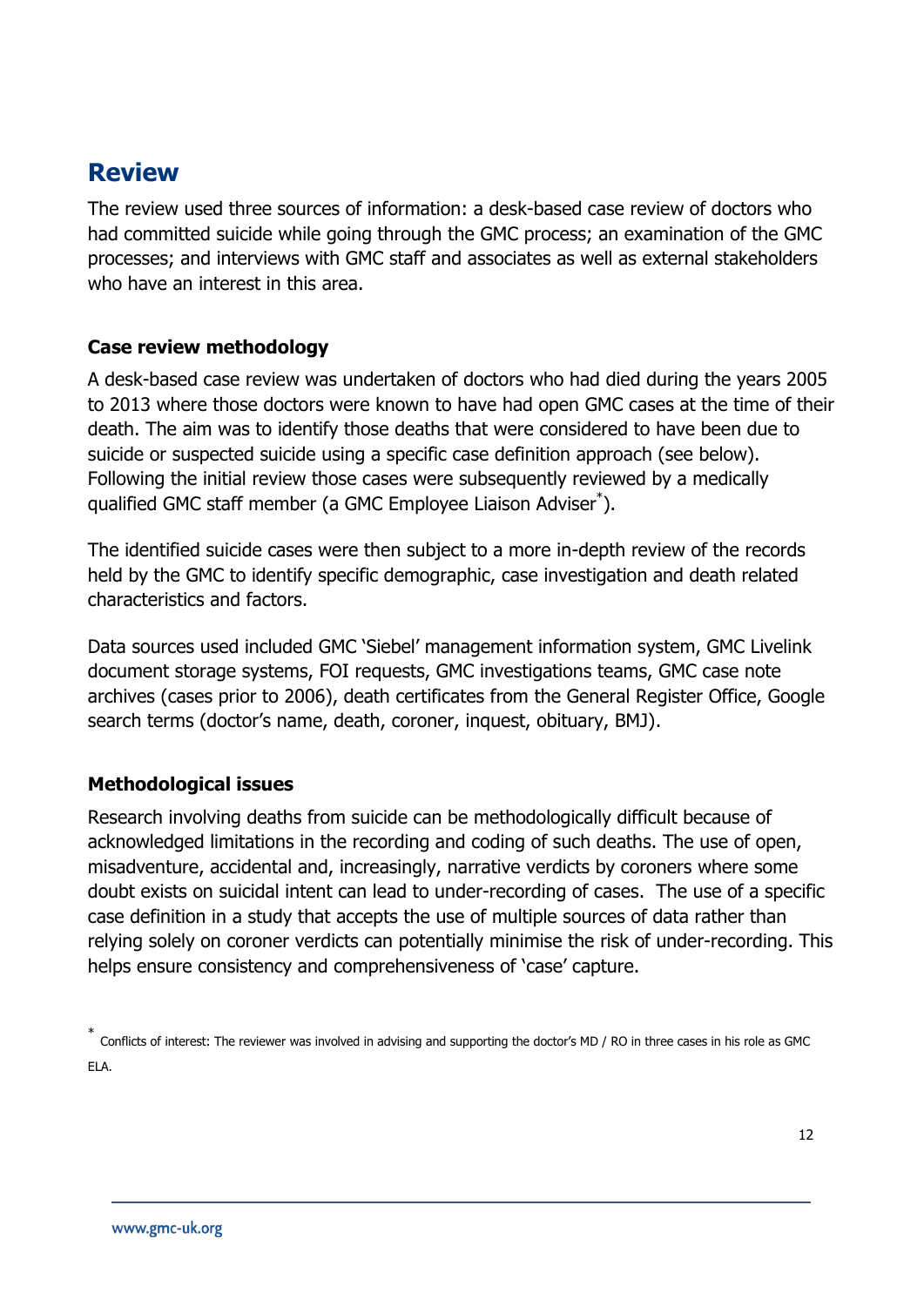## Review

The review used three sources of information: a desk-based case review of doctors who had committed suicide while going through the GMC process; an examination of the GMC processes; and interviews with GMC staff and associates as well as external stakeholders who have an interest in this area.

**Case review methodology**

A desk-based case review was undertaken of doctors who had died during the years 2005 to 2013 where those doctors were known to have had open GMC cases at the time of their death. The aim was to identify those deaths that were considered to have been due to suicide or suspected suicide using a specific case definition approach (see below). Following the initial review those cases were subsequently reviewed by a medically qualified GMC staff member (a GMC Employee Liaison Adviser*).

The identified suicide cases were then subject to a more in-depth review of the records held by the GMC to identify specific demographic, case investigation and death related characteristics and factors.

Data sources used included GMC 'Siebel' management information system, GMC Livelink document storage systems, FOI requests, GMC investigations teams, GMC case note archives (cases prior to 2006), death certificates from the General Register Office, Google search terms (doctor's name, death, coroner, inquest, obituary, BMJ).

**Methodological issues**

Research involving deaths from suicide can be methodologically difficult because of acknowledged limitations in the recording and coding of such deaths. The use of open, misadventure, accidental and, increasingly, narrative verdicts by coroners where some doubt exists on suicidal intent can lead to under-recording of cases. The use of a specific case definition in a study that accepts the use of multiple sources of data rather than relying solely on coroner verdicts can potentially minimise the risk of under-recording. This helps ensure consistency and comprehensiveness of 'case' capture.

* Conflicts of interest: The reviewer was involved in advising and supporting the doctor's MD / RO in three cases in his role as GMC ELA.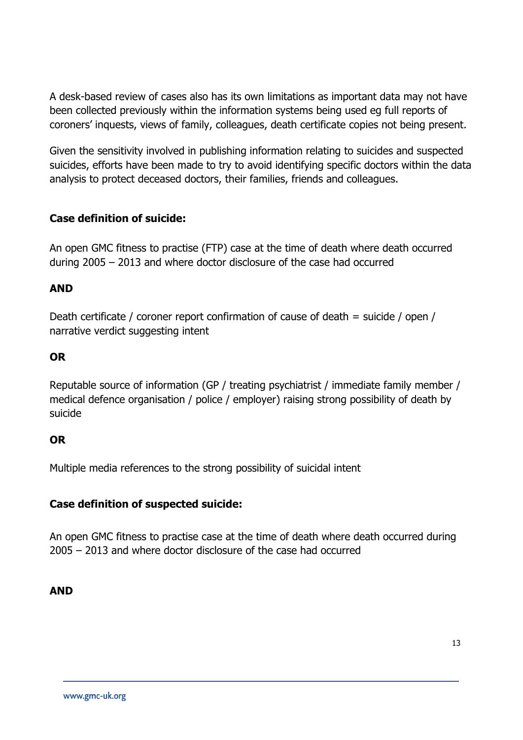A desk-based review of cases also has its own limitations as important data may not have been collected previously within the information systems being used eg full reports of coroners' inquests, views of family, colleagues, death certificate copies not being present.

Given the sensitivity involved in publishing information relating to suicides and suspected suicides, efforts have been made to try to avoid identifying specific doctors within the data analysis to protect deceased doctors, their families, friends and colleagues.

**Case definition of suicide:**

An open GMC fitness to practise (FTP) case at the time of death where death occurred during 2005 – 2013 and where doctor disclosure of the case had occurred

**AND**

Death certificate / coroner report confirmation of cause of death = suicide / open / narrative verdict suggesting intent

**OR**

Reputable source of information (GP / treating psychiatrist / immediate family member / medical defence organisation / police / employer) raising strong possibility of death by suicide

**OR**

Multiple media references to the strong possibility of suicidal intent

**Case definition of suspected suicide:**

An open GMC fitness to practise case at the time of death where death occurred during 2005 – 2013 and where doctor disclosure of the case had occurred

**AND**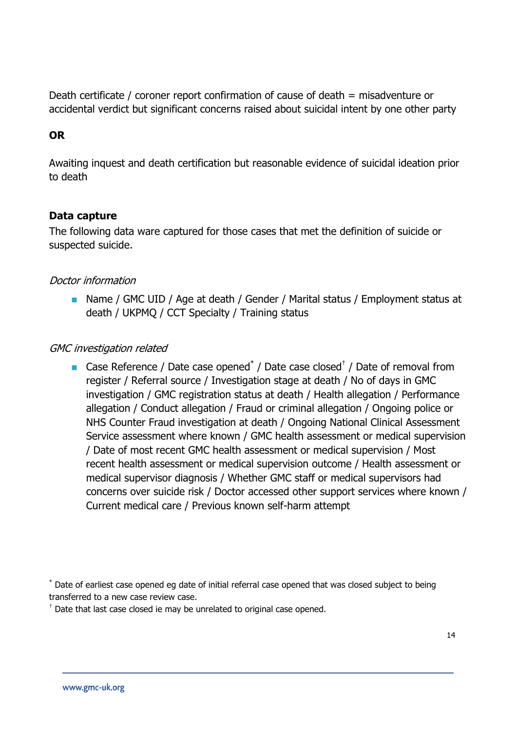Death certificate / coroner report confirmation of cause of death = misadventure or accidental verdict but significant concerns raised about suicidal intent by one other party

**OR**

Awaiting inquest and death certification but reasonable evidence of suicidal ideation prior to death

**Data capture**

The following data ware captured for those cases that met the definition of suicide or suspected suicide.

*Doctor information*

- Name / GMC UID / Age at death / Gender / Marital status / Employment status at death / UKPMQ / CCT Specialty / Training status

*GMC investigation related*

- Case Reference / Date case opened* / Date case closed† / Date of removal from register / Referral source / Investigation stage at death / No of days in GMC investigation / GMC registration status at death / Health allegation / Performance allegation / Conduct allegation / Fraud or criminal allegation / Ongoing police or NHS Counter Fraud investigation at death / Ongoing National Clinical Assessment Service assessment where known / GMC health assessment or medical supervision / Date of most recent GMC health assessment or medical supervision / Most recent health assessment or medical supervision outcome / Health assessment or medical supervisor diagnosis / Whether GMC staff or medical supervisors had concerns over suicide risk / Doctor accessed other support services where known / Current medical care / Previous known self-harm attempt

* Date of earliest case opened eg date of initial referral case opened that was closed subject to being transferred to a new case review case.

† Date that last case closed ie may be unrelated to original case opened.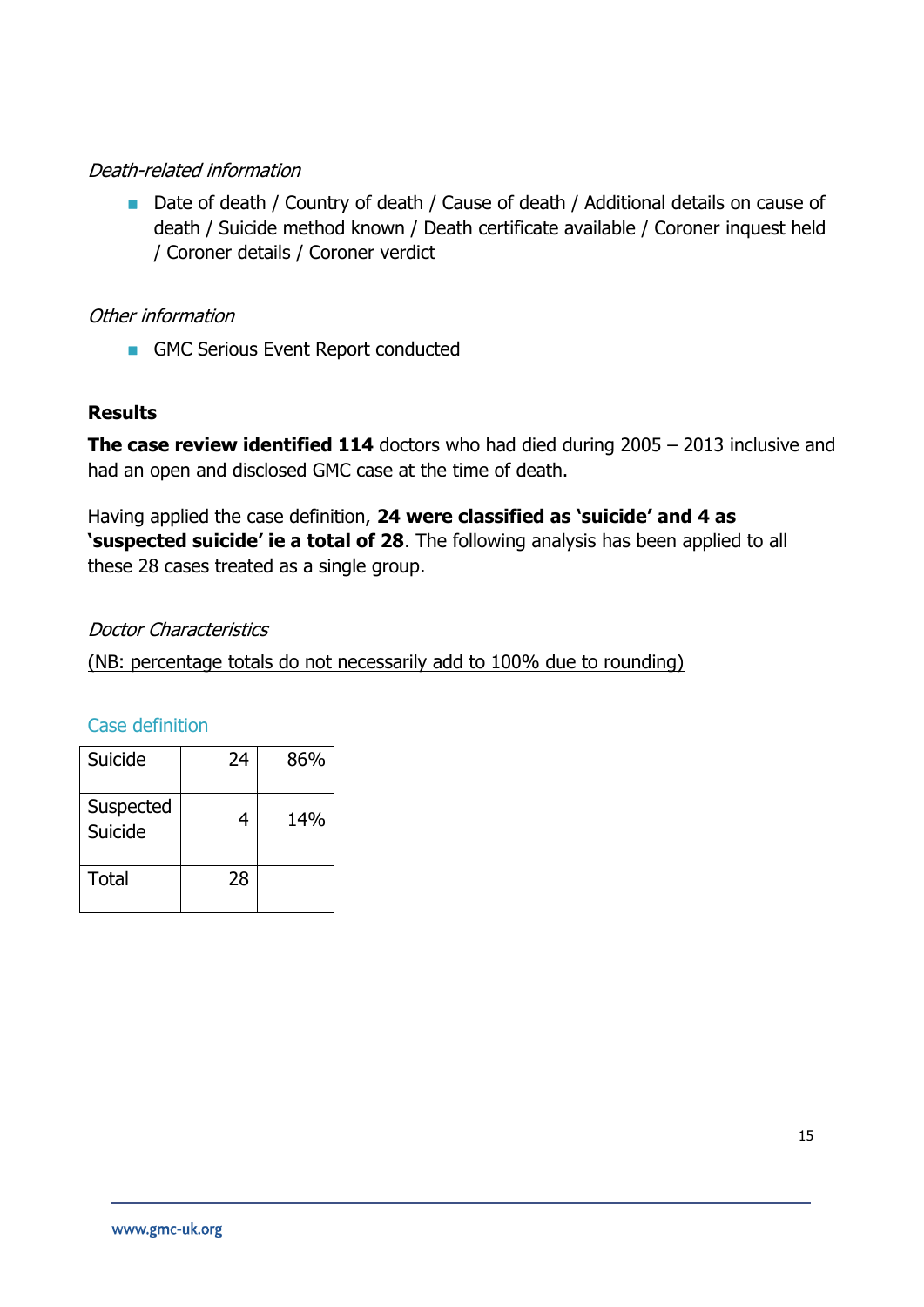*Death-related information*

- Date of death / Country of death / Cause of death / Additional details on cause of death / Suicide method known / Death certificate available / Coroner inquest held / Coroner details / Coroner verdict

*Other information*

- GMC Serious Event Report conducted

**Results**

**The case review identified 114** doctors who had died during 2005 – 2013 inclusive and had an open and disclosed GMC case at the time of death.

Having applied the case definition, **24 were classified as 'suicide' and 4 as 'suspected suicide' ie a total of 28**. The following analysis has been applied to all these 28 cases treated as a single group.

*Doctor Characteristics*

(NB: percentage totals do not necessarily add to 100% due to rounding)

Case definition

| | | |
|---|---|---|
| Suicide | 24 | 86% |
| Suspected Suicide | 4 | 14% |
| Total | 28 | |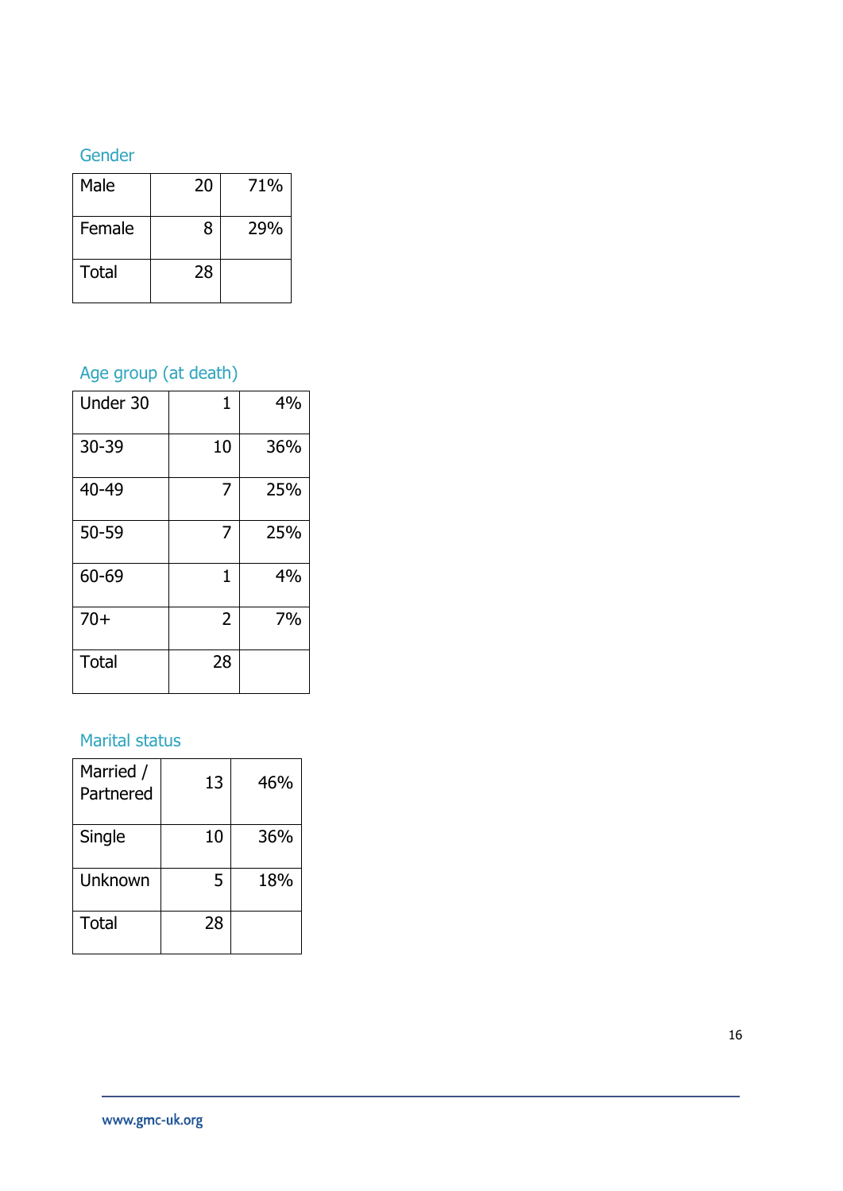### Gender

| | | |
|---|---|---|
| Male | 20 | 71% |
| Female | 8 | 29% |
| Total | 28 | |

### Age group (at death)

| | | |
|---|---|---|
| Under 30 | 1 | 4% |
| 30-39 | 10 | 36% |
| 40-49 | 7 | 25% |
| 50-59 | 7 | 25% |
| 60-69 | 1 | 4% |
| 70+ | 2 | 7% |
| Total | 28 | |

### Marital status

| | | |
|---|---|---|
| Married / Partnered | 13 | 46% |
| Single | 10 | 36% |
| Unknown | 5 | 18% |
| Total | 28 | |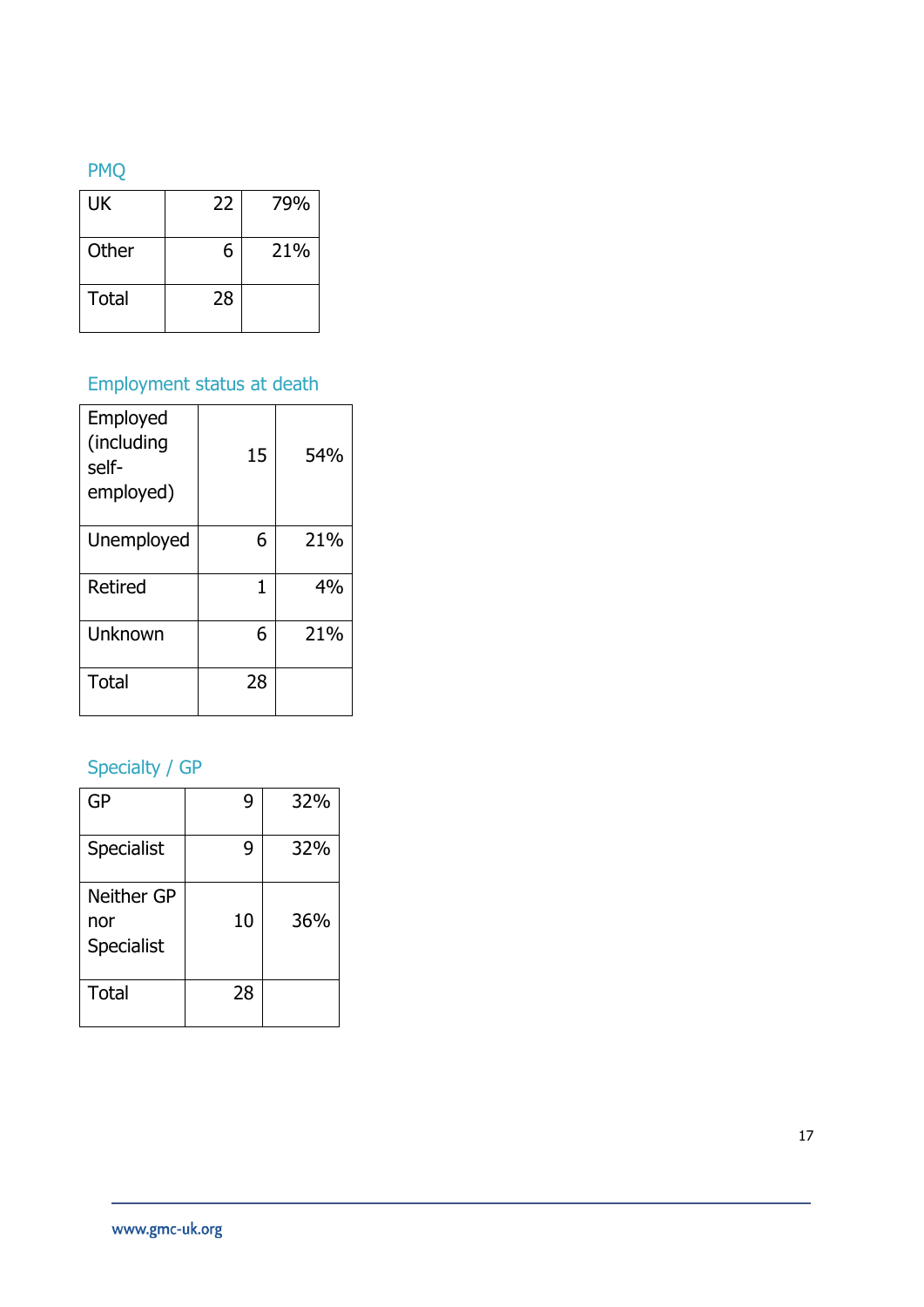### PMQ

| | | |
|---|---|---|
| UK | 22 | 79% |
| Other | 6 | 21% |
| Total | 28 | |

### Employment status at death

| | | |
|---|---|---|
| Employed (including self-employed) | 15 | 54% |
| Unemployed | 6 | 21% |
| Retired | 1 | 4% |
| Unknown | 6 | 21% |
| Total | 28 | |

### Specialty / GP

| | | |
|---|---|---|
| GP | 9 | 32% |
| Specialist | 9 | 32% |
| Neither GP nor Specialist | 10 | 36% |
| Total | 28 | |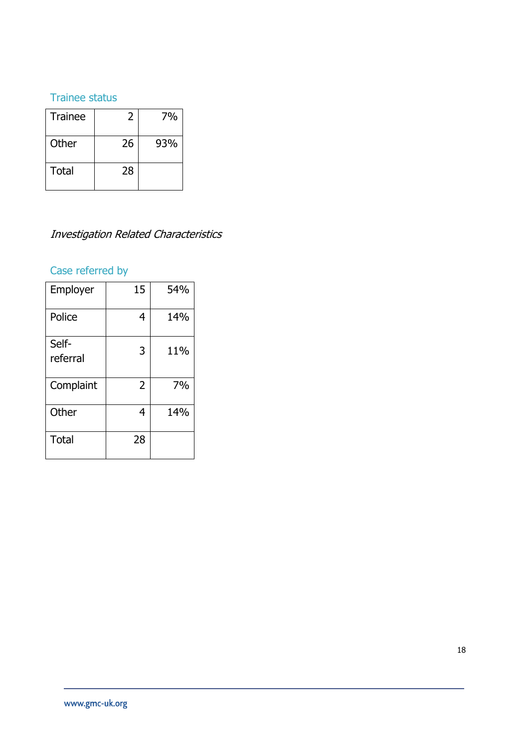### Trainee status

| | | |
|---|---|---|
| Trainee | 2 | 7% |
| Other | 26 | 93% |
| Total | 28 | |

*Investigation Related Characteristics*

### Case referred by

| | | |
|---|---|---|
| Employer | 15 | 54% |
| Police | 4 | 14% |
| Self-referral | 3 | 11% |
| Complaint | 2 | 7% |
| Other | 4 | 14% |
| Total | 28 | |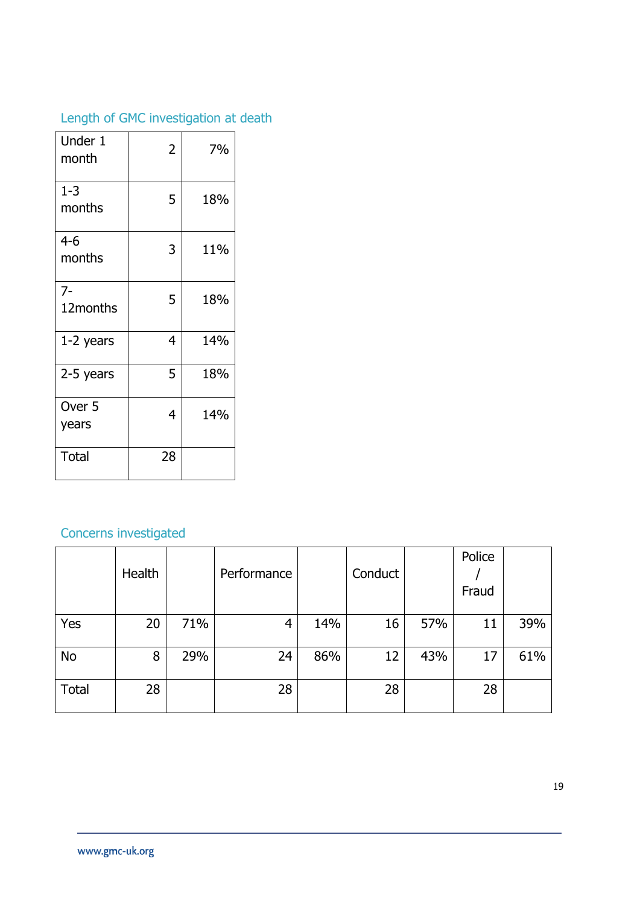### Length of GMC investigation at death

| | | |
|---|---|---|
| Under 1 month | 2 | 7% |
| 1-3 months | 5 | 18% |
| 4-6 months | 3 | 11% |
| 7-12months | 5 | 18% |
| 1-2 years | 4 | 14% |
| 2-5 years | 5 | 18% |
| Over 5 years | 4 | 14% |
| Total | 28 | |

### Concerns investigated

| | Health | | Performance | | Conduct | | Police / Fraud | |
|---|---|---|---|---|---|---|---|---|
| Yes | 20 | 71% | 4 | 14% | 16 | 57% | 11 | 39% |
| No | 8 | 29% | 24 | 86% | 12 | 43% | 17 | 61% |
| Total | 28 | | 28 | | 28 | | 28 | |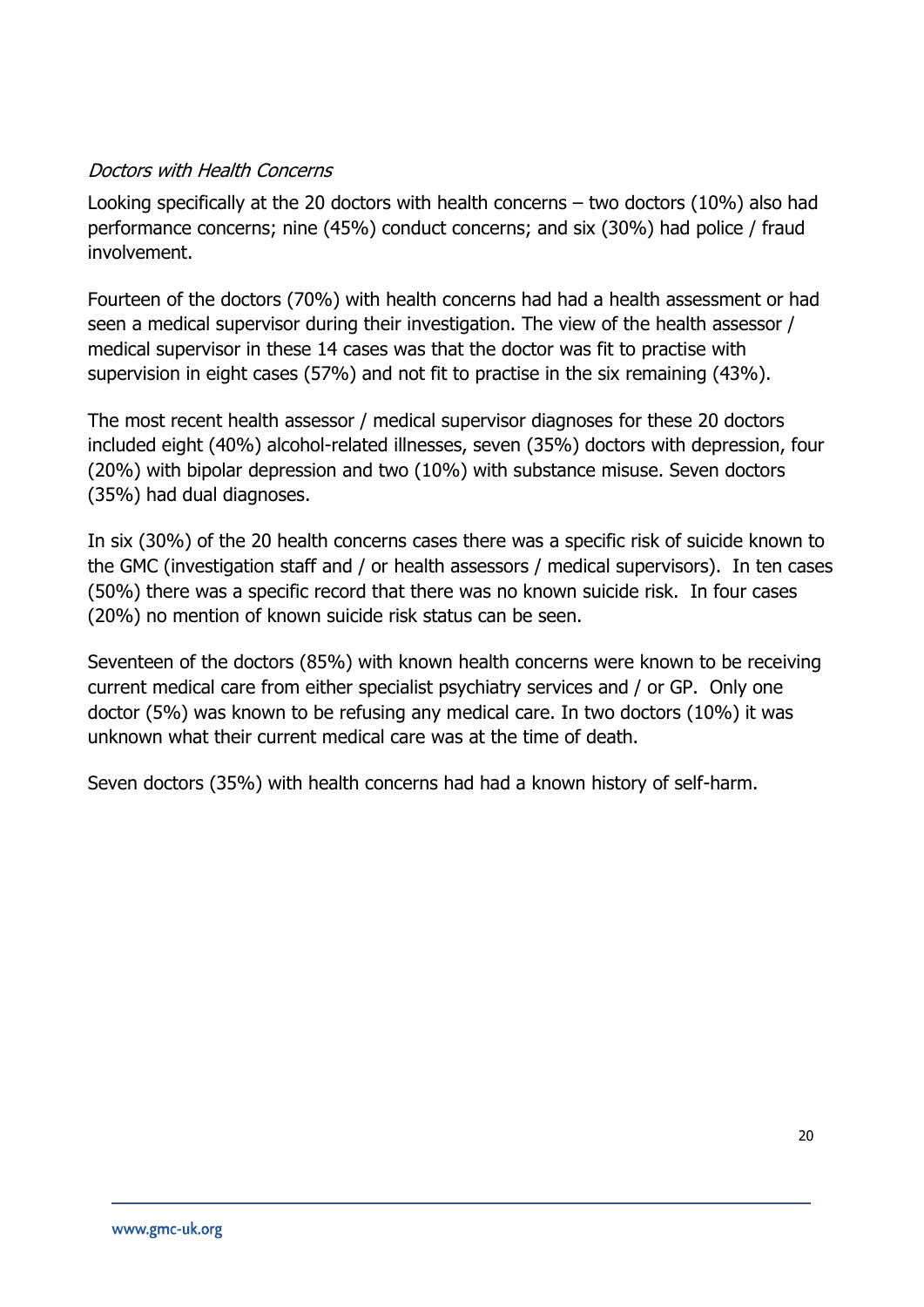*Doctors with Health Concerns*

Looking specifically at the 20 doctors with health concerns – two doctors (10%) also had performance concerns; nine (45%) conduct concerns; and six (30%) had police / fraud involvement.

Fourteen of the doctors (70%) with health concerns had had a health assessment or had seen a medical supervisor during their investigation. The view of the health assessor / medical supervisor in these 14 cases was that the doctor was fit to practise with supervision in eight cases (57%) and not fit to practise in the six remaining (43%).

The most recent health assessor / medical supervisor diagnoses for these 20 doctors included eight (40%) alcohol-related illnesses, seven (35%) doctors with depression, four (20%) with bipolar depression and two (10%) with substance misuse. Seven doctors (35%) had dual diagnoses.

In six (30%) of the 20 health concerns cases there was a specific risk of suicide known to the GMC (investigation staff and / or health assessors / medical supervisors). In ten cases (50%) there was a specific record that there was no known suicide risk. In four cases (20%) no mention of known suicide risk status can be seen.

Seventeen of the doctors (85%) with known health concerns were known to be receiving current medical care from either specialist psychiatry services and / or GP. Only one doctor (5%) was known to be refusing any medical care. In two doctors (10%) it was unknown what their current medical care was at the time of death.

Seven doctors (35%) with health concerns had had a known history of self-harm.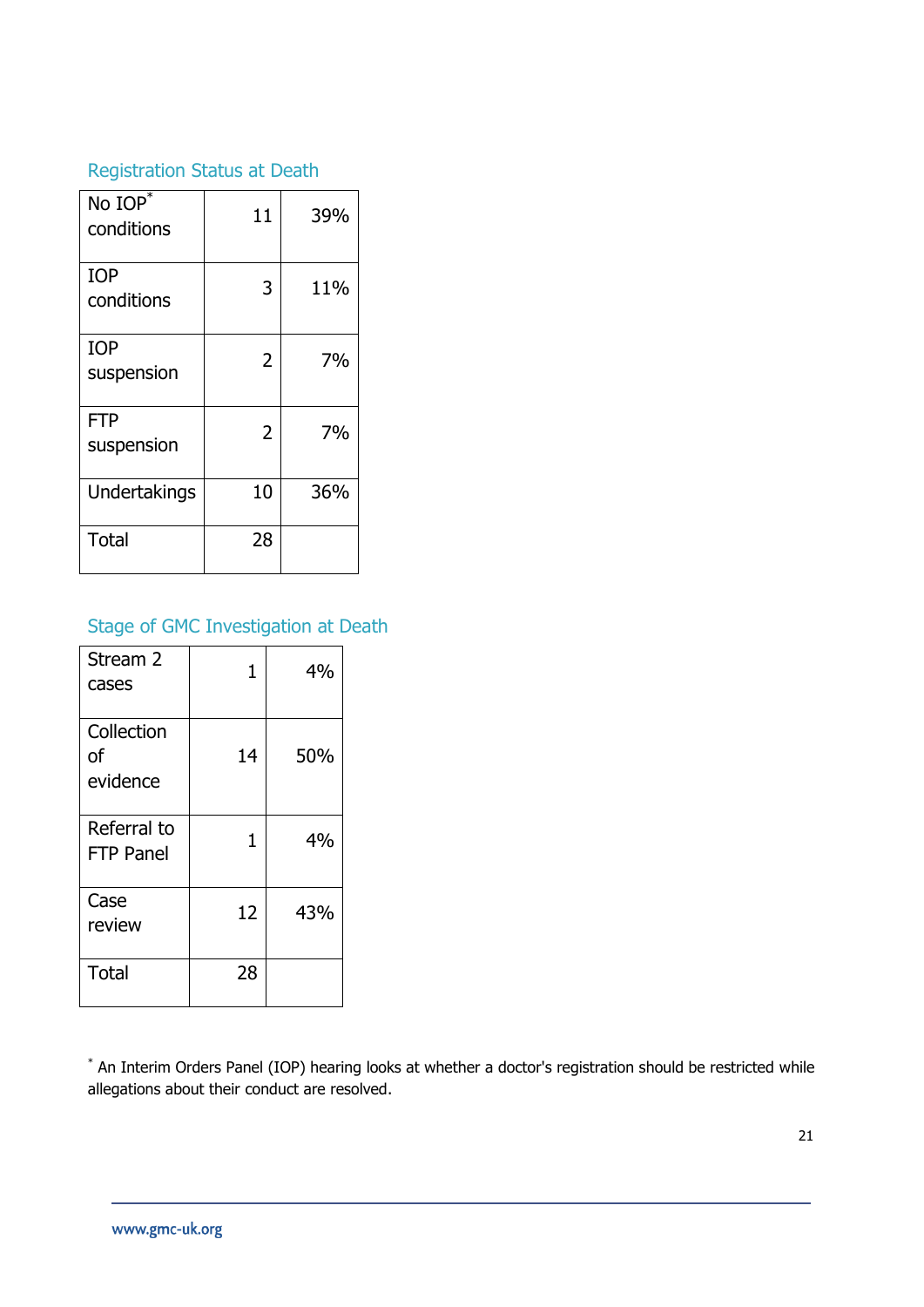### Registration Status at Death

| | | |
|---|---|---|
| No IOP* conditions | 11 | 39% |
| IOP conditions | 3 | 11% |
| IOP suspension | 2 | 7% |
| FTP suspension | 2 | 7% |
| Undertakings | 10 | 36% |
| Total | 28 | |

### Stage of GMC Investigation at Death

| | | |
|---|---|---|
| Stream 2 cases | 1 | 4% |
| Collection of evidence | 14 | 50% |
| Referral to FTP Panel | 1 | 4% |
| Case review | 12 | 43% |
| Total | 28 | |

* An Interim Orders Panel (IOP) hearing looks at whether a doctor's registration should be restricted while allegations about their conduct are resolved.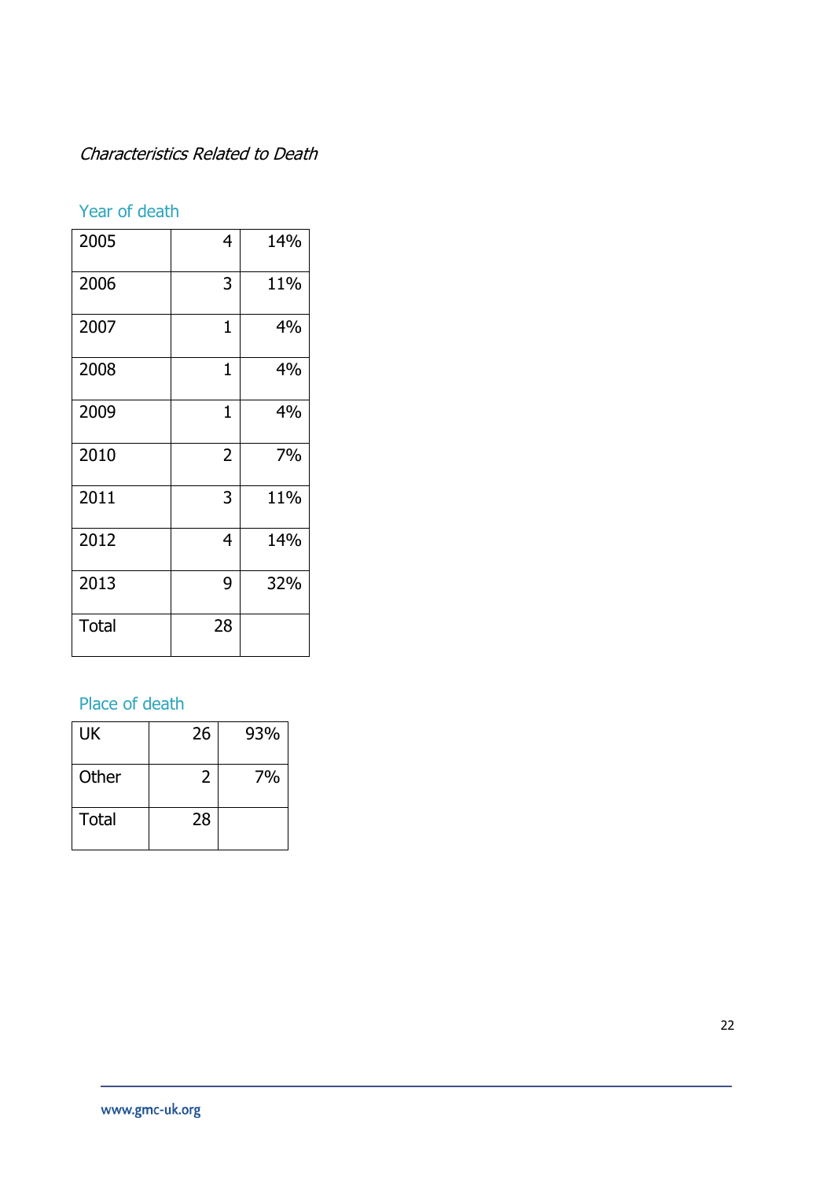*Characteristics Related to Death*

### Year of death

| | | |
|---|---|---|
| 2005 | 4 | 14% |
| 2006 | 3 | 11% |
| 2007 | 1 | 4% |
| 2008 | 1 | 4% |
| 2009 | 1 | 4% |
| 2010 | 2 | 7% |
| 2011 | 3 | 11% |
| 2012 | 4 | 14% |
| 2013 | 9 | 32% |
| Total | 28 | |

### Place of death

| | | |
|---|---|---|
| UK | 26 | 93% |
| Other | 2 | 7% |
| Total | 28 | |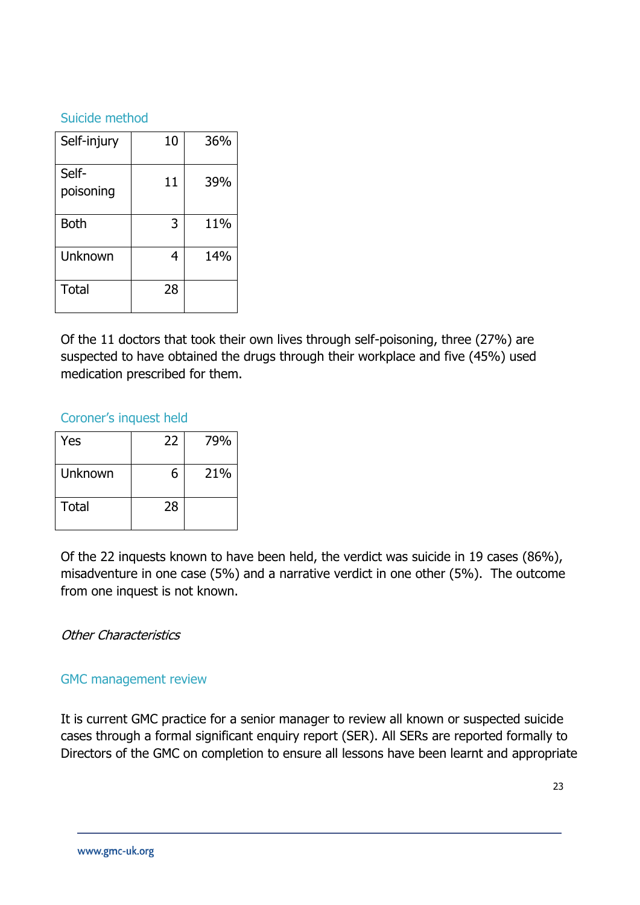### Suicide method

| Self-injury | 10 | 36% |
|---|---|---|
| Self-poisoning | 11 | 39% |
| Both | 3 | 11% |
| Unknown | 4 | 14% |
| Total | 28 | |

Of the 11 doctors that took their own lives through self-poisoning, three (27%) are suspected to have obtained the drugs through their workplace and five (45%) used medication prescribed for them.

### Coroner's inquest held

| Yes | 22 | 79% |
|---|---|---|
| Unknown | 6 | 21% |
| Total | 28 | |

Of the 22 inquests known to have been held, the verdict was suicide in 19 cases (86%), misadventure in one case (5%) and a narrative verdict in one other (5%). The outcome from one inquest is not known.

*Other Characteristics*

### GMC management review

It is current GMC practice for a senior manager to review all known or suspected suicide cases through a formal significant enquiry report (SER). All SERs are reported formally to Directors of the GMC on completion to ensure all lessons have been learnt and appropriate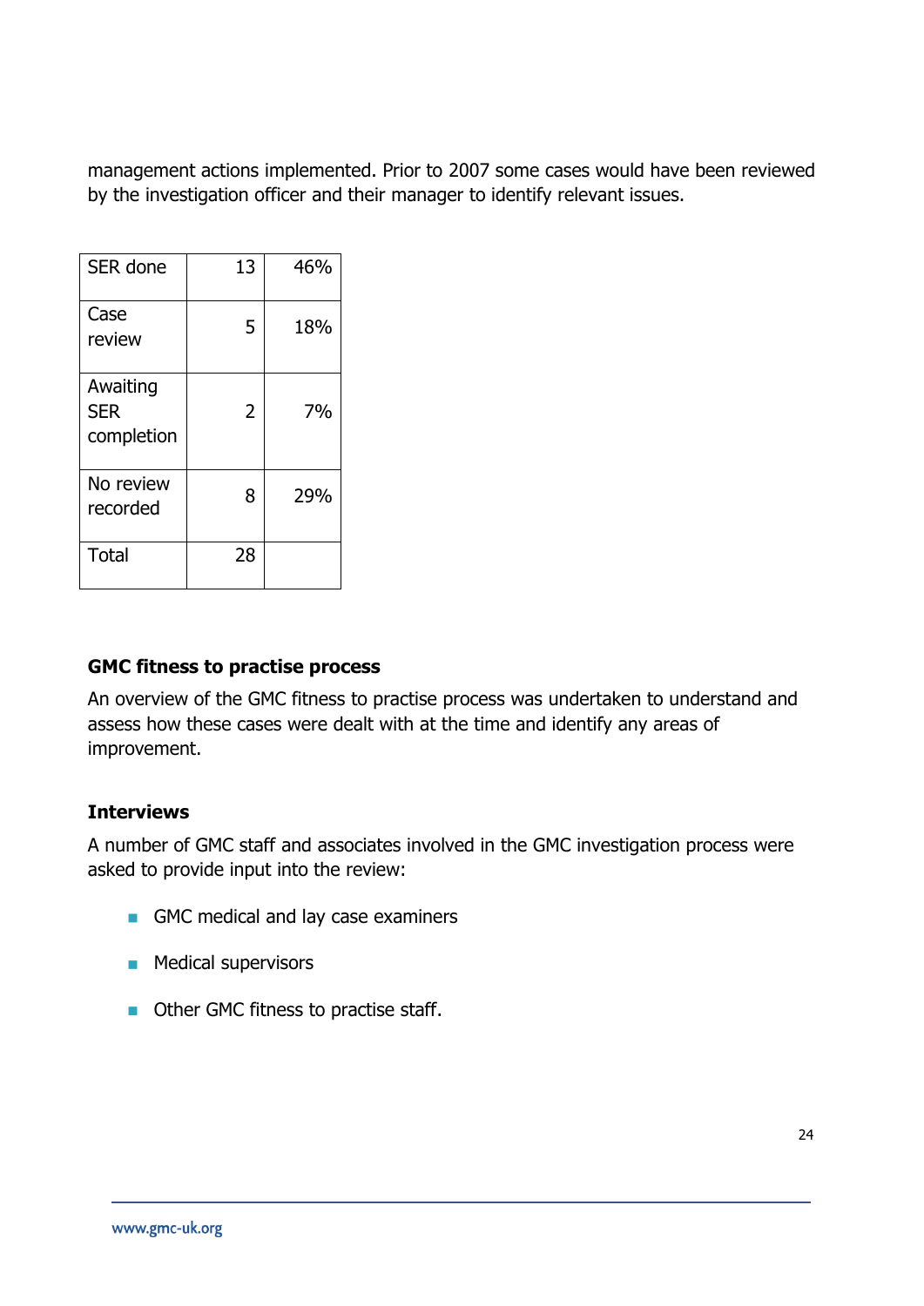management actions implemented. Prior to 2007 some cases would have been reviewed by the investigation officer and their manager to identify relevant issues.

| SER done | 13 | 46% |
|---|---|---|
| Case review | 5 | 18% |
| Awaiting SER completion | 2 | 7% |
| No review recorded | 8 | 29% |
| Total | 28 | |

**GMC fitness to practise process**

An overview of the GMC fitness to practise process was undertaken to understand and assess how these cases were dealt with at the time and identify any areas of improvement.

**Interviews**

A number of GMC staff and associates involved in the GMC investigation process were asked to provide input into the review:

- GMC medical and lay case examiners
- Medical supervisors
- Other GMC fitness to practise staff.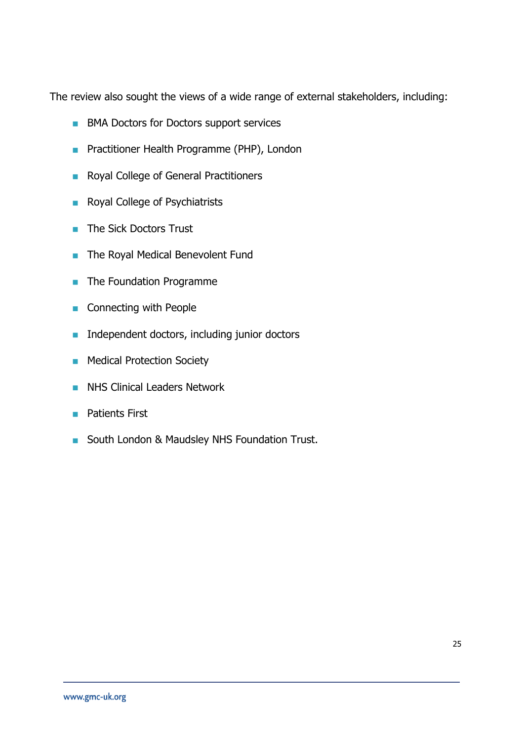The review also sought the views of a wide range of external stakeholders, including:

- BMA Doctors for Doctors support services
- Practitioner Health Programme (PHP), London
- Royal College of General Practitioners
- Royal College of Psychiatrists
- The Sick Doctors Trust
- The Royal Medical Benevolent Fund
- The Foundation Programme
- Connecting with People
- Independent doctors, including junior doctors
- Medical Protection Society
- NHS Clinical Leaders Network
- Patients First
- South London & Maudsley NHS Foundation Trust.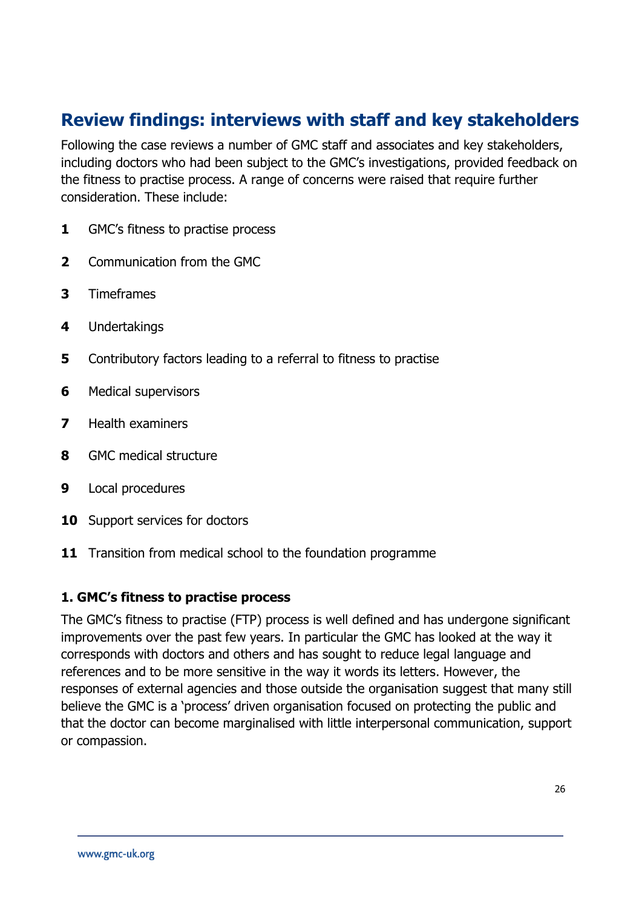## Review findings: interviews with staff and key stakeholders

Following the case reviews a number of GMC staff and associates and key stakeholders, including doctors who had been subject to the GMC's investigations, provided feedback on the fitness to practise process. A range of concerns were raised that require further consideration. These include:

1. GMC's fitness to practise process
2. Communication from the GMC
3. Timeframes
4. Undertakings
5. Contributory factors leading to a referral to fitness to practise
6. Medical supervisors
7. Health examiners
8. GMC medical structure
9. Local procedures
10. Support services for doctors
11. Transition from medical school to the foundation programme

### 1. GMC's fitness to practise process

The GMC's fitness to practise (FTP) process is well defined and has undergone significant improvements over the past few years. In particular the GMC has looked at the way it corresponds with doctors and others and has sought to reduce legal language and references and to be more sensitive in the way it words its letters. However, the responses of external agencies and those outside the organisation suggest that many still believe the GMC is a 'process' driven organisation focused on protecting the public and that the doctor can become marginalised with little interpersonal communication, support or compassion.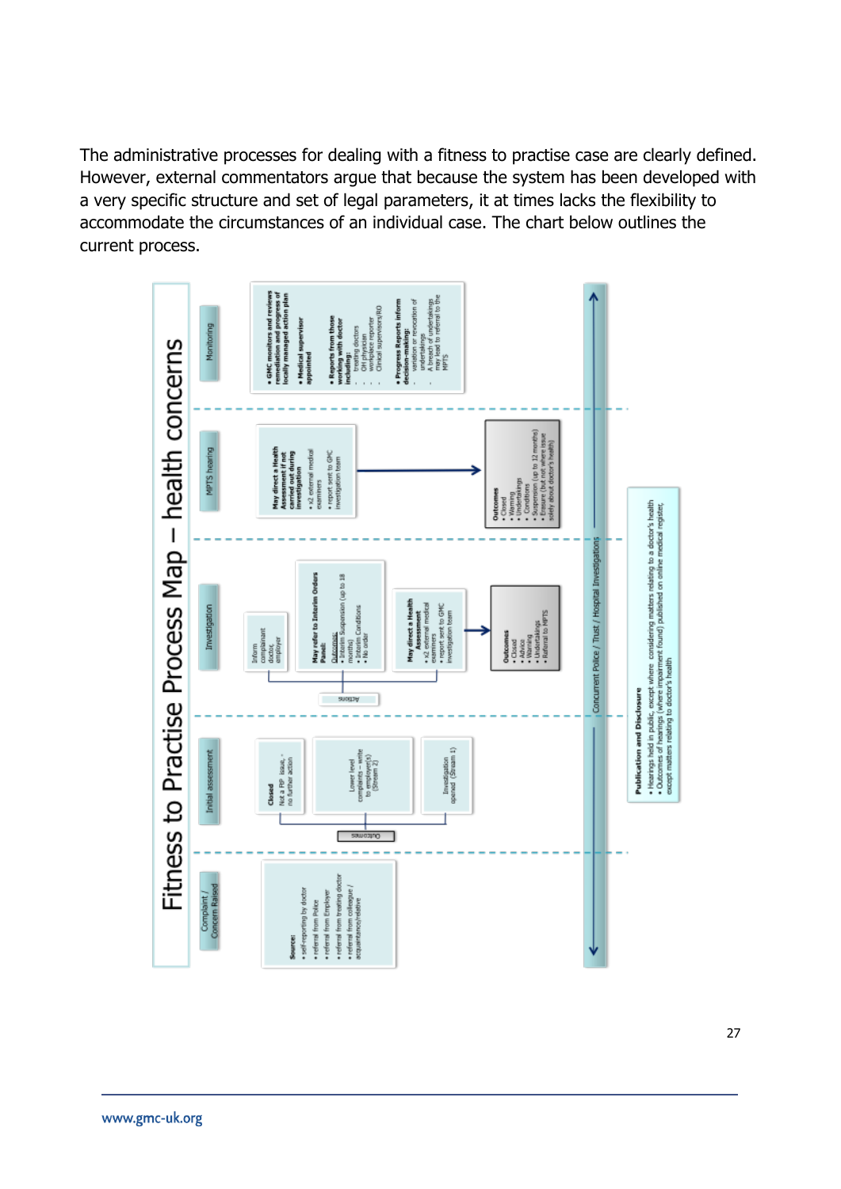The administrative processes for dealing with a fitness to practise case are clearly defined. However, external commentators argue that because the system has been developed with a very specific structure and set of legal parameters, it at times lacks the flexibility to accommodate the circumstances of an individual case. The chart below outlines the current process.

# Fitness to Practise Process Map – health concerns

**Complaint / Concern Raised**

**Source:**
- self-reporting by doctor
- referral from Police
- referral from Employer
- referral from treating doctor
- referral from colleague / acquaintance/relative

**Initial assessment**

Outcomes
- **Closed** Not a FtP issue, - no further action
- Lower level complaints – write to employer(s) (Stream 2)
- Investigation opened (Stream 1)

**Investigation**

Actions
- Inform complainant doctor, employer
- **May refer to Interim Orders Panel:** Outcomes:
  - Interim Suspension (up to 18 months)
  - Interim Conditions
  - No order
- **May direct a Health Assessment**
  - x2 external medical examiners
  - report sent to GMC investigation team

**Outcomes**
- Closed
- Advice
- Warning
- Undertakings
- Referral to MPTS

**MPTS hearing**

**May direct a Health Assessment if not carried out during investigation**
- x2 external medical examiners
- report sent to GMC investigation team

**Outcomes**
- Closed
- Warning
- Undertakings
- Conditions
- Suspension (up to 12 months)
- Erasure (but not where issue solely about doctor's health)

**Monitoring**

- **GMC monitors and reviews remediation and progress of locally managed action plan**
- **Medical supervisor appointed**
- **Reports from those working with doctor including:**
  - treating doctors
  - OH physician
  - workplace reporter
  - Clinical supervisors/RO
- **Progress Reports inform decision-making:**
  - variation or revocation of undertakings
  - A breach of undertakings may lead to referral to the MPTS

Concurrent Police / Trust / Hospital Investigations

**Publication and Disclosure**
- Hearings held in public, except where considering matters relating to a doctor's health
- Outcomes of hearings (where impairment found) published on online medical register, except matters relating to doctor's health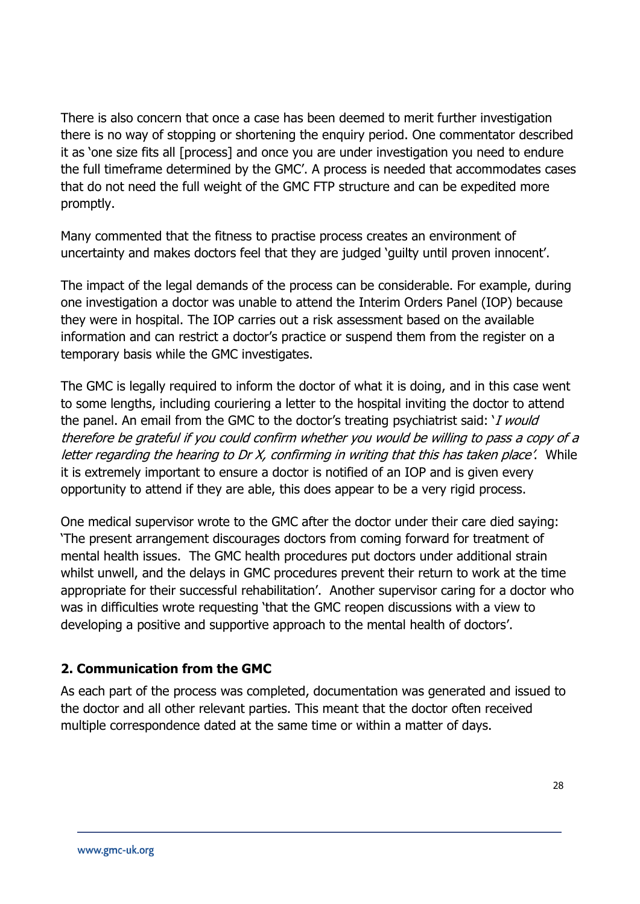There is also concern that once a case has been deemed to merit further investigation there is no way of stopping or shortening the enquiry period. One commentator described it as 'one size fits all [process] and once you are under investigation you need to endure the full timeframe determined by the GMC'. A process is needed that accommodates cases that do not need the full weight of the GMC FTP structure and can be expedited more promptly.

Many commented that the fitness to practise process creates an environment of uncertainty and makes doctors feel that they are judged 'guilty until proven innocent'.

The impact of the legal demands of the process can be considerable. For example, during one investigation a doctor was unable to attend the Interim Orders Panel (IOP) because they were in hospital. The IOP carries out a risk assessment based on the available information and can restrict a doctor's practice or suspend them from the register on a temporary basis while the GMC investigates.

The GMC is legally required to inform the doctor of what it is doing, and in this case went to some lengths, including couriering a letter to the hospital inviting the doctor to attend the panel. An email from the GMC to the doctor's treating psychiatrist said: '*I would therefore be grateful if you could confirm whether you would be willing to pass a copy of a letter regarding the hearing to Dr X, confirming in writing that this has taken place*'. While it is extremely important to ensure a doctor is notified of an IOP and is given every opportunity to attend if they are able, this does appear to be a very rigid process.

One medical supervisor wrote to the GMC after the doctor under their care died saying: 'The present arrangement discourages doctors from coming forward for treatment of mental health issues. The GMC health procedures put doctors under additional strain whilst unwell, and the delays in GMC procedures prevent their return to work at the time appropriate for their successful rehabilitation'. Another supervisor caring for a doctor who was in difficulties wrote requesting 'that the GMC reopen discussions with a view to developing a positive and supportive approach to the mental health of doctors'.

## 2. Communication from the GMC

As each part of the process was completed, documentation was generated and issued to the doctor and all other relevant parties. This meant that the doctor often received multiple correspondence dated at the same time or within a matter of days.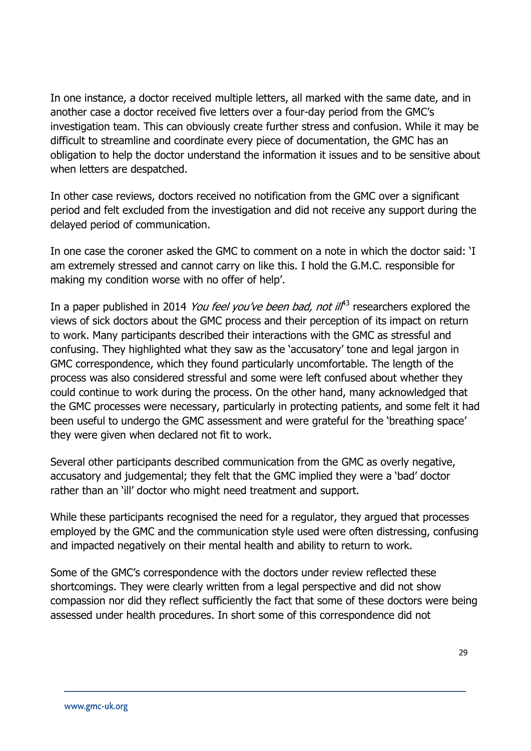In one instance, a doctor received multiple letters, all marked with the same date, and in another case a doctor received five letters over a four-day period from the GMC's investigation team. This can obviously create further stress and confusion. While it may be difficult to streamline and coordinate every piece of documentation, the GMC has an obligation to help the doctor understand the information it issues and to be sensitive about when letters are despatched.

In other case reviews, doctors received no notification from the GMC over a significant period and felt excluded from the investigation and did not receive any support during the delayed period of communication.

In one case the coroner asked the GMC to comment on a note in which the doctor said: 'I am extremely stressed and cannot carry on like this. I hold the G.M.C. responsible for making my condition worse with no offer of help'.

In a paper published in 2014 *You feel you've been bad, not ill*[43] researchers explored the views of sick doctors about the GMC process and their perception of its impact on return to work. Many participants described their interactions with the GMC as stressful and confusing. They highlighted what they saw as the 'accusatory' tone and legal jargon in GMC correspondence, which they found particularly uncomfortable. The length of the process was also considered stressful and some were left confused about whether they could continue to work during the process. On the other hand, many acknowledged that the GMC processes were necessary, particularly in protecting patients, and some felt it had been useful to undergo the GMC assessment and were grateful for the 'breathing space' they were given when declared not fit to work.

Several other participants described communication from the GMC as overly negative, accusatory and judgemental; they felt that the GMC implied they were a 'bad' doctor rather than an 'ill' doctor who might need treatment and support.

While these participants recognised the need for a regulator, they argued that processes employed by the GMC and the communication style used were often distressing, confusing and impacted negatively on their mental health and ability to return to work.

Some of the GMC's correspondence with the doctors under review reflected these shortcomings. They were clearly written from a legal perspective and did not show compassion nor did they reflect sufficiently the fact that some of these doctors were being assessed under health procedures. In short some of this correspondence did not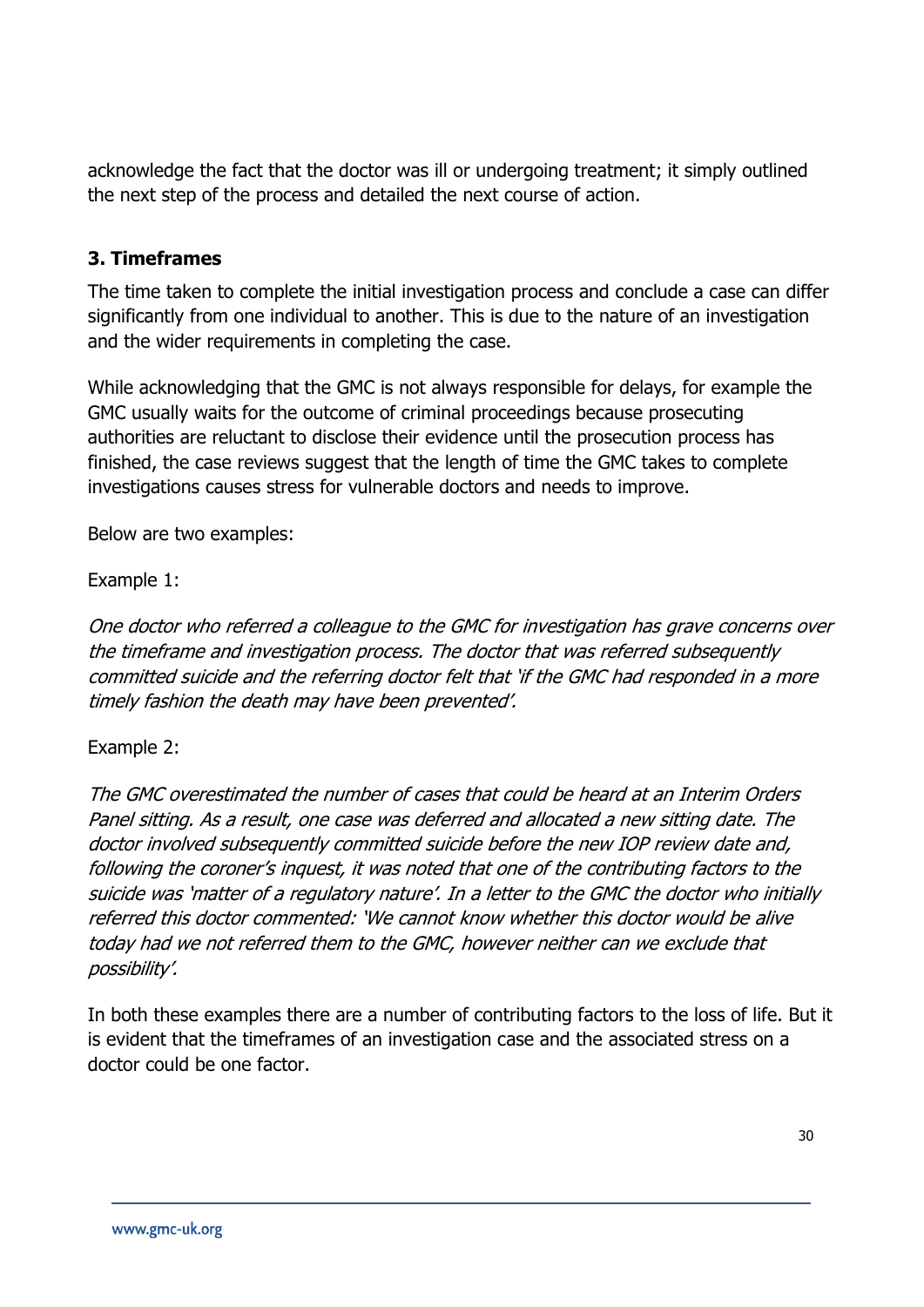acknowledge the fact that the doctor was ill or undergoing treatment; it simply outlined the next step of the process and detailed the next course of action.

### 3. Timeframes

The time taken to complete the initial investigation process and conclude a case can differ significantly from one individual to another. This is due to the nature of an investigation and the wider requirements in completing the case.

While acknowledging that the GMC is not always responsible for delays, for example the GMC usually waits for the outcome of criminal proceedings because prosecuting authorities are reluctant to disclose their evidence until the prosecution process has finished, the case reviews suggest that the length of time the GMC takes to complete investigations causes stress for vulnerable doctors and needs to improve.

Below are two examples:

Example 1:

*One doctor who referred a colleague to the GMC for investigation has grave concerns over the timeframe and investigation process. The doctor that was referred subsequently committed suicide and the referring doctor felt that 'if the GMC had responded in a more timely fashion the death may have been prevented'.*

Example 2:

*The GMC overestimated the number of cases that could be heard at an Interim Orders Panel sitting. As a result, one case was deferred and allocated a new sitting date. The doctor involved subsequently committed suicide before the new IOP review date and, following the coroner's inquest, it was noted that one of the contributing factors to the suicide was 'matter of a regulatory nature'. In a letter to the GMC the doctor who initially referred this doctor commented: 'We cannot know whether this doctor would be alive today had we not referred them to the GMC, however neither can we exclude that possibility'.*

In both these examples there are a number of contributing factors to the loss of life. But it is evident that the timeframes of an investigation case and the associated stress on a doctor could be one factor.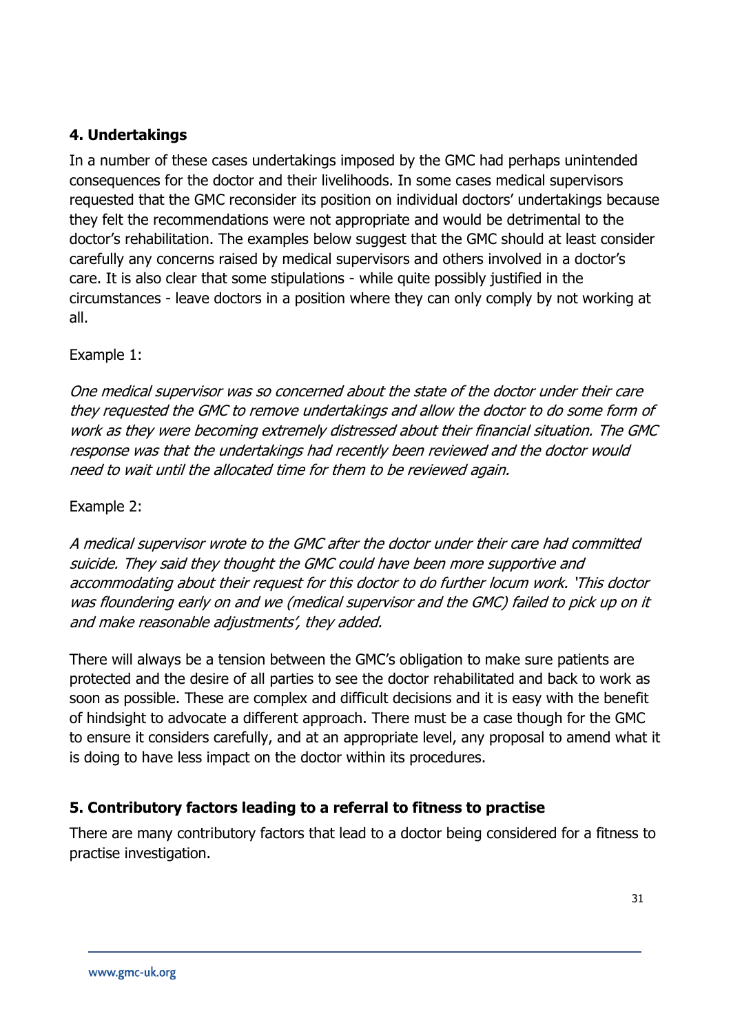## 4. Undertakings

In a number of these cases undertakings imposed by the GMC had perhaps unintended consequences for the doctor and their livelihoods. In some cases medical supervisors requested that the GMC reconsider its position on individual doctors' undertakings because they felt the recommendations were not appropriate and would be detrimental to the doctor's rehabilitation. The examples below suggest that the GMC should at least consider carefully any concerns raised by medical supervisors and others involved in a doctor's care. It is also clear that some stipulations - while quite possibly justified in the circumstances - leave doctors in a position where they can only comply by not working at all.

Example 1:

*One medical supervisor was so concerned about the state of the doctor under their care they requested the GMC to remove undertakings and allow the doctor to do some form of work as they were becoming extremely distressed about their financial situation. The GMC response was that the undertakings had recently been reviewed and the doctor would need to wait until the allocated time for them to be reviewed again.*

Example 2:

*A medical supervisor wrote to the GMC after the doctor under their care had committed suicide. They said they thought the GMC could have been more supportive and accommodating about their request for this doctor to do further locum work. 'This doctor was floundering early on and we (medical supervisor and the GMC) failed to pick up on it and make reasonable adjustments', they added.*

There will always be a tension between the GMC's obligation to make sure patients are protected and the desire of all parties to see the doctor rehabilitated and back to work as soon as possible. These are complex and difficult decisions and it is easy with the benefit of hindsight to advocate a different approach. There must be a case though for the GMC to ensure it considers carefully, and at an appropriate level, any proposal to amend what it is doing to have less impact on the doctor within its procedures.

## 5. Contributory factors leading to a referral to fitness to practise

There are many contributory factors that lead to a doctor being considered for a fitness to practise investigation.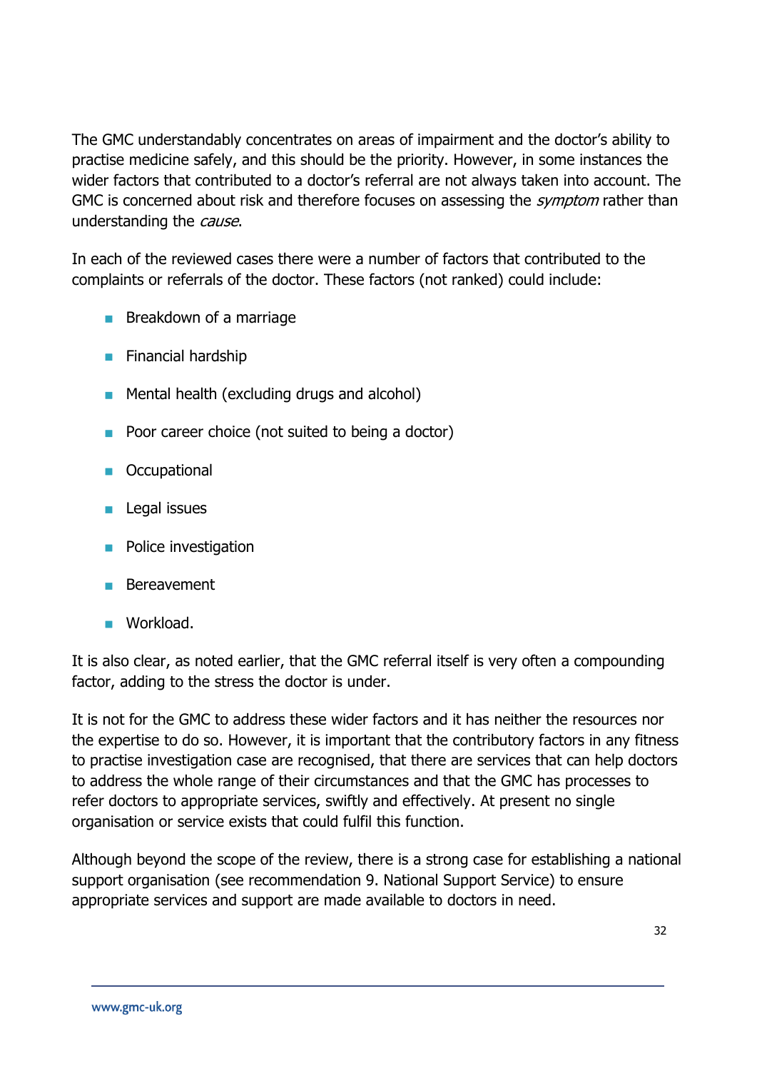The GMC understandably concentrates on areas of impairment and the doctor's ability to practise medicine safely, and this should be the priority. However, in some instances the wider factors that contributed to a doctor's referral are not always taken into account. The GMC is concerned about risk and therefore focuses on assessing the *symptom* rather than understanding the *cause*.

In each of the reviewed cases there were a number of factors that contributed to the complaints or referrals of the doctor. These factors (not ranked) could include:

- Breakdown of a marriage
- Financial hardship
- Mental health (excluding drugs and alcohol)
- Poor career choice (not suited to being a doctor)
- Occupational
- Legal issues
- Police investigation
- Bereavement
- Workload.

It is also clear, as noted earlier, that the GMC referral itself is very often a compounding factor, adding to the stress the doctor is under.

It is not for the GMC to address these wider factors and it has neither the resources nor the expertise to do so. However, it is important that the contributory factors in any fitness to practise investigation case are recognised, that there are services that can help doctors to address the whole range of their circumstances and that the GMC has processes to refer doctors to appropriate services, swiftly and effectively. At present no single organisation or service exists that could fulfil this function.

Although beyond the scope of the review, there is a strong case for establishing a national support organisation (see recommendation 9. National Support Service) to ensure appropriate services and support are made available to doctors in need.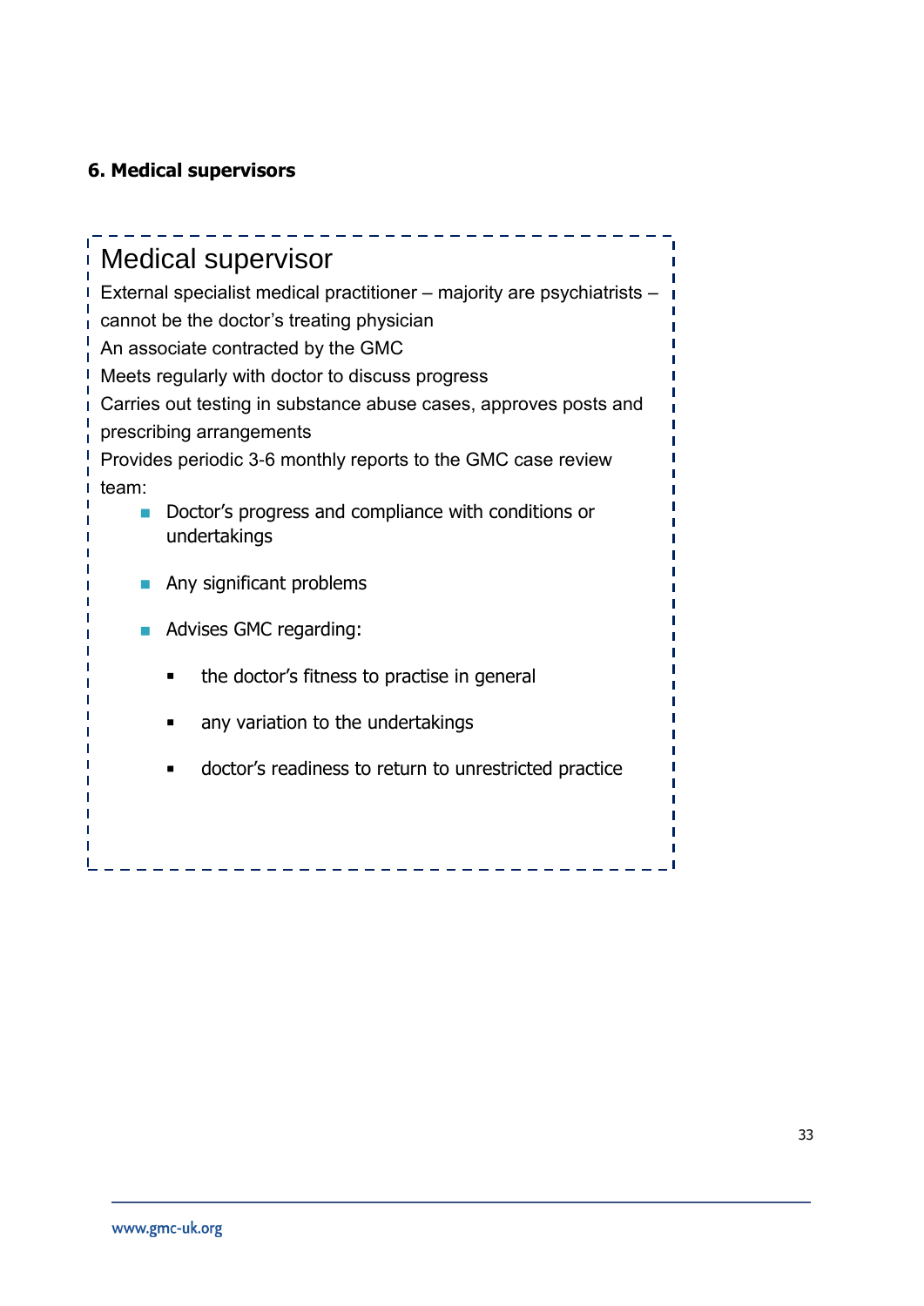**6. Medical supervisors**

## Medical supervisor

External specialist medical practitioner – majority are psychiatrists – cannot be the doctor's treating physician

An associate contracted by the GMC

Meets regularly with doctor to discuss progress

Carries out testing in substance abuse cases, approves posts and prescribing arrangements

Provides periodic 3-6 monthly reports to the GMC case review team:

- Doctor's progress and compliance with conditions or undertakings
- Any significant problems
- Advises GMC regarding:
  - the doctor's fitness to practise in general
  - any variation to the undertakings
  - doctor's readiness to return to unrestricted practice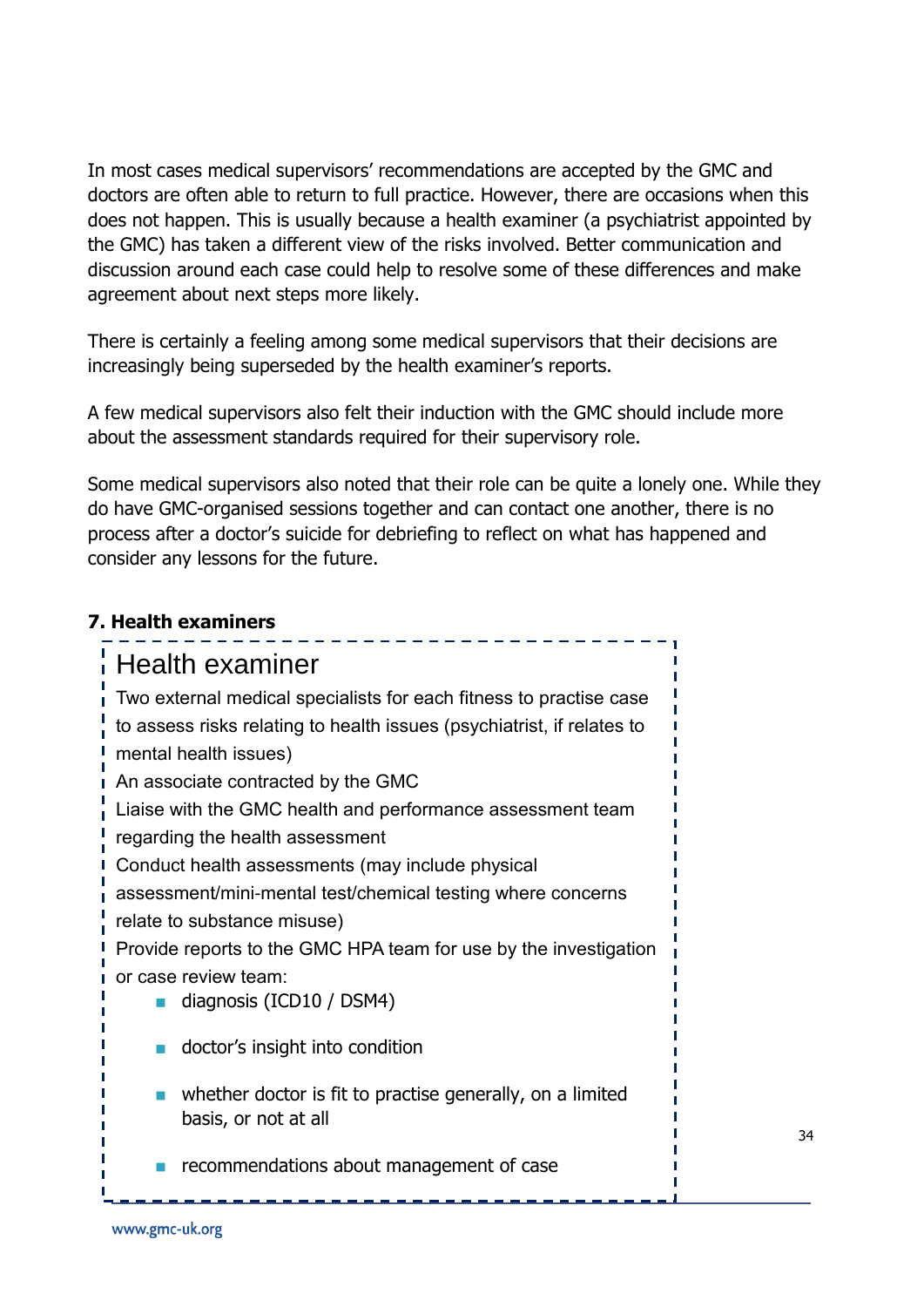In most cases medical supervisors' recommendations are accepted by the GMC and doctors are often able to return to full practice. However, there are occasions when this does not happen. This is usually because a health examiner (a psychiatrist appointed by the GMC) has taken a different view of the risks involved. Better communication and discussion around each case could help to resolve some of these differences and make agreement about next steps more likely.

There is certainly a feeling among some medical supervisors that their decisions are increasingly being superseded by the health examiner's reports.

A few medical supervisors also felt their induction with the GMC should include more about the assessment standards required for their supervisory role.

Some medical supervisors also noted that their role can be quite a lonely one. While they do have GMC-organised sessions together and can contact one another, there is no process after a doctor's suicide for debriefing to reflect on what has happened and consider any lessons for the future.

## 7. Health examiners

### Health examiner

Two external medical specialists for each fitness to practise case to assess risks relating to health issues (psychiatrist, if relates to mental health issues)

An associate contracted by the GMC

Liaise with the GMC health and performance assessment team regarding the health assessment

Conduct health assessments (may include physical assessment/mini-mental test/chemical testing where concerns relate to substance misuse)

Provide reports to the GMC HPA team for use by the investigation or case review team:

- diagnosis (ICD10 / DSM4)
- doctor's insight into condition
- whether doctor is fit to practise generally, on a limited basis, or not at all
- recommendations about management of case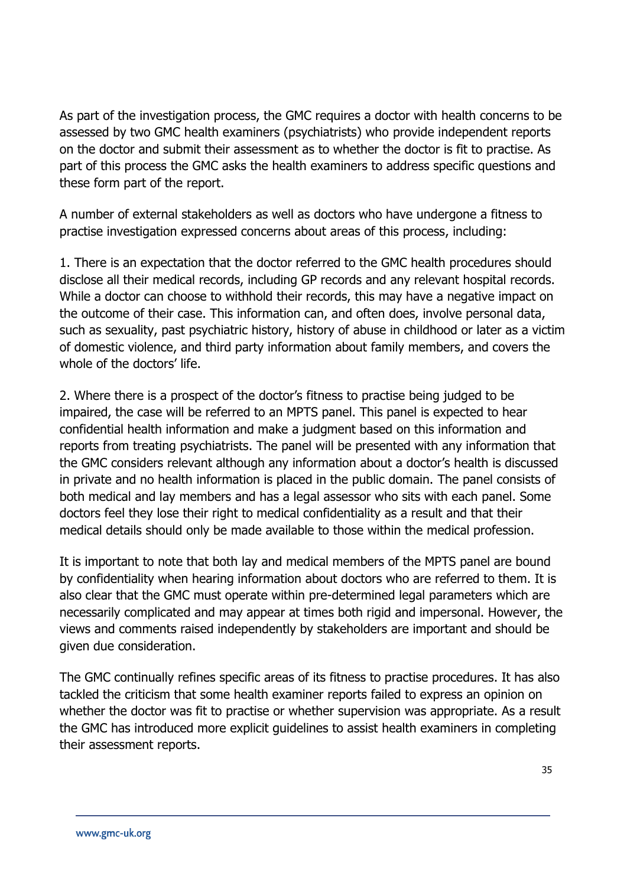As part of the investigation process, the GMC requires a doctor with health concerns to be assessed by two GMC health examiners (psychiatrists) who provide independent reports on the doctor and submit their assessment as to whether the doctor is fit to practise. As part of this process the GMC asks the health examiners to address specific questions and these form part of the report.

A number of external stakeholders as well as doctors who have undergone a fitness to practise investigation expressed concerns about areas of this process, including:

1. There is an expectation that the doctor referred to the GMC health procedures should disclose all their medical records, including GP records and any relevant hospital records. While a doctor can choose to withhold their records, this may have a negative impact on the outcome of their case. This information can, and often does, involve personal data, such as sexuality, past psychiatric history, history of abuse in childhood or later as a victim of domestic violence, and third party information about family members, and covers the whole of the doctors' life.

2. Where there is a prospect of the doctor's fitness to practise being judged to be impaired, the case will be referred to an MPTS panel. This panel is expected to hear confidential health information and make a judgment based on this information and reports from treating psychiatrists. The panel will be presented with any information that the GMC considers relevant although any information about a doctor's health is discussed in private and no health information is placed in the public domain. The panel consists of both medical and lay members and has a legal assessor who sits with each panel. Some doctors feel they lose their right to medical confidentiality as a result and that their medical details should only be made available to those within the medical profession.

It is important to note that both lay and medical members of the MPTS panel are bound by confidentiality when hearing information about doctors who are referred to them. It is also clear that the GMC must operate within pre-determined legal parameters which are necessarily complicated and may appear at times both rigid and impersonal. However, the views and comments raised independently by stakeholders are important and should be given due consideration.

The GMC continually refines specific areas of its fitness to practise procedures. It has also tackled the criticism that some health examiner reports failed to express an opinion on whether the doctor was fit to practise or whether supervision was appropriate. As a result the GMC has introduced more explicit guidelines to assist health examiners in completing their assessment reports.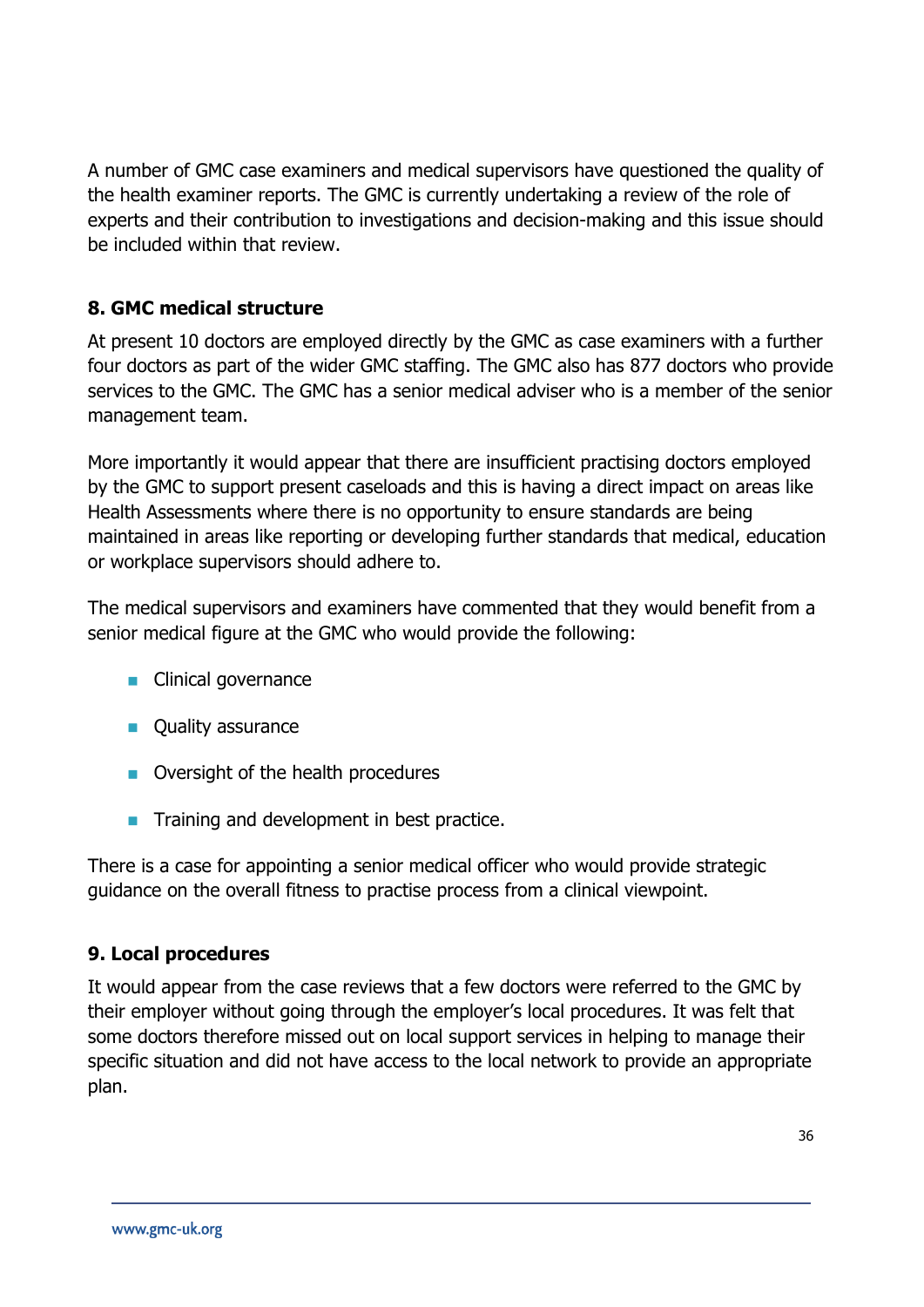A number of GMC case examiners and medical supervisors have questioned the quality of the health examiner reports. The GMC is currently undertaking a review of the role of experts and their contribution to investigations and decision-making and this issue should be included within that review.

### 8. GMC medical structure

At present 10 doctors are employed directly by the GMC as case examiners with a further four doctors as part of the wider GMC staffing. The GMC also has 877 doctors who provide services to the GMC. The GMC has a senior medical adviser who is a member of the senior management team.

More importantly it would appear that there are insufficient practising doctors employed by the GMC to support present caseloads and this is having a direct impact on areas like Health Assessments where there is no opportunity to ensure standards are being maintained in areas like reporting or developing further standards that medical, education or workplace supervisors should adhere to.

The medical supervisors and examiners have commented that they would benefit from a senior medical figure at the GMC who would provide the following:

- Clinical governance
- Quality assurance
- Oversight of the health procedures
- Training and development in best practice.

There is a case for appointing a senior medical officer who would provide strategic guidance on the overall fitness to practise process from a clinical viewpoint.

### 9. Local procedures

It would appear from the case reviews that a few doctors were referred to the GMC by their employer without going through the employer's local procedures. It was felt that some doctors therefore missed out on local support services in helping to manage their specific situation and did not have access to the local network to provide an appropriate plan.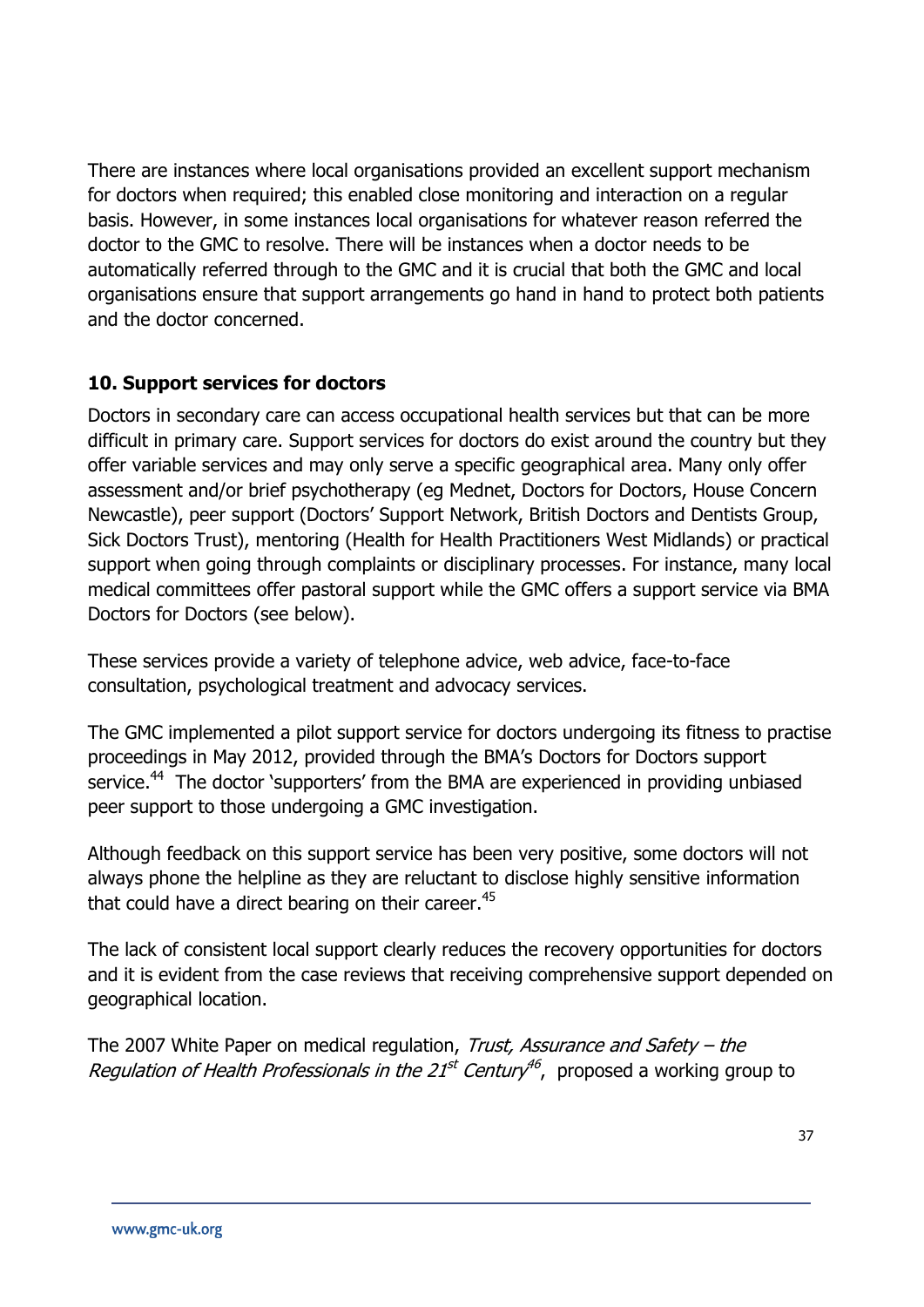There are instances where local organisations provided an excellent support mechanism for doctors when required; this enabled close monitoring and interaction on a regular basis. However, in some instances local organisations for whatever reason referred the doctor to the GMC to resolve. There will be instances when a doctor needs to be automatically referred through to the GMC and it is crucial that both the GMC and local organisations ensure that support arrangements go hand in hand to protect both patients and the doctor concerned.

## 10. Support services for doctors

Doctors in secondary care can access occupational health services but that can be more difficult in primary care. Support services for doctors do exist around the country but they offer variable services and may only serve a specific geographical area. Many only offer assessment and/or brief psychotherapy (eg Mednet, Doctors for Doctors, House Concern Newcastle), peer support (Doctors' Support Network, British Doctors and Dentists Group, Sick Doctors Trust), mentoring (Health for Health Practitioners West Midlands) or practical support when going through complaints or disciplinary processes. For instance, many local medical committees offer pastoral support while the GMC offers a support service via BMA Doctors for Doctors (see below).

These services provide a variety of telephone advice, web advice, face-to-face consultation, psychological treatment and advocacy services.

The GMC implemented a pilot support service for doctors undergoing its fitness to practise proceedings in May 2012, provided through the BMA's Doctors for Doctors support service.[44] The doctor 'supporters' from the BMA are experienced in providing unbiased peer support to those undergoing a GMC investigation.

Although feedback on this support service has been very positive, some doctors will not always phone the helpline as they are reluctant to disclose highly sensitive information that could have a direct bearing on their career.[45]

The lack of consistent local support clearly reduces the recovery opportunities for doctors and it is evident from the case reviews that receiving comprehensive support depended on geographical location.

The 2007 White Paper on medical regulation, *Trust, Assurance and Safety – the Regulation of Health Professionals in the 21st Century*[46], proposed a working group to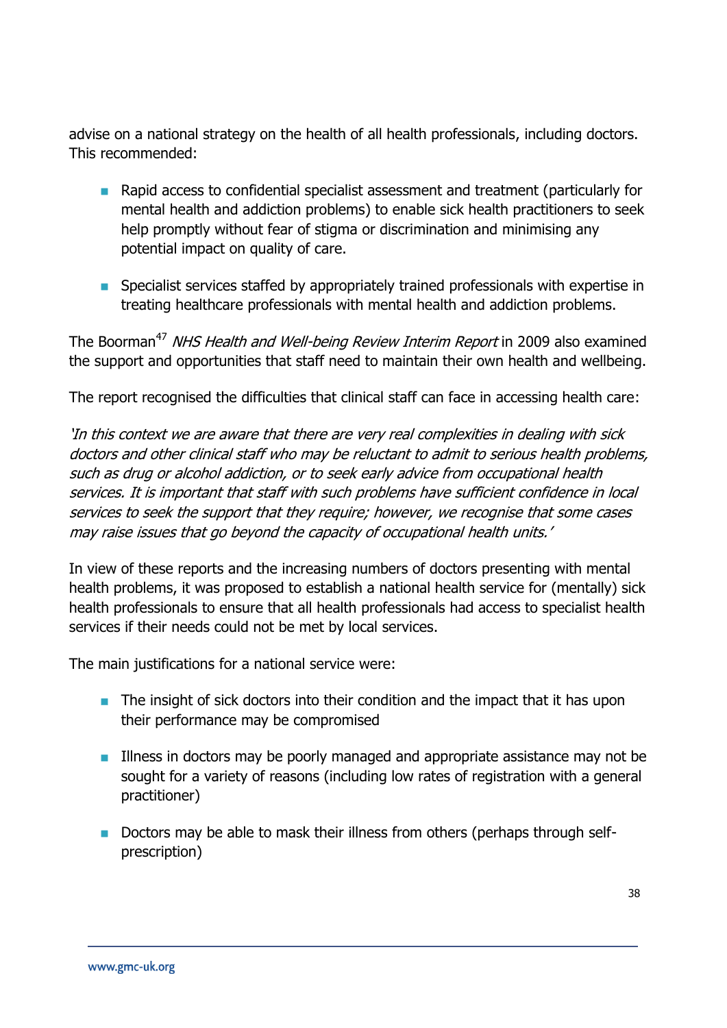advise on a national strategy on the health of all health professionals, including doctors. This recommended:

- Rapid access to confidential specialist assessment and treatment (particularly for mental health and addiction problems) to enable sick health practitioners to seek help promptly without fear of stigma or discrimination and minimising any potential impact on quality of care.

- Specialist services staffed by appropriately trained professionals with expertise in treating healthcare professionals with mental health and addiction problems.

The Boorman[47] *NHS Health and Well-being Review Interim Report* in 2009 also examined the support and opportunities that staff need to maintain their own health and wellbeing.

The report recognised the difficulties that clinical staff can face in accessing health care:

*'In this context we are aware that there are very real complexities in dealing with sick doctors and other clinical staff who may be reluctant to admit to serious health problems, such as drug or alcohol addiction, or to seek early advice from occupational health services. It is important that staff with such problems have sufficient confidence in local services to seek the support that they require; however, we recognise that some cases may raise issues that go beyond the capacity of occupational health units.'*

In view of these reports and the increasing numbers of doctors presenting with mental health problems, it was proposed to establish a national health service for (mentally) sick health professionals to ensure that all health professionals had access to specialist health services if their needs could not be met by local services.

The main justifications for a national service were:

- The insight of sick doctors into their condition and the impact that it has upon their performance may be compromised

- Illness in doctors may be poorly managed and appropriate assistance may not be sought for a variety of reasons (including low rates of registration with a general practitioner)

- Doctors may be able to mask their illness from others (perhaps through self-prescription)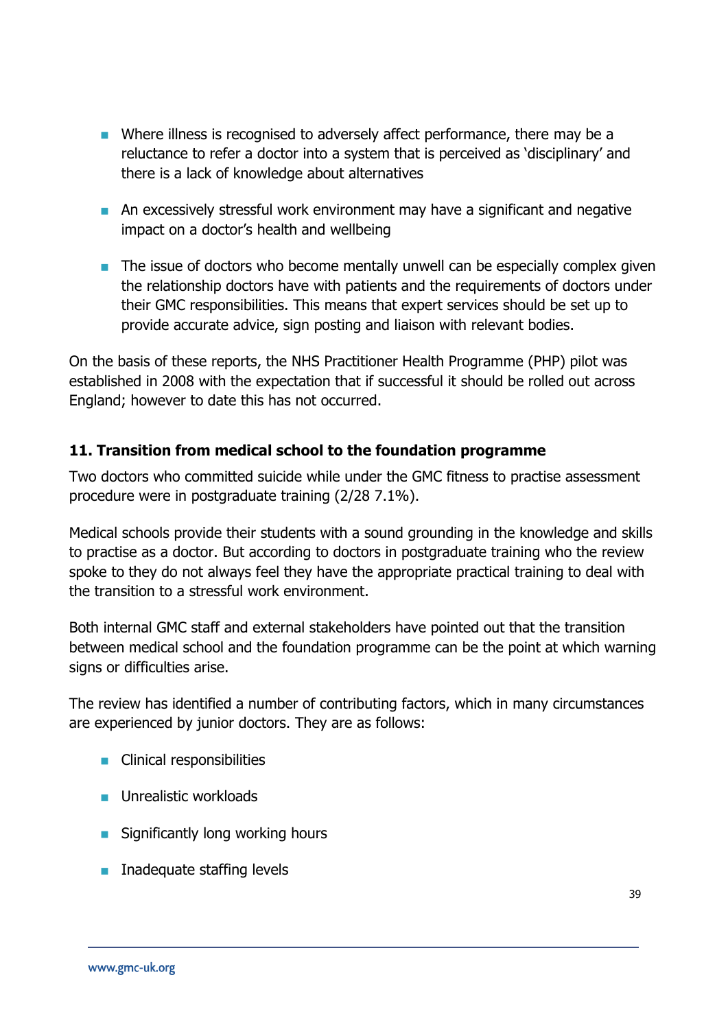- Where illness is recognised to adversely affect performance, there may be a reluctance to refer a doctor into a system that is perceived as 'disciplinary' and there is a lack of knowledge about alternatives
- An excessively stressful work environment may have a significant and negative impact on a doctor's health and wellbeing
- The issue of doctors who become mentally unwell can be especially complex given the relationship doctors have with patients and the requirements of doctors under their GMC responsibilities. This means that expert services should be set up to provide accurate advice, sign posting and liaison with relevant bodies.

On the basis of these reports, the NHS Practitioner Health Programme (PHP) pilot was established in 2008 with the expectation that if successful it should be rolled out across England; however to date this has not occurred.

### 11. Transition from medical school to the foundation programme

Two doctors who committed suicide while under the GMC fitness to practise assessment procedure were in postgraduate training (2/28 7.1%).

Medical schools provide their students with a sound grounding in the knowledge and skills to practise as a doctor. But according to doctors in postgraduate training who the review spoke to they do not always feel they have the appropriate practical training to deal with the transition to a stressful work environment.

Both internal GMC staff and external stakeholders have pointed out that the transition between medical school and the foundation programme can be the point at which warning signs or difficulties arise.

The review has identified a number of contributing factors, which in many circumstances are experienced by junior doctors. They are as follows:

- Clinical responsibilities
- Unrealistic workloads
- Significantly long working hours
- Inadequate staffing levels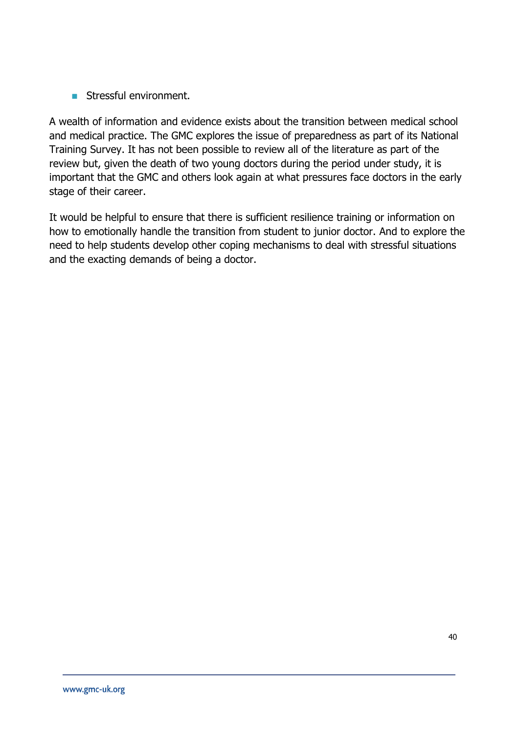- Stressful environment.

A wealth of information and evidence exists about the transition between medical school and medical practice. The GMC explores the issue of preparedness as part of its National Training Survey. It has not been possible to review all of the literature as part of the review but, given the death of two young doctors during the period under study, it is important that the GMC and others look again at what pressures face doctors in the early stage of their career.

It would be helpful to ensure that there is sufficient resilience training or information on how to emotionally handle the transition from student to junior doctor. And to explore the need to help students develop other coping mechanisms to deal with stressful situations and the exacting demands of being a doctor.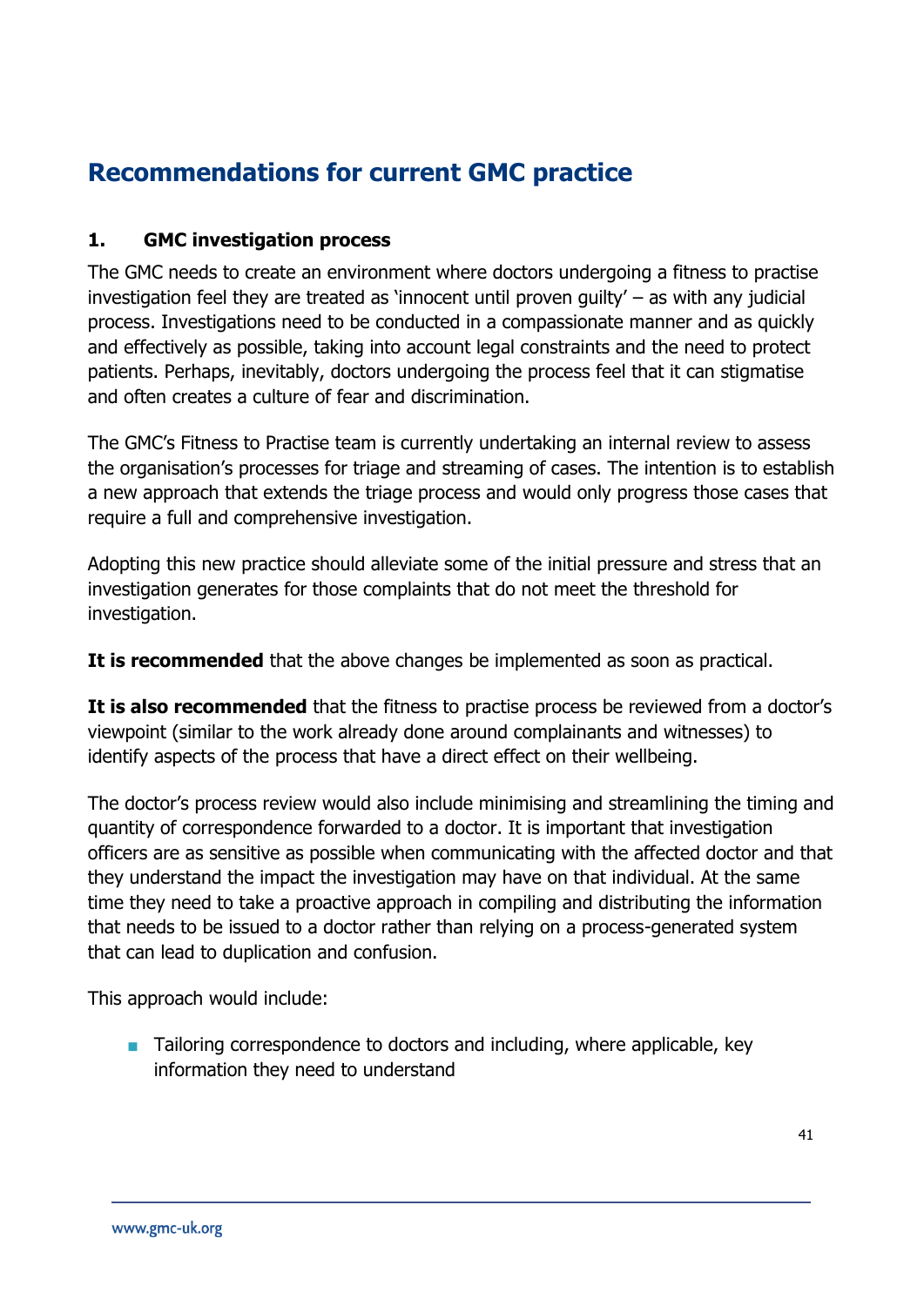## Recommendations for current GMC practice

### 1. GMC investigation process

The GMC needs to create an environment where doctors undergoing a fitness to practise investigation feel they are treated as 'innocent until proven guilty' – as with any judicial process. Investigations need to be conducted in a compassionate manner and as quickly and effectively as possible, taking into account legal constraints and the need to protect patients. Perhaps, inevitably, doctors undergoing the process feel that it can stigmatise and often creates a culture of fear and discrimination.

The GMC's Fitness to Practise team is currently undertaking an internal review to assess the organisation's processes for triage and streaming of cases. The intention is to establish a new approach that extends the triage process and would only progress those cases that require a full and comprehensive investigation.

Adopting this new practice should alleviate some of the initial pressure and stress that an investigation generates for those complaints that do not meet the threshold for investigation.

**It is recommended** that the above changes be implemented as soon as practical.

**It is also recommended** that the fitness to practise process be reviewed from a doctor's viewpoint (similar to the work already done around complainants and witnesses) to identify aspects of the process that have a direct effect on their wellbeing.

The doctor's process review would also include minimising and streamlining the timing and quantity of correspondence forwarded to a doctor. It is important that investigation officers are as sensitive as possible when communicating with the affected doctor and that they understand the impact the investigation may have on that individual. At the same time they need to take a proactive approach in compiling and distributing the information that needs to be issued to a doctor rather than relying on a process-generated system that can lead to duplication and confusion.

This approach would include:

- Tailoring correspondence to doctors and including, where applicable, key information they need to understand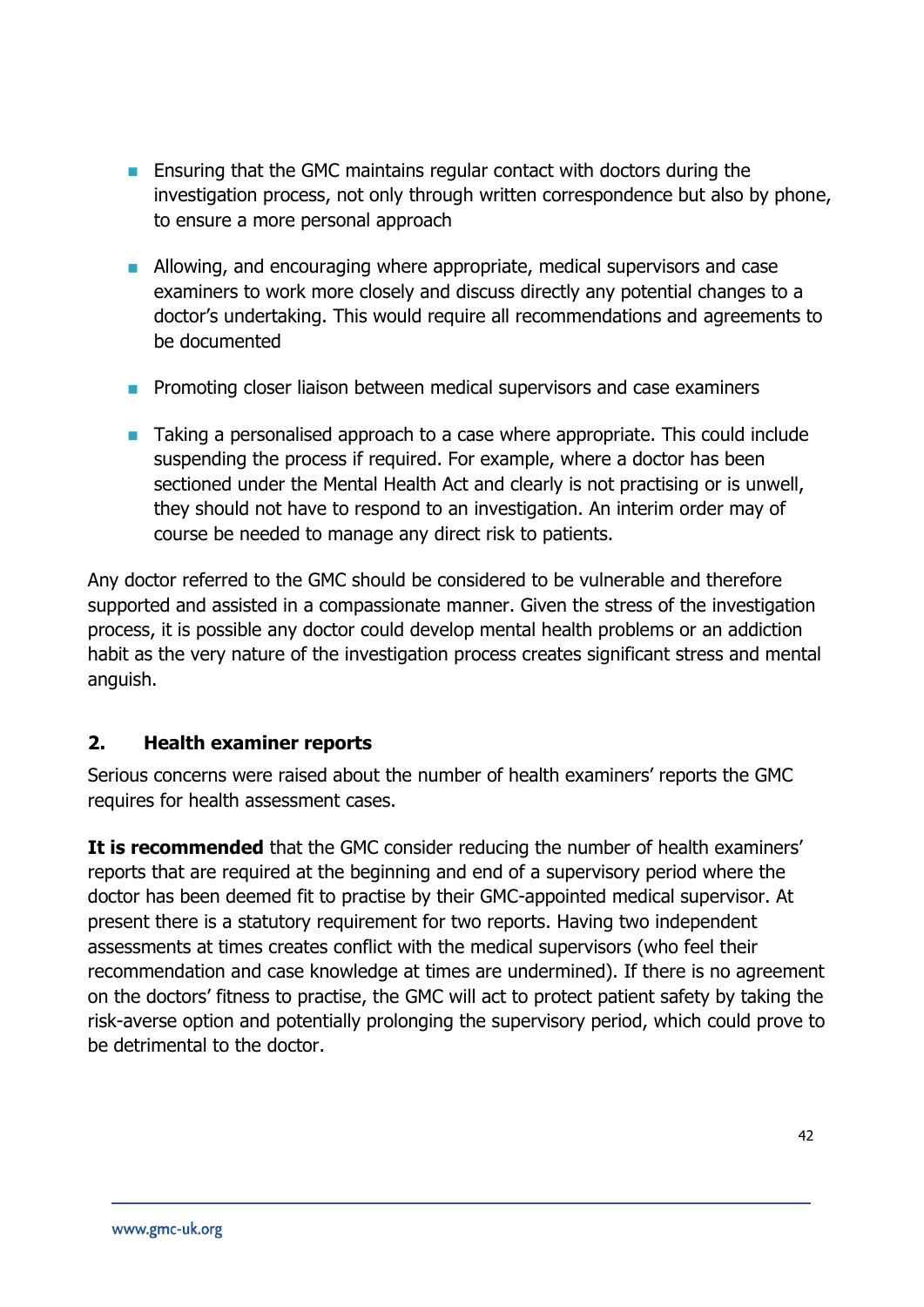- Ensuring that the GMC maintains regular contact with doctors during the investigation process, not only through written correspondence but also by phone, to ensure a more personal approach

- Allowing, and encouraging where appropriate, medical supervisors and case examiners to work more closely and discuss directly any potential changes to a doctor's undertaking. This would require all recommendations and agreements to be documented

- Promoting closer liaison between medical supervisors and case examiners

- Taking a personalised approach to a case where appropriate. This could include suspending the process if required. For example, where a doctor has been sectioned under the Mental Health Act and clearly is not practising or is unwell, they should not have to respond to an investigation. An interim order may of course be needed to manage any direct risk to patients.

Any doctor referred to the GMC should be considered to be vulnerable and therefore supported and assisted in a compassionate manner. Given the stress of the investigation process, it is possible any doctor could develop mental health problems or an addiction habit as the very nature of the investigation process creates significant stress and mental anguish.

## 2. Health examiner reports

Serious concerns were raised about the number of health examiners' reports the GMC requires for health assessment cases.

**It is recommended** that the GMC consider reducing the number of health examiners' reports that are required at the beginning and end of a supervisory period where the doctor has been deemed fit to practise by their GMC-appointed medical supervisor. At present there is a statutory requirement for two reports. Having two independent assessments at times creates conflict with the medical supervisors (who feel their recommendation and case knowledge at times are undermined). If there is no agreement on the doctors' fitness to practise, the GMC will act to protect patient safety by taking the risk-averse option and potentially prolonging the supervisory period, which could prove to be detrimental to the doctor.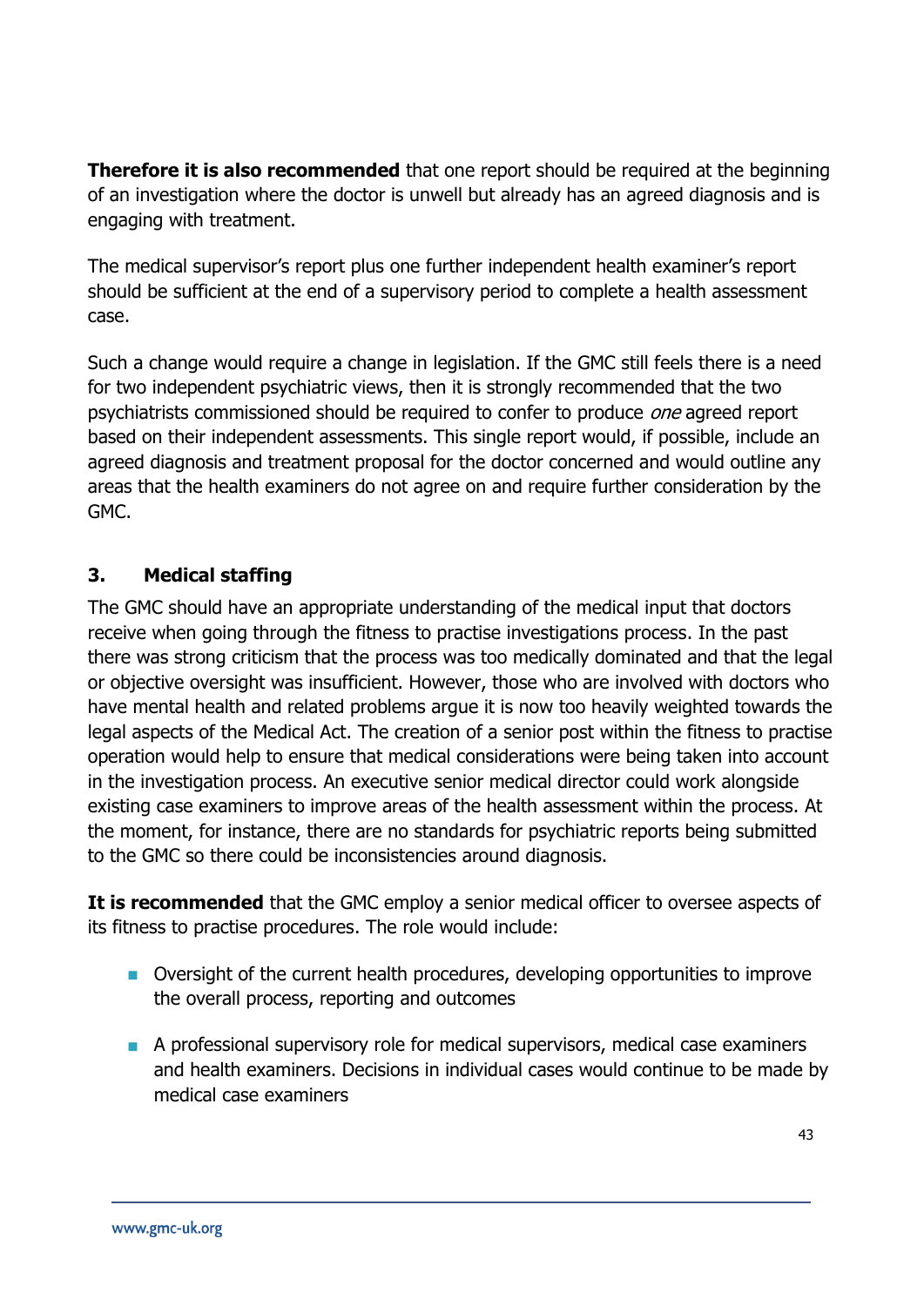**Therefore it is also recommended** that one report should be required at the beginning of an investigation where the doctor is unwell but already has an agreed diagnosis and is engaging with treatment.

The medical supervisor's report plus one further independent health examiner's report should be sufficient at the end of a supervisory period to complete a health assessment case.

Such a change would require a change in legislation. If the GMC still feels there is a need for two independent psychiatric views, then it is strongly recommended that the two psychiatrists commissioned should be required to confer to produce *one* agreed report based on their independent assessments. This single report would, if possible, include an agreed diagnosis and treatment proposal for the doctor concerned and would outline any areas that the health examiners do not agree on and require further consideration by the GMC.

### 3. Medical staffing

The GMC should have an appropriate understanding of the medical input that doctors receive when going through the fitness to practise investigations process. In the past there was strong criticism that the process was too medically dominated and that the legal or objective oversight was insufficient. However, those who are involved with doctors who have mental health and related problems argue it is now too heavily weighted towards the legal aspects of the Medical Act. The creation of a senior post within the fitness to practise operation would help to ensure that medical considerations were being taken into account in the investigation process. An executive senior medical director could work alongside existing case examiners to improve areas of the health assessment within the process. At the moment, for instance, there are no standards for psychiatric reports being submitted to the GMC so there could be inconsistencies around diagnosis.

**It is recommended** that the GMC employ a senior medical officer to oversee aspects of its fitness to practise procedures. The role would include:

- Oversight of the current health procedures, developing opportunities to improve the overall process, reporting and outcomes
- A professional supervisory role for medical supervisors, medical case examiners and health examiners. Decisions in individual cases would continue to be made by medical case examiners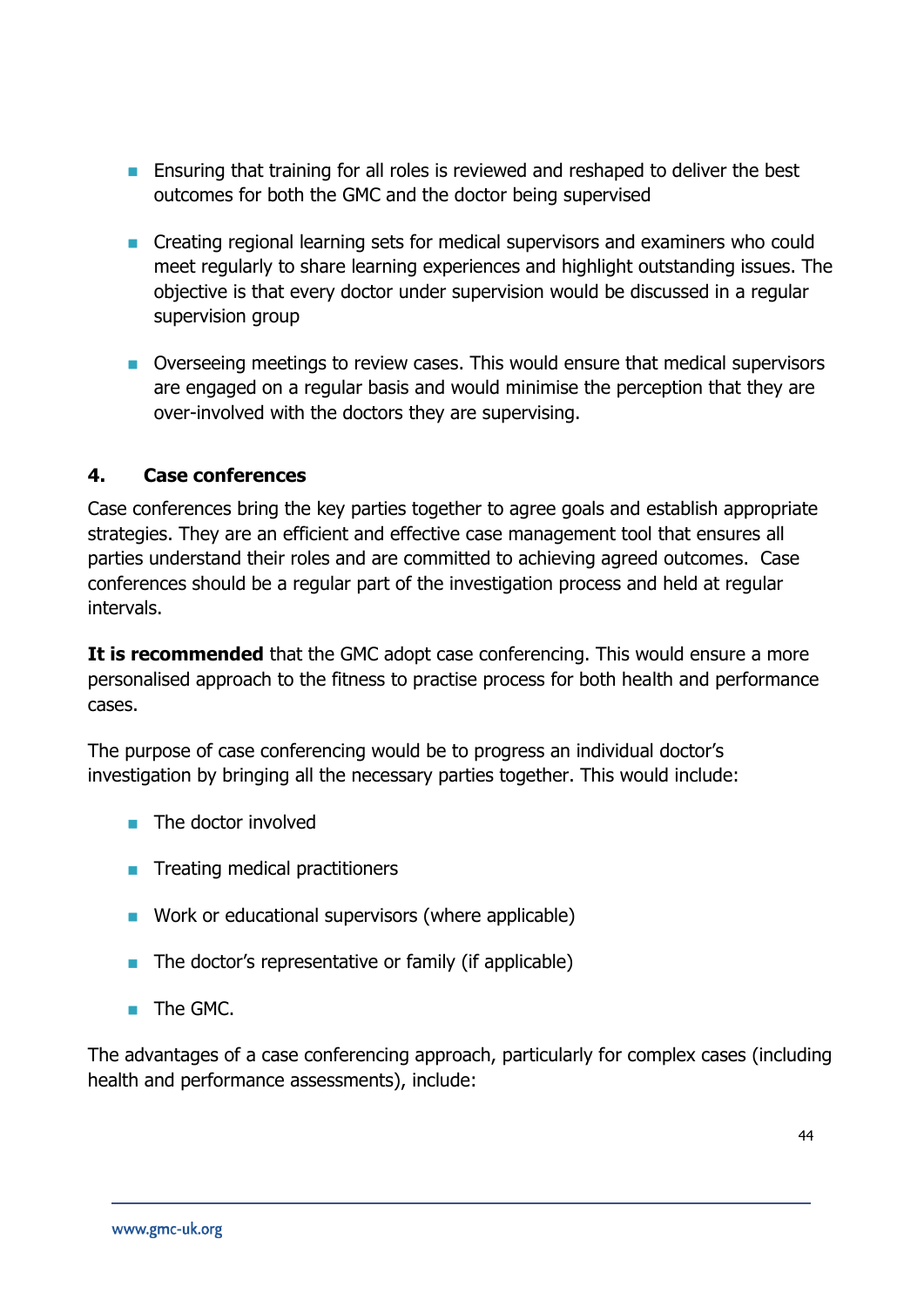- Ensuring that training for all roles is reviewed and reshaped to deliver the best outcomes for both the GMC and the doctor being supervised

- Creating regional learning sets for medical supervisors and examiners who could meet regularly to share learning experiences and highlight outstanding issues. The objective is that every doctor under supervision would be discussed in a regular supervision group

- Overseeing meetings to review cases. This would ensure that medical supervisors are engaged on a regular basis and would minimise the perception that they are over-involved with the doctors they are supervising.

## 4. Case conferences

Case conferences bring the key parties together to agree goals and establish appropriate strategies. They are an efficient and effective case management tool that ensures all parties understand their roles and are committed to achieving agreed outcomes. Case conferences should be a regular part of the investigation process and held at regular intervals.

**It is recommended** that the GMC adopt case conferencing. This would ensure a more personalised approach to the fitness to practise process for both health and performance cases.

The purpose of case conferencing would be to progress an individual doctor's investigation by bringing all the necessary parties together. This would include:

- The doctor involved

- Treating medical practitioners

- Work or educational supervisors (where applicable)

- The doctor's representative or family (if applicable)

- The GMC.

The advantages of a case conferencing approach, particularly for complex cases (including health and performance assessments), include: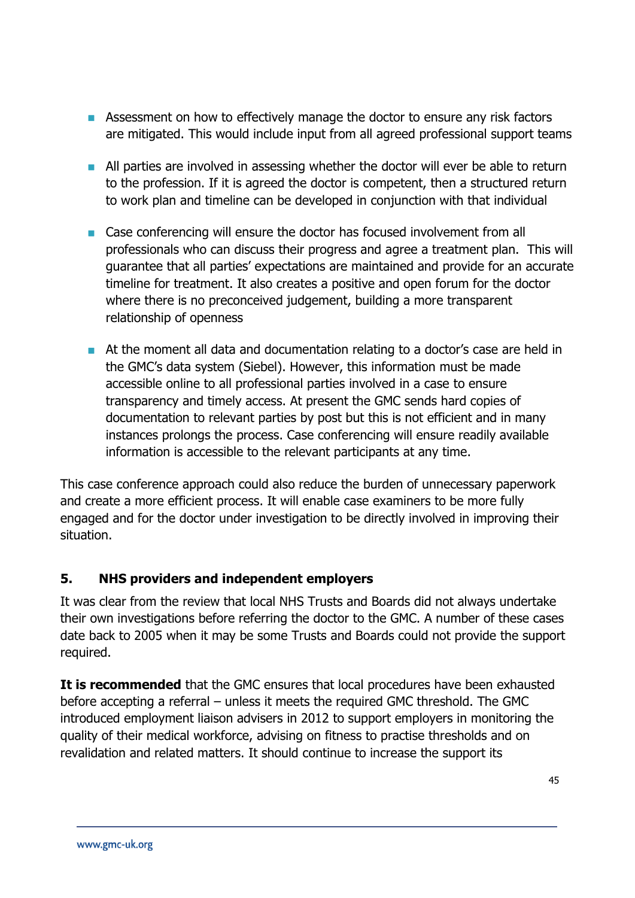- Assessment on how to effectively manage the doctor to ensure any risk factors are mitigated. This would include input from all agreed professional support teams

- All parties are involved in assessing whether the doctor will ever be able to return to the profession. If it is agreed the doctor is competent, then a structured return to work plan and timeline can be developed in conjunction with that individual

- Case conferencing will ensure the doctor has focused involvement from all professionals who can discuss their progress and agree a treatment plan. This will guarantee that all parties' expectations are maintained and provide for an accurate timeline for treatment. It also creates a positive and open forum for the doctor where there is no preconceived judgement, building a more transparent relationship of openness

- At the moment all data and documentation relating to a doctor's case are held in the GMC's data system (Siebel). However, this information must be made accessible online to all professional parties involved in a case to ensure transparency and timely access. At present the GMC sends hard copies of documentation to relevant parties by post but this is not efficient and in many instances prolongs the process. Case conferencing will ensure readily available information is accessible to the relevant participants at any time.

This case conference approach could also reduce the burden of unnecessary paperwork and create a more efficient process. It will enable case examiners to be more fully engaged and for the doctor under investigation to be directly involved in improving their situation.

## 5. NHS providers and independent employers

It was clear from the review that local NHS Trusts and Boards did not always undertake their own investigations before referring the doctor to the GMC. A number of these cases date back to 2005 when it may be some Trusts and Boards could not provide the support required.

**It is recommended** that the GMC ensures that local procedures have been exhausted before accepting a referral – unless it meets the required GMC threshold. The GMC introduced employment liaison advisers in 2012 to support employers in monitoring the quality of their medical workforce, advising on fitness to practise thresholds and on revalidation and related matters. It should continue to increase the support its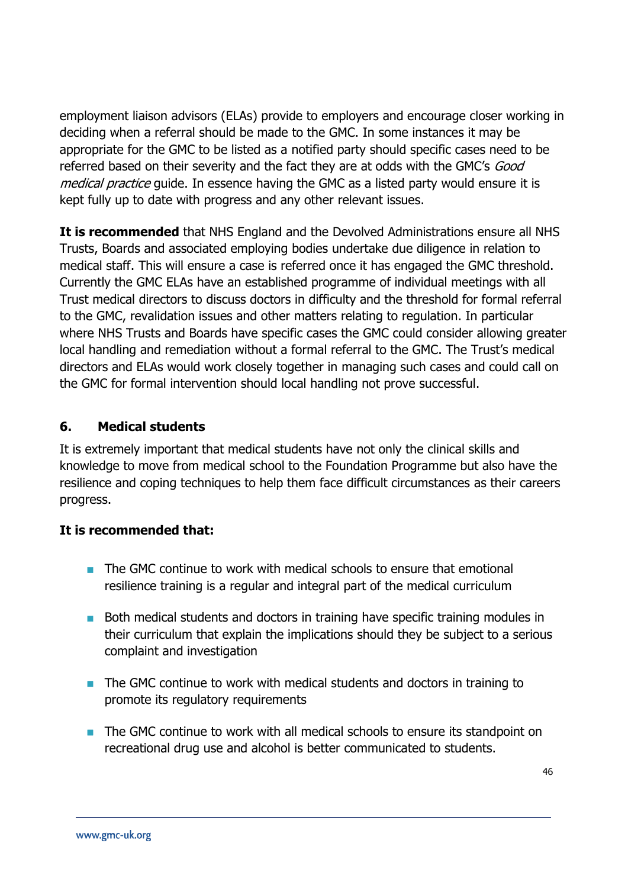employment liaison advisors (ELAs) provide to employers and encourage closer working in deciding when a referral should be made to the GMC. In some instances it may be appropriate for the GMC to be listed as a notified party should specific cases need to be referred based on their severity and the fact they are at odds with the GMC's *Good medical practice* guide. In essence having the GMC as a listed party would ensure it is kept fully up to date with progress and any other relevant issues.

**It is recommended** that NHS England and the Devolved Administrations ensure all NHS Trusts, Boards and associated employing bodies undertake due diligence in relation to medical staff. This will ensure a case is referred once it has engaged the GMC threshold. Currently the GMC ELAs have an established programme of individual meetings with all Trust medical directors to discuss doctors in difficulty and the threshold for formal referral to the GMC, revalidation issues and other matters relating to regulation. In particular where NHS Trusts and Boards have specific cases the GMC could consider allowing greater local handling and remediation without a formal referral to the GMC. The Trust's medical directors and ELAs would work closely together in managing such cases and could call on the GMC for formal intervention should local handling not prove successful.

## 6. Medical students

It is extremely important that medical students have not only the clinical skills and knowledge to move from medical school to the Foundation Programme but also have the resilience and coping techniques to help them face difficult circumstances as their careers progress.

**It is recommended that:**

- The GMC continue to work with medical schools to ensure that emotional resilience training is a regular and integral part of the medical curriculum
- Both medical students and doctors in training have specific training modules in their curriculum that explain the implications should they be subject to a serious complaint and investigation
- The GMC continue to work with medical students and doctors in training to promote its regulatory requirements
- The GMC continue to work with all medical schools to ensure its standpoint on recreational drug use and alcohol is better communicated to students.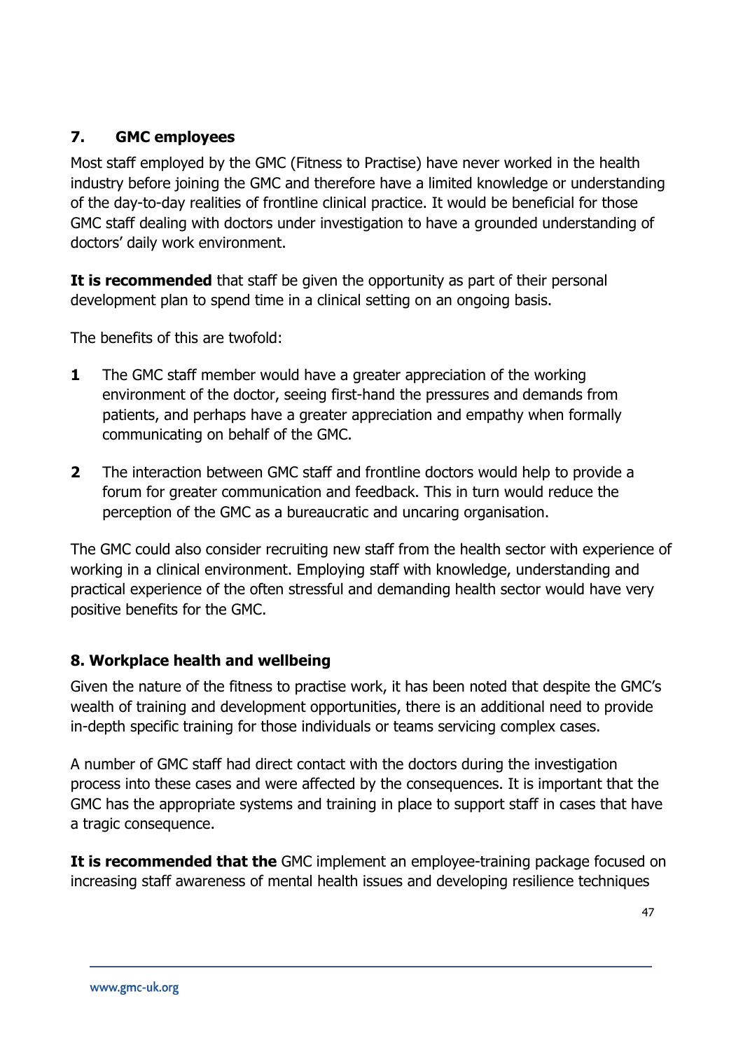## 7. GMC employees

Most staff employed by the GMC (Fitness to Practise) have never worked in the health industry before joining the GMC and therefore have a limited knowledge or understanding of the day-to-day realities of frontline clinical practice. It would be beneficial for those GMC staff dealing with doctors under investigation to have a grounded understanding of doctors' daily work environment.

**It is recommended** that staff be given the opportunity as part of their personal development plan to spend time in a clinical setting on an ongoing basis.

The benefits of this are twofold:

**1** The GMC staff member would have a greater appreciation of the working environment of the doctor, seeing first-hand the pressures and demands from patients, and perhaps have a greater appreciation and empathy when formally communicating on behalf of the GMC.

**2** The interaction between GMC staff and frontline doctors would help to provide a forum for greater communication and feedback. This in turn would reduce the perception of the GMC as a bureaucratic and uncaring organisation.

The GMC could also consider recruiting new staff from the health sector with experience of working in a clinical environment. Employing staff with knowledge, understanding and practical experience of the often stressful and demanding health sector would have very positive benefits for the GMC.

## 8. Workplace health and wellbeing

Given the nature of the fitness to practise work, it has been noted that despite the GMC's wealth of training and development opportunities, there is an additional need to provide in-depth specific training for those individuals or teams servicing complex cases.

A number of GMC staff had direct contact with the doctors during the investigation process into these cases and were affected by the consequences. It is important that the GMC has the appropriate systems and training in place to support staff in cases that have a tragic consequence.

**It is recommended that the** GMC implement an employee-training package focused on increasing staff awareness of mental health issues and developing resilience techniques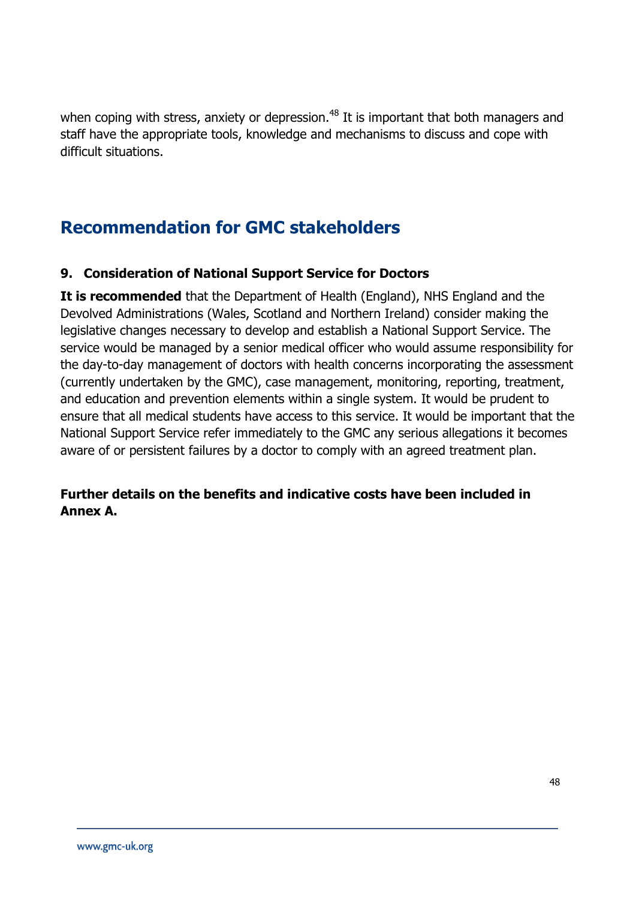when coping with stress, anxiety or depression.[48] It is important that both managers and staff have the appropriate tools, knowledge and mechanisms to discuss and cope with difficult situations.

## Recommendation for GMC stakeholders

**9. Consideration of National Support Service for Doctors**

**It is recommended** that the Department of Health (England), NHS England and the Devolved Administrations (Wales, Scotland and Northern Ireland) consider making the legislative changes necessary to develop and establish a National Support Service. The service would be managed by a senior medical officer who would assume responsibility for the day-to-day management of doctors with health concerns incorporating the assessment (currently undertaken by the GMC), case management, monitoring, reporting, treatment, and education and prevention elements within a single system. It would be prudent to ensure that all medical students have access to this service. It would be important that the National Support Service refer immediately to the GMC any serious allegations it becomes aware of or persistent failures by a doctor to comply with an agreed treatment plan.

**Further details on the benefits and indicative costs have been included in Annex A.**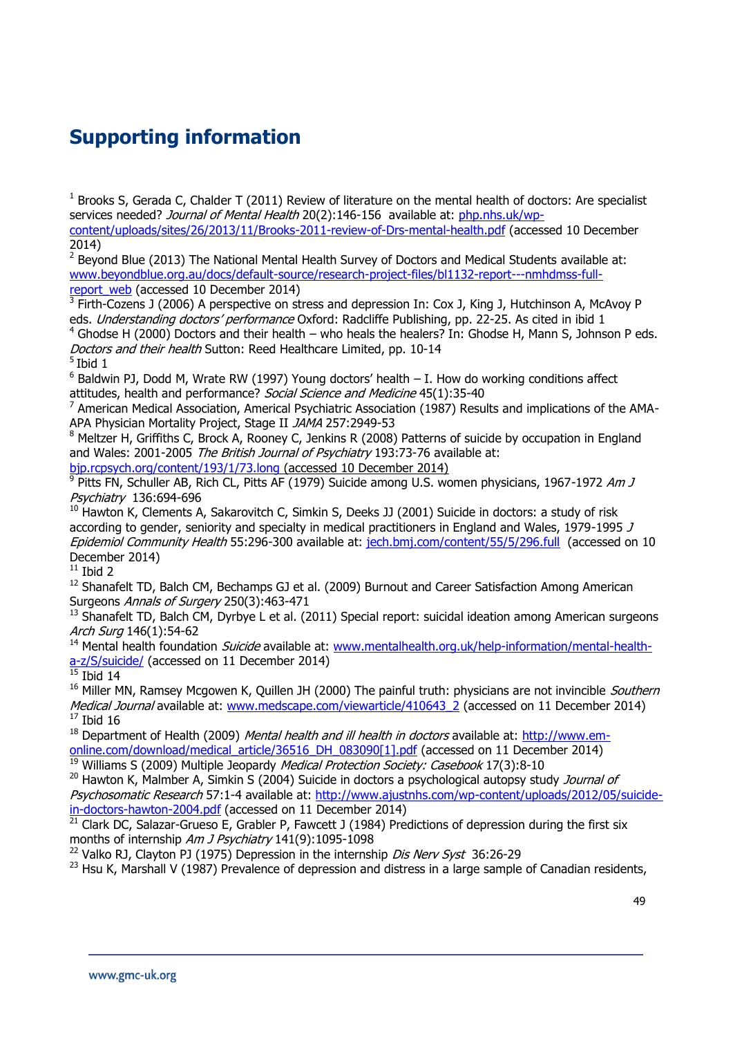# Supporting information

[1] Brooks S, Gerada C, Chalder T (2011) Review of literature on the mental health of doctors: Are specialist services needed? *Journal of Mental Health* 20(2):146-156 available at: php.nhs.uk/wp-content/uploads/sites/26/2013/11/Brooks-2011-review-of-Drs-mental-health.pdf (accessed 10 December 2014)

[2] Beyond Blue (2013) The National Mental Health Survey of Doctors and Medical Students available at: www.beyondblue.org.au/docs/default-source/research-project-files/bl1132-report---nmhdmss-full-report_web (accessed 10 December 2014)

[3] Firth-Cozens J (2006) A perspective on stress and depression In: Cox J, King J, Hutchinson A, McAvoy P eds. *Understanding doctors' performance* Oxford: Radcliffe Publishing, pp. 22-25. As cited in ibid 1

[4] Ghodse H (2000) Doctors and their health – who heals the healers? In: Ghodse H, Mann S, Johnson P eds. *Doctors and their health* Sutton: Reed Healthcare Limited, pp. 10-14

[5] Ibid 1

[6] Baldwin PJ, Dodd M, Wrate RW (1997) Young doctors' health – I. How do working conditions affect attitudes, health and performance? *Social Science and Medicine* 45(1):35-40

[7] American Medical Association, Americal Psychiatric Association (1987) Results and implications of the AMA-APA Physician Mortality Project, Stage II *JAMA* 257:2949-53

[8] Meltzer H, Griffiths C, Brock A, Rooney C, Jenkins R (2008) Patterns of suicide by occupation in England and Wales: 2001-2005 *The British Journal of Psychiatry* 193:73-76 available at: bjp.rcpsych.org/content/193/1/73.long (accessed 10 December 2014)

[9] Pitts FN, Schuller AB, Rich CL, Pitts AF (1979) Suicide among U.S. women physicians, 1967-1972 *Am J Psychiatry* 136:694-696

[10] Hawton K, Clements A, Sakarovitch C, Simkin S, Deeks JJ (2001) Suicide in doctors: a study of risk according to gender, seniority and specialty in medical practitioners in England and Wales, 1979-1995 *J Epidemiol Community Health* 55:296-300 available at: jech.bmj.com/content/55/5/296.full (accessed on 10 December 2014)

[11] Ibid 2

[12] Shanafelt TD, Balch CM, Bechamps GJ et al. (2009) Burnout and Career Satisfaction Among American Surgeons *Annals of Surgery* 250(3):463-471

[13] Shanafelt TD, Balch CM, Dyrbye L et al. (2011) Special report: suicidal ideation among American surgeons *Arch Surg* 146(1):54-62

[14] Mental health foundation *Suicide* available at: www.mentalhealth.org.uk/help-information/mental-health-a-z/S/suicide/ (accessed on 11 December 2014)

[15] Ibid 14

[16] Miller MN, Ramsey Mcgowen K, Quillen JH (2000) The painful truth: physicians are not invincible *Southern Medical Journal* available at: www.medscape.com/viewarticle/410643_2 (accessed on 11 December 2014)

[17] Ibid 16

[18] Department of Health (2009) *Mental health and ill health in doctors* available at: http://www.em-online.com/download/medical_article/36516_DH_083090[1].pdf (accessed on 11 December 2014)

[19] Williams S (2009) Multiple Jeopardy *Medical Protection Society: Casebook* 17(3):8-10

[20] Hawton K, Malmber A, Simkin S (2004) Suicide in doctors a psychological autopsy study *Journal of Psychosomatic Research* 57:1-4 available at: http://www.ajustnhs.com/wp-content/uploads/2012/05/suicide-in-doctors-hawton-2004.pdf (accessed on 11 December 2014)

[21] Clark DC, Salazar-Grueso E, Grabler P, Fawcett J (1984) Predictions of depression during the first six months of internship *Am J Psychiatry* 141(9):1095-1098

[22] Valko RJ, Clayton PJ (1975) Depression in the internship *Dis Nerv Syst* 36:26-29

[23] Hsu K, Marshall V (1987) Prevalence of depression and distress in a large sample of Canadian residents,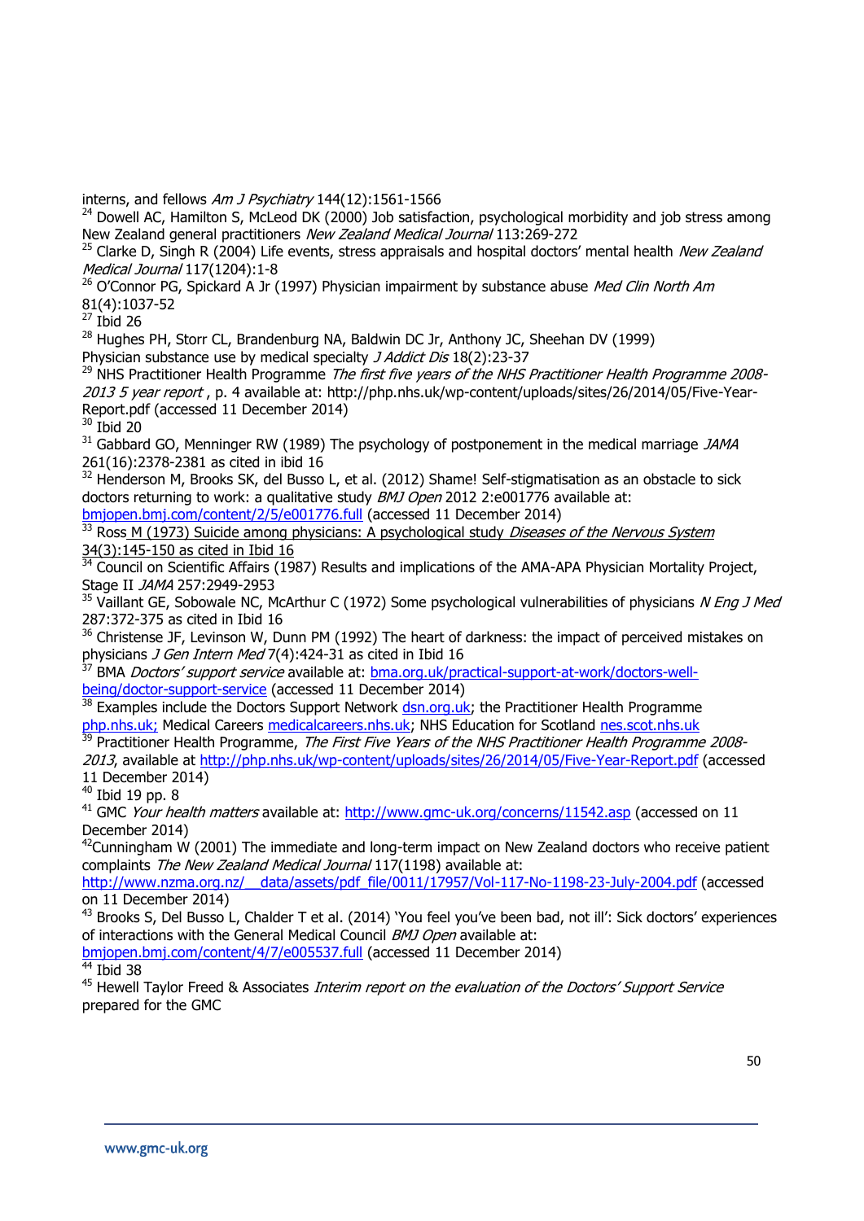interns, and fellows *Am J Psychiatry* 144(12):1561-1566

[24] Dowell AC, Hamilton S, McLeod DK (2000) Job satisfaction, psychological morbidity and job stress among New Zealand general practitioners *New Zealand Medical Journal* 113:269-272

[25] Clarke D, Singh R (2004) Life events, stress appraisals and hospital doctors' mental health *New Zealand Medical Journal* 117(1204):1-8

[26] O'Connor PG, Spickard A Jr (1997) Physician impairment by substance abuse *Med Clin North Am* 81(4):1037-52

[27] Ibid 26

[28] Hughes PH, Storr CL, Brandenburg NA, Baldwin DC Jr, Anthony JC, Sheehan DV (1999) Physician substance use by medical specialty *J Addict Dis* 18(2):23-37

[29] NHS Practitioner Health Programme *The first five years of the NHS Practitioner Health Programme 2008-2013 5 year report* , p. 4 available at: http://php.nhs.uk/wp-content/uploads/sites/26/2014/05/Five-Year-Report.pdf (accessed 11 December 2014)

[30] Ibid 20

[31] Gabbard GO, Menninger RW (1989) The psychology of postponement in the medical marriage *JAMA* 261(16):2378-2381 as cited in ibid 16

[32] Henderson M, Brooks SK, del Busso L, et al. (2012) Shame! Self-stigmatisation as an obstacle to sick doctors returning to work: a qualitative study *BMJ Open* 2012 2:e001776 available at: bmjopen.bmj.com/content/2/5/e001776.full (accessed 11 December 2014)

[33] Ross M (1973) Suicide among physicians: A psychological study *Diseases of the Nervous System* 34(3):145-150 as cited in Ibid 16

[34] Council on Scientific Affairs (1987) Results and implications of the AMA-APA Physician Mortality Project, Stage II *JAMA* 257:2949-2953

[35] Vaillant GE, Sobowale NC, McArthur C (1972) Some psychological vulnerabilities of physicians *N Eng J Med* 287:372-375 as cited in Ibid 16

[36] Christense JF, Levinson W, Dunn PM (1992) The heart of darkness: the impact of perceived mistakes on physicians *J Gen Intern Med* 7(4):424-31 as cited in Ibid 16

[37] BMA *Doctors' support service* available at: bma.org.uk/practical-support-at-work/doctors-well-being/doctor-support-service (accessed 11 December 2014)

[38] Examples include the Doctors Support Network dsn.org.uk; the Practitioner Health Programme php.nhs.uk; Medical Careers medicalcareers.nhs.uk; NHS Education for Scotland nes.scot.nhs.uk

[39] Practitioner Health Programme, *The First Five Years of the NHS Practitioner Health Programme 2008-2013*, available at http://php.nhs.uk/wp-content/uploads/sites/26/2014/05/Five-Year-Report.pdf (accessed 11 December 2014)

[40] Ibid 19 pp. 8

[41] GMC *Your health matters* available at: http://www.gmc-uk.org/concerns/11542.asp (accessed on 11 December 2014)

[42] Cunningham W (2001) The immediate and long-term impact on New Zealand doctors who receive patient complaints *The New Zealand Medical Journal* 117(1198) available at: http://www.nzma.org.nz/__data/assets/pdf_file/0011/17957/Vol-117-No-1198-23-July-2004.pdf (accessed on 11 December 2014)

[43] Brooks S, Del Busso L, Chalder T et al. (2014) 'You feel you've been bad, not ill': Sick doctors' experiences of interactions with the General Medical Council *BMJ Open* available at: bmjopen.bmj.com/content/4/7/e005537.full (accessed 11 December 2014)

[44] Ibid 38

[45] Hewell Taylor Freed & Associates *Interim report on the evaluation of the Doctors' Support Service* prepared for the GMC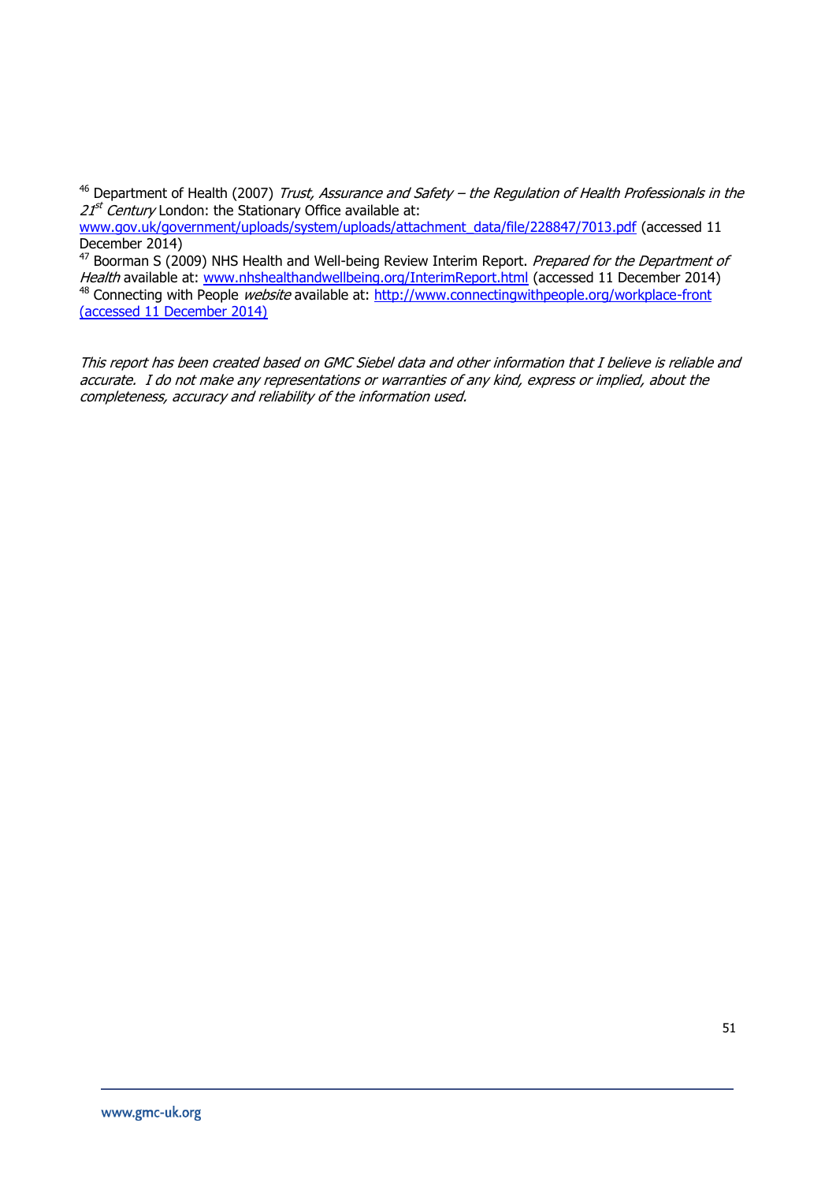[46] Department of Health (2007) *Trust, Assurance and Safety – the Regulation of Health Professionals in the 21st Century* London: the Stationary Office available at: www.gov.uk/government/uploads/system/uploads/attachment_data/file/228847/7013.pdf (accessed 11 December 2014)

[47] Boorman S (2009) NHS Health and Well-being Review Interim Report. *Prepared for the Department of Health* available at: www.nhshealthandwellbeing.org/InterimReport.html (accessed 11 December 2014)

[48] Connecting with People *website* available at: http://www.connectingwithpeople.org/workplace-front (accessed 11 December 2014)

*This report has been created based on GMC Siebel data and other information that I believe is reliable and accurate. I do not make any representations or warranties of any kind, express or implied, about the completeness, accuracy and reliability of the information used.*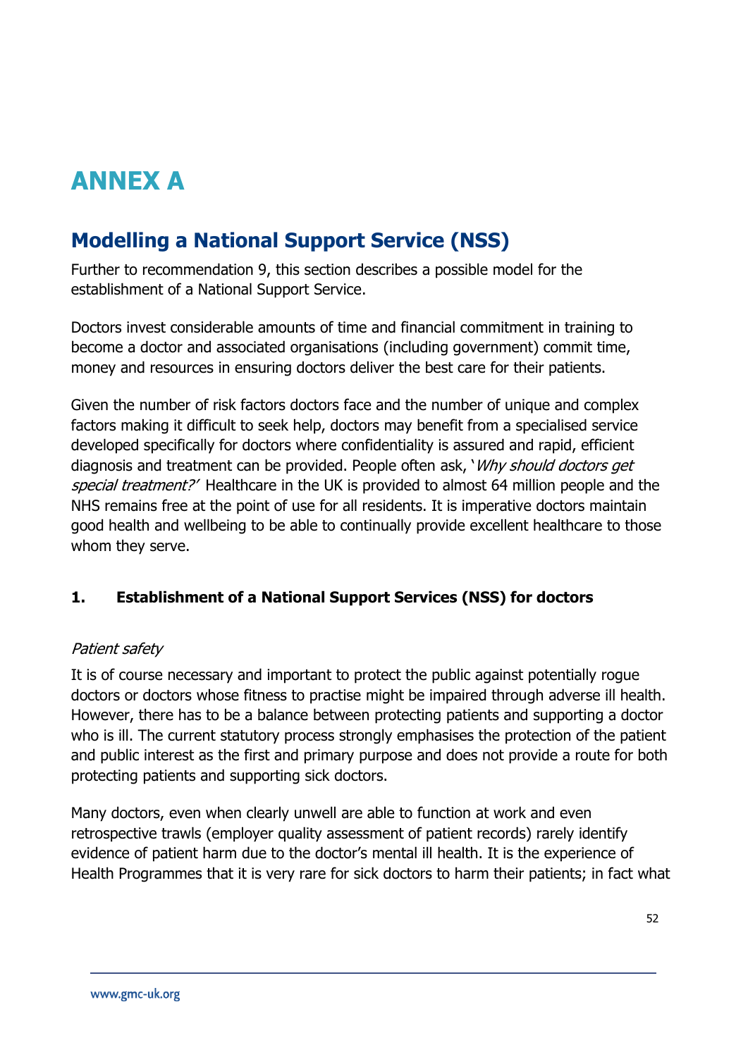# ANNEX A

## Modelling a National Support Service (NSS)

Further to recommendation 9, this section describes a possible model for the establishment of a National Support Service.

Doctors invest considerable amounts of time and financial commitment in training to become a doctor and associated organisations (including government) commit time, money and resources in ensuring doctors deliver the best care for their patients.

Given the number of risk factors doctors face and the number of unique and complex factors making it difficult to seek help, doctors may benefit from a specialised service developed specifically for doctors where confidentiality is assured and rapid, efficient diagnosis and treatment can be provided. People often ask, '*Why should doctors get special treatment?*' Healthcare in the UK is provided to almost 64 million people and the NHS remains free at the point of use for all residents. It is imperative doctors maintain good health and wellbeing to be able to continually provide excellent healthcare to those whom they serve.

### 1. Establishment of a National Support Services (NSS) for doctors

*Patient safety*

It is of course necessary and important to protect the public against potentially rogue doctors or doctors whose fitness to practise might be impaired through adverse ill health. However, there has to be a balance between protecting patients and supporting a doctor who is ill. The current statutory process strongly emphasises the protection of the patient and public interest as the first and primary purpose and does not provide a route for both protecting patients and supporting sick doctors.

Many doctors, even when clearly unwell are able to function at work and even retrospective trawls (employer quality assessment of patient records) rarely identify evidence of patient harm due to the doctor's mental ill health. It is the experience of Health Programmes that it is very rare for sick doctors to harm their patients; in fact what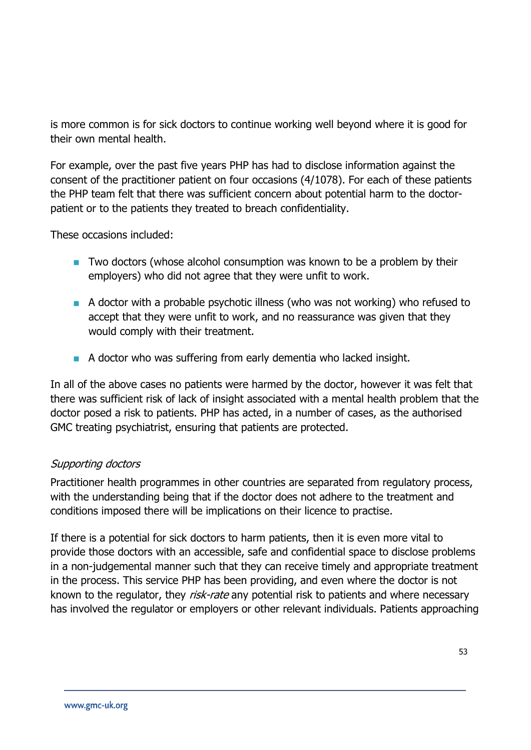is more common is for sick doctors to continue working well beyond where it is good for their own mental health.

For example, over the past five years PHP has had to disclose information against the consent of the practitioner patient on four occasions (4/1078). For each of these patients the PHP team felt that there was sufficient concern about potential harm to the doctor-patient or to the patients they treated to breach confidentiality.

These occasions included:

- Two doctors (whose alcohol consumption was known to be a problem by their employers) who did not agree that they were unfit to work.
- A doctor with a probable psychotic illness (who was not working) who refused to accept that they were unfit to work, and no reassurance was given that they would comply with their treatment.
- A doctor who was suffering from early dementia who lacked insight.

In all of the above cases no patients were harmed by the doctor, however it was felt that there was sufficient risk of lack of insight associated with a mental health problem that the doctor posed a risk to patients. PHP has acted, in a number of cases, as the authorised GMC treating psychiatrist, ensuring that patients are protected.

*Supporting doctors*

Practitioner health programmes in other countries are separated from regulatory process, with the understanding being that if the doctor does not adhere to the treatment and conditions imposed there will be implications on their licence to practise.

If there is a potential for sick doctors to harm patients, then it is even more vital to provide those doctors with an accessible, safe and confidential space to disclose problems in a non-judgemental manner such that they can receive timely and appropriate treatment in the process. This service PHP has been providing, and even where the doctor is not known to the regulator, they *risk-rate* any potential risk to patients and where necessary has involved the regulator or employers or other relevant individuals. Patients approaching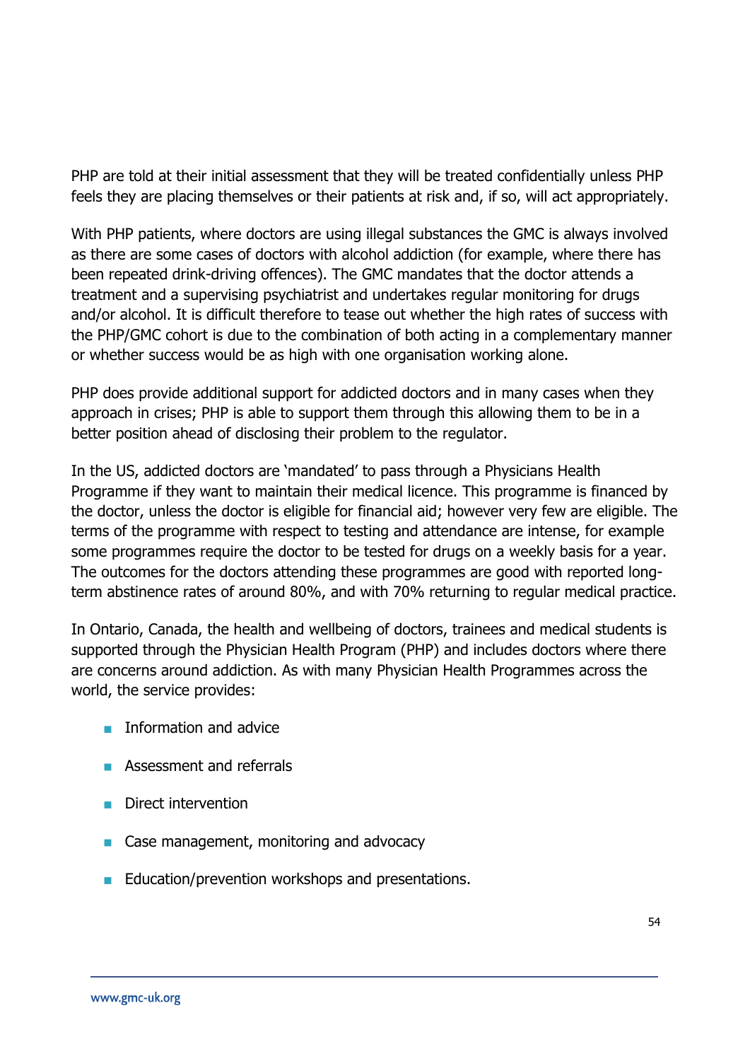PHP are told at their initial assessment that they will be treated confidentially unless PHP feels they are placing themselves or their patients at risk and, if so, will act appropriately.

With PHP patients, where doctors are using illegal substances the GMC is always involved as there are some cases of doctors with alcohol addiction (for example, where there has been repeated drink-driving offences). The GMC mandates that the doctor attends a treatment and a supervising psychiatrist and undertakes regular monitoring for drugs and/or alcohol. It is difficult therefore to tease out whether the high rates of success with the PHP/GMC cohort is due to the combination of both acting in a complementary manner or whether success would be as high with one organisation working alone.

PHP does provide additional support for addicted doctors and in many cases when they approach in crises; PHP is able to support them through this allowing them to be in a better position ahead of disclosing their problem to the regulator.

In the US, addicted doctors are 'mandated' to pass through a Physicians Health Programme if they want to maintain their medical licence. This programme is financed by the doctor, unless the doctor is eligible for financial aid; however very few are eligible. The terms of the programme with respect to testing and attendance are intense, for example some programmes require the doctor to be tested for drugs on a weekly basis for a year. The outcomes for the doctors attending these programmes are good with reported long-term abstinence rates of around 80%, and with 70% returning to regular medical practice.

In Ontario, Canada, the health and wellbeing of doctors, trainees and medical students is supported through the Physician Health Program (PHP) and includes doctors where there are concerns around addiction. As with many Physician Health Programmes across the world, the service provides:

- Information and advice
- Assessment and referrals
- Direct intervention
- Case management, monitoring and advocacy
- Education/prevention workshops and presentations.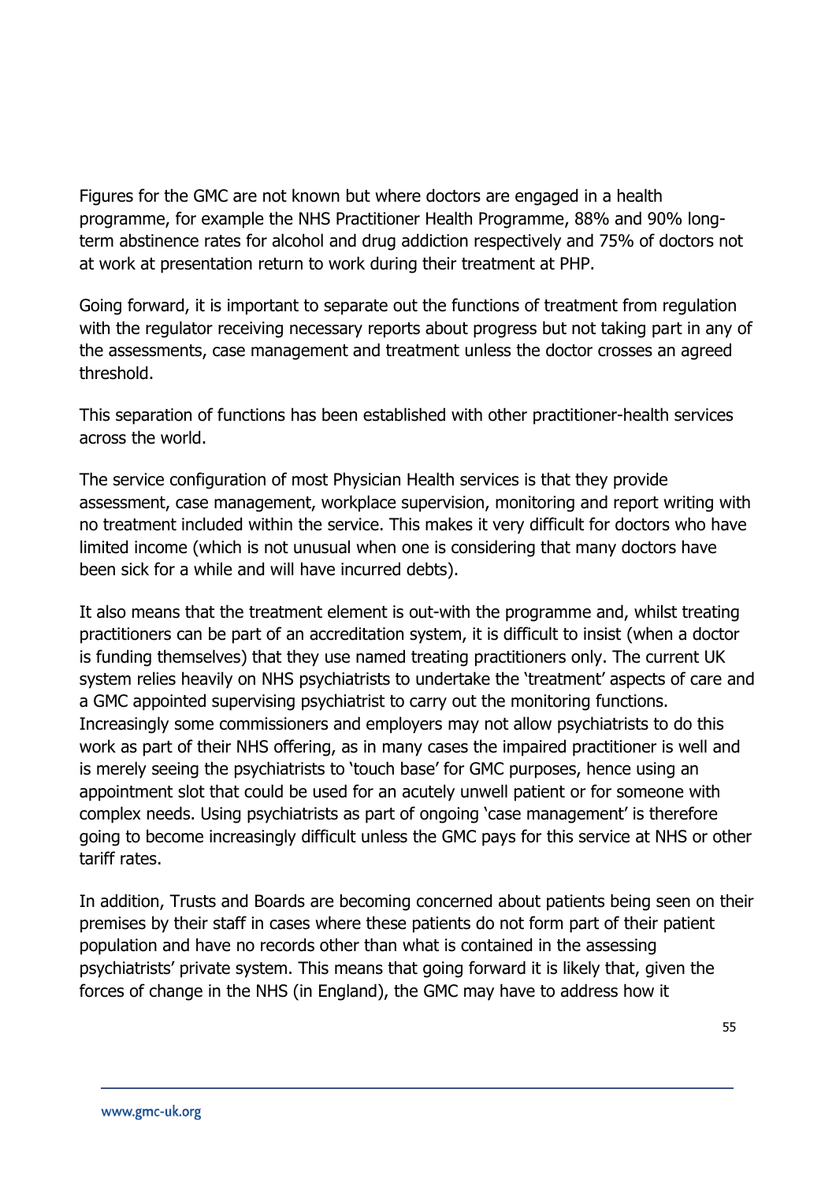Figures for the GMC are not known but where doctors are engaged in a health programme, for example the NHS Practitioner Health Programme, 88% and 90% long-term abstinence rates for alcohol and drug addiction respectively and 75% of doctors not at work at presentation return to work during their treatment at PHP.

Going forward, it is important to separate out the functions of treatment from regulation with the regulator receiving necessary reports about progress but not taking part in any of the assessments, case management and treatment unless the doctor crosses an agreed threshold.

This separation of functions has been established with other practitioner-health services across the world.

The service configuration of most Physician Health services is that they provide assessment, case management, workplace supervision, monitoring and report writing with no treatment included within the service. This makes it very difficult for doctors who have limited income (which is not unusual when one is considering that many doctors have been sick for a while and will have incurred debts).

It also means that the treatment element is out-with the programme and, whilst treating practitioners can be part of an accreditation system, it is difficult to insist (when a doctor is funding themselves) that they use named treating practitioners only. The current UK system relies heavily on NHS psychiatrists to undertake the 'treatment' aspects of care and a GMC appointed supervising psychiatrist to carry out the monitoring functions. Increasingly some commissioners and employers may not allow psychiatrists to do this work as part of their NHS offering, as in many cases the impaired practitioner is well and is merely seeing the psychiatrists to 'touch base' for GMC purposes, hence using an appointment slot that could be used for an acutely unwell patient or for someone with complex needs. Using psychiatrists as part of ongoing 'case management' is therefore going to become increasingly difficult unless the GMC pays for this service at NHS or other tariff rates.

In addition, Trusts and Boards are becoming concerned about patients being seen on their premises by their staff in cases where these patients do not form part of their patient population and have no records other than what is contained in the assessing psychiatrists' private system. This means that going forward it is likely that, given the forces of change in the NHS (in England), the GMC may have to address how it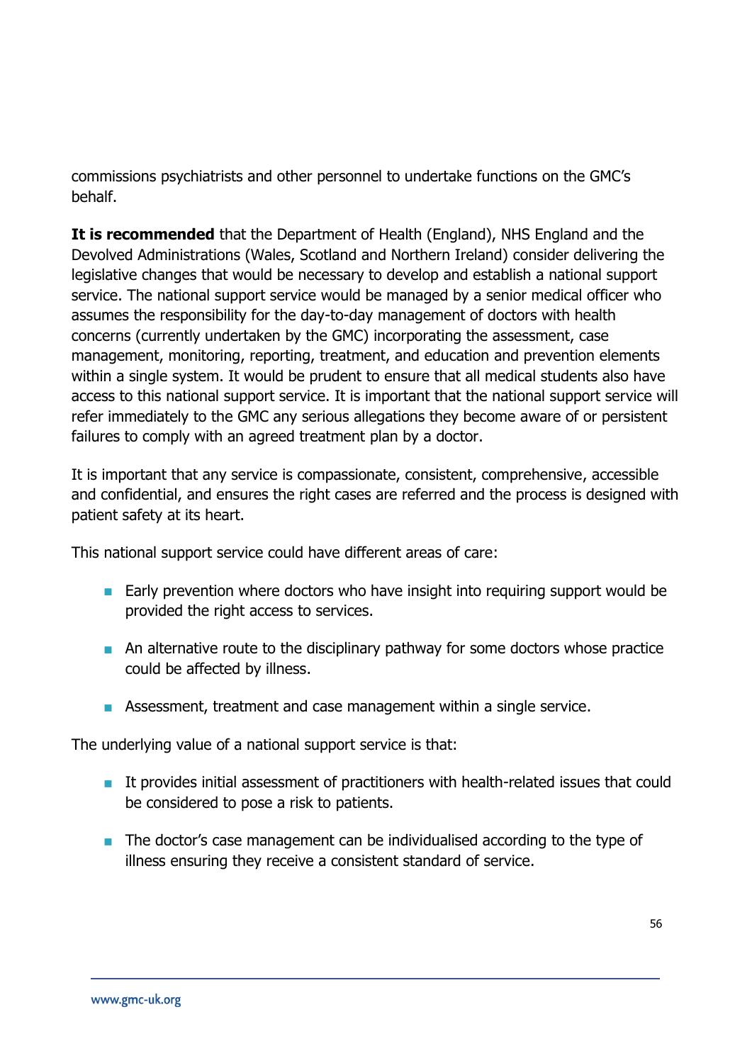commissions psychiatrists and other personnel to undertake functions on the GMC's behalf.

**It is recommended** that the Department of Health (England), NHS England and the Devolved Administrations (Wales, Scotland and Northern Ireland) consider delivering the legislative changes that would be necessary to develop and establish a national support service. The national support service would be managed by a senior medical officer who assumes the responsibility for the day-to-day management of doctors with health concerns (currently undertaken by the GMC) incorporating the assessment, case management, monitoring, reporting, treatment, and education and prevention elements within a single system. It would be prudent to ensure that all medical students also have access to this national support service. It is important that the national support service will refer immediately to the GMC any serious allegations they become aware of or persistent failures to comply with an agreed treatment plan by a doctor.

It is important that any service is compassionate, consistent, comprehensive, accessible and confidential, and ensures the right cases are referred and the process is designed with patient safety at its heart.

This national support service could have different areas of care:

- Early prevention where doctors who have insight into requiring support would be provided the right access to services.
- An alternative route to the disciplinary pathway for some doctors whose practice could be affected by illness.
- Assessment, treatment and case management within a single service.

The underlying value of a national support service is that:

- It provides initial assessment of practitioners with health-related issues that could be considered to pose a risk to patients.
- The doctor's case management can be individualised according to the type of illness ensuring they receive a consistent standard of service.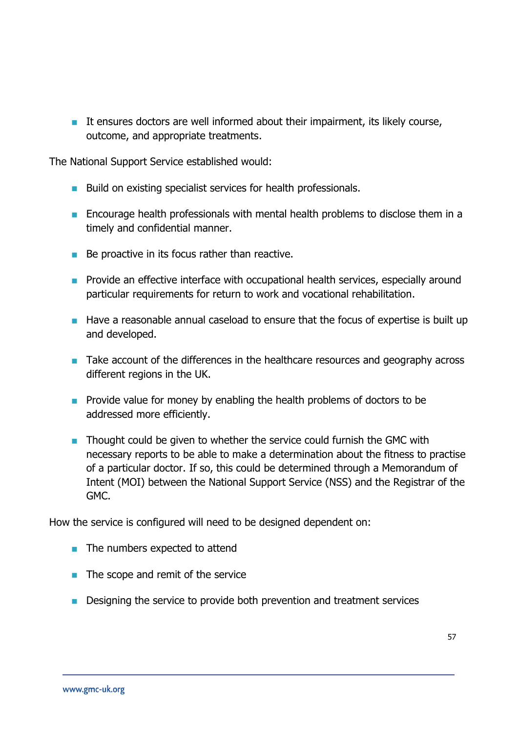- It ensures doctors are well informed about their impairment, its likely course, outcome, and appropriate treatments.

The National Support Service established would:

- Build on existing specialist services for health professionals.
- Encourage health professionals with mental health problems to disclose them in a timely and confidential manner.
- Be proactive in its focus rather than reactive.
- Provide an effective interface with occupational health services, especially around particular requirements for return to work and vocational rehabilitation.
- Have a reasonable annual caseload to ensure that the focus of expertise is built up and developed.
- Take account of the differences in the healthcare resources and geography across different regions in the UK.
- Provide value for money by enabling the health problems of doctors to be addressed more efficiently.
- Thought could be given to whether the service could furnish the GMC with necessary reports to be able to make a determination about the fitness to practise of a particular doctor. If so, this could be determined through a Memorandum of Intent (MOI) between the National Support Service (NSS) and the Registrar of the GMC.

How the service is configured will need to be designed dependent on:

- The numbers expected to attend
- The scope and remit of the service
- Designing the service to provide both prevention and treatment services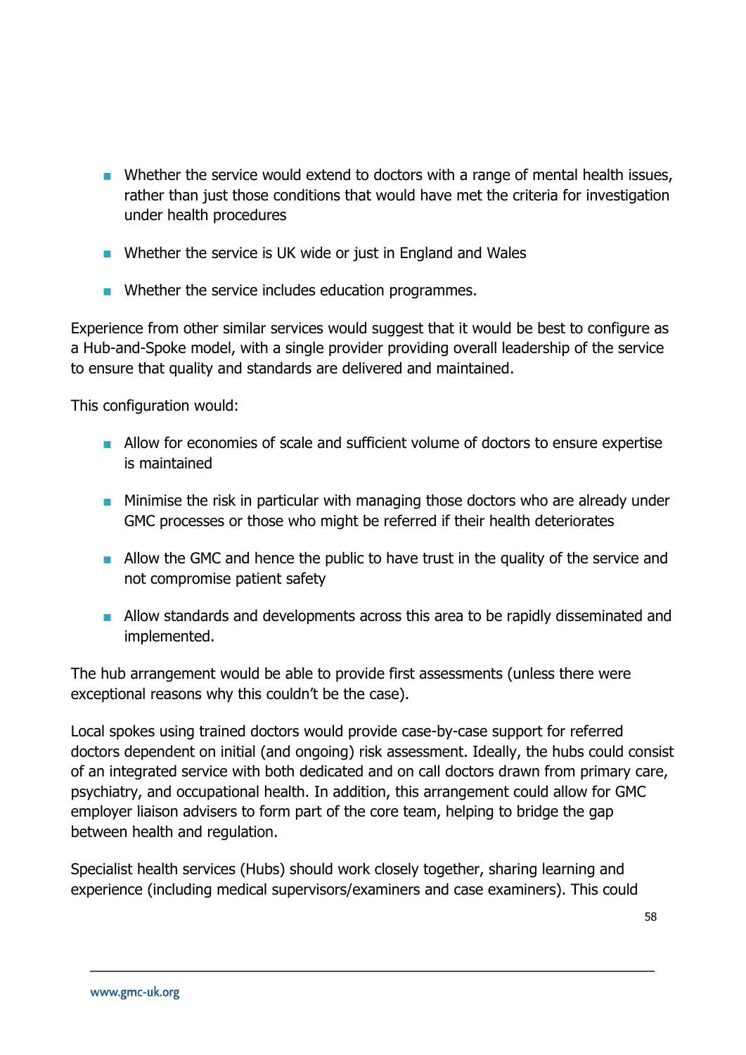- Whether the service would extend to doctors with a range of mental health issues, rather than just those conditions that would have met the criteria for investigation under health procedures
- Whether the service is UK wide or just in England and Wales
- Whether the service includes education programmes.

Experience from other similar services would suggest that it would be best to configure as a Hub-and-Spoke model, with a single provider providing overall leadership of the service to ensure that quality and standards are delivered and maintained.

This configuration would:

- Allow for economies of scale and sufficient volume of doctors to ensure expertise is maintained
- Minimise the risk in particular with managing those doctors who are already under GMC processes or those who might be referred if their health deteriorates
- Allow the GMC and hence the public to have trust in the quality of the service and not compromise patient safety
- Allow standards and developments across this area to be rapidly disseminated and implemented.

The hub arrangement would be able to provide first assessments (unless there were exceptional reasons why this couldn't be the case).

Local spokes using trained doctors would provide case-by-case support for referred doctors dependent on initial (and ongoing) risk assessment. Ideally, the hubs could consist of an integrated service with both dedicated and on call doctors drawn from primary care, psychiatry, and occupational health. In addition, this arrangement could allow for GMC employer liaison advisers to form part of the core team, helping to bridge the gap between health and regulation.

Specialist health services (Hubs) should work closely together, sharing learning and experience (including medical supervisors/examiners and case examiners). This could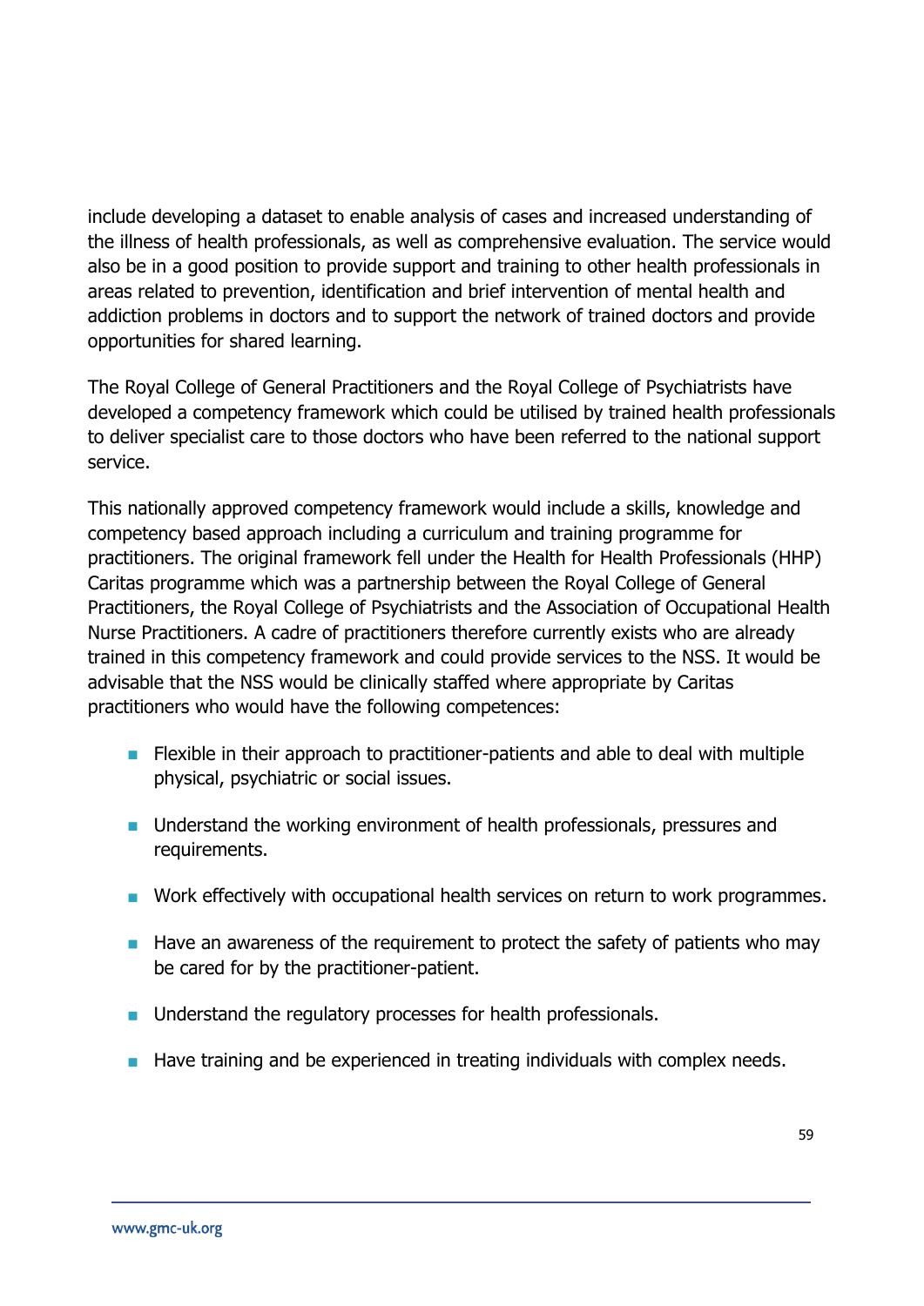include developing a dataset to enable analysis of cases and increased understanding of the illness of health professionals, as well as comprehensive evaluation. The service would also be in a good position to provide support and training to other health professionals in areas related to prevention, identification and brief intervention of mental health and addiction problems in doctors and to support the network of trained doctors and provide opportunities for shared learning.

The Royal College of General Practitioners and the Royal College of Psychiatrists have developed a competency framework which could be utilised by trained health professionals to deliver specialist care to those doctors who have been referred to the national support service.

This nationally approved competency framework would include a skills, knowledge and competency based approach including a curriculum and training programme for practitioners. The original framework fell under the Health for Health Professionals (HHP) Caritas programme which was a partnership between the Royal College of General Practitioners, the Royal College of Psychiatrists and the Association of Occupational Health Nurse Practitioners. A cadre of practitioners therefore currently exists who are already trained in this competency framework and could provide services to the NSS. It would be advisable that the NSS would be clinically staffed where appropriate by Caritas practitioners who would have the following competences:

- Flexible in their approach to practitioner-patients and able to deal with multiple physical, psychiatric or social issues.
- Understand the working environment of health professionals, pressures and requirements.
- Work effectively with occupational health services on return to work programmes.
- Have an awareness of the requirement to protect the safety of patients who may be cared for by the practitioner-patient.
- Understand the regulatory processes for health professionals.
- Have training and be experienced in treating individuals with complex needs.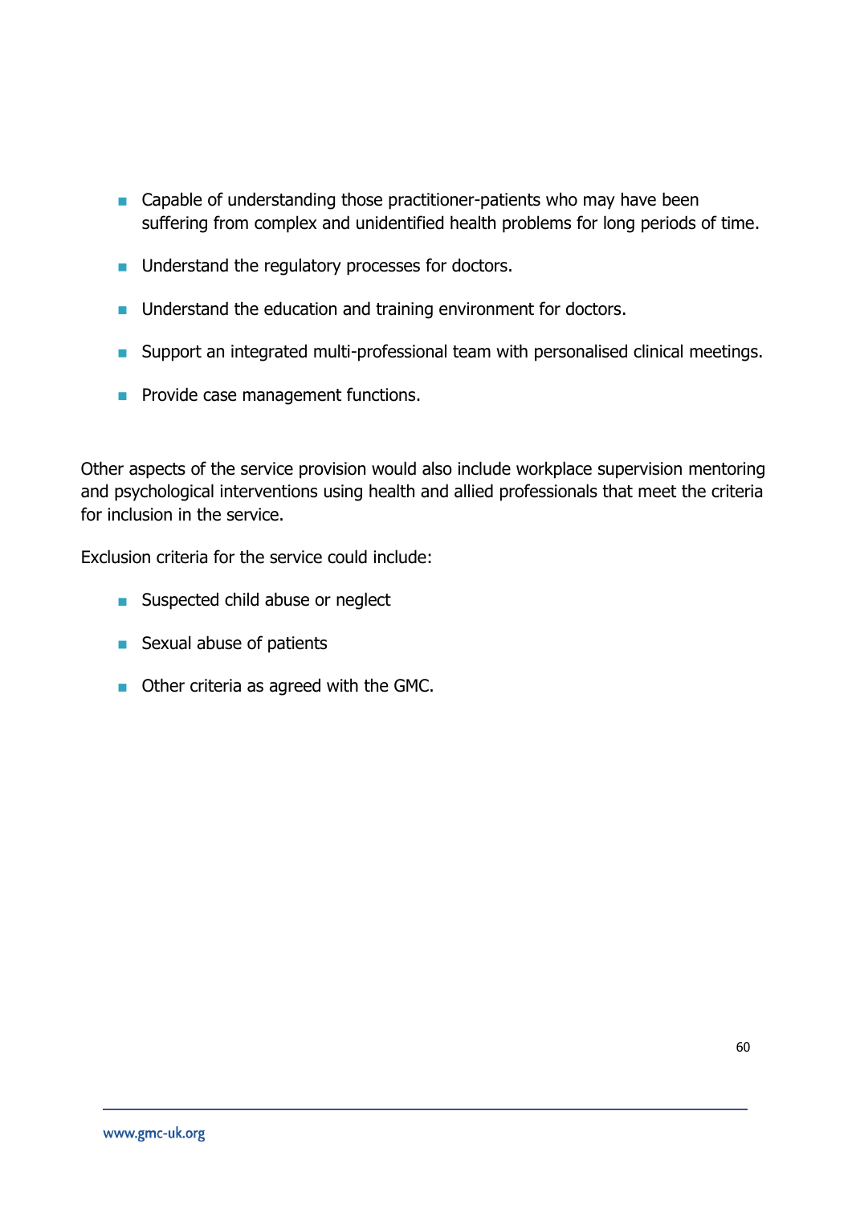- Capable of understanding those practitioner-patients who may have been suffering from complex and unidentified health problems for long periods of time.
- Understand the regulatory processes for doctors.
- Understand the education and training environment for doctors.
- Support an integrated multi-professional team with personalised clinical meetings.
- Provide case management functions.

Other aspects of the service provision would also include workplace supervision mentoring and psychological interventions using health and allied professionals that meet the criteria for inclusion in the service.

Exclusion criteria for the service could include:

- Suspected child abuse or neglect
- Sexual abuse of patients
- Other criteria as agreed with the GMC.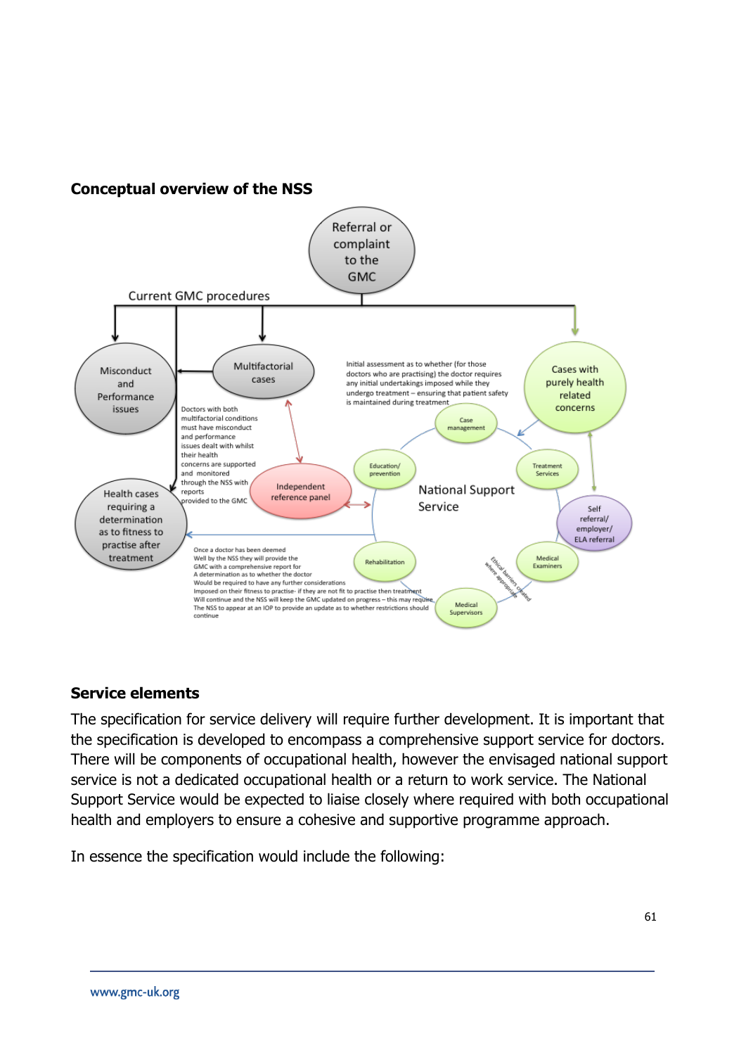**Conceptual overview of the NSS**

Referral or complaint to the GMC

Current GMC procedures

Misconduct and Performance issues

Multifactorial cases

Cases with purely health related concerns

Doctors with both multifactorial conditions must have misconduct and performance issues dealt with whilst their health concerns are supported and monitored through the NSS with reports provided to the GMC

Initial assessment as to whether (for those doctors who are practising) the doctor requires any initial undertakings imposed while they undergo treatment – ensuring that patient safety is maintained during treatment

Independent reference panel

Health cases requiring a determination as to fitness to practise after treatment

National Support Service

Case management

Education/ prevention

Treatment Services

Self referral/ employer/ ELA referral

Rehabilitation

Medical Examiners

Medical Supervisors

Ethical barriers created where appropriate

Once a doctor has been deemed Well by the NSS they will provide the GMC with a comprehensive report for A determination as to whether the doctor Would be required to have any further considerations Imposed on their fitness to practise- if they are not fit to practise then treatment Will continue and the NSS will keep the GMC updated on progress – this may require The NSS to appear at an IOP to provide an update as to whether restrictions should continue

## Service elements

The specification for service delivery will require further development. It is important that the specification is developed to encompass a comprehensive support service for doctors. There will be components of occupational health, however the envisaged national support service is not a dedicated occupational health or a return to work service. The National Support Service would be expected to liaise closely where required with both occupational health and employers to ensure a cohesive and supportive programme approach.

In essence the specification would include the following: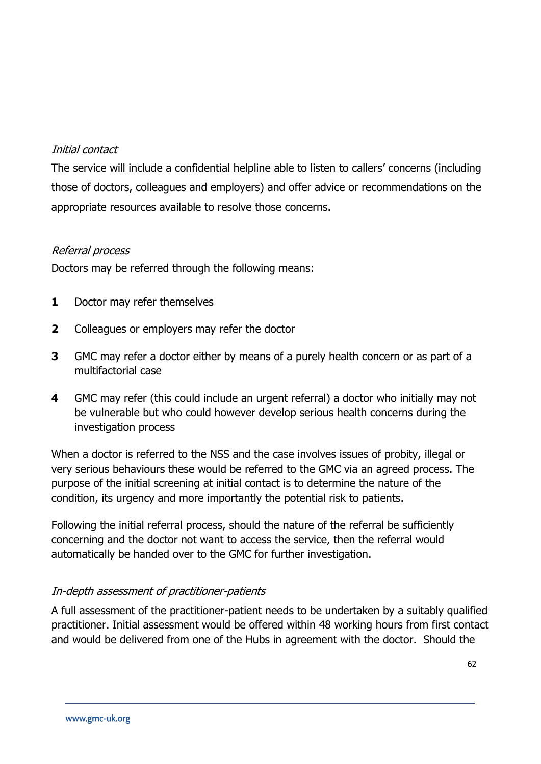*Initial contact*

The service will include a confidential helpline able to listen to callers' concerns (including those of doctors, colleagues and employers) and offer advice or recommendations on the appropriate resources available to resolve those concerns.

*Referral process*

Doctors may be referred through the following means:

**1** Doctor may refer themselves

**2** Colleagues or employers may refer the doctor

**3** GMC may refer a doctor either by means of a purely health concern or as part of a multifactorial case

**4** GMC may refer (this could include an urgent referral) a doctor who initially may not be vulnerable but who could however develop serious health concerns during the investigation process

When a doctor is referred to the NSS and the case involves issues of probity, illegal or very serious behaviours these would be referred to the GMC via an agreed process. The purpose of the initial screening at initial contact is to determine the nature of the condition, its urgency and more importantly the potential risk to patients.

Following the initial referral process, should the nature of the referral be sufficiently concerning and the doctor not want to access the service, then the referral would automatically be handed over to the GMC for further investigation.

*In-depth assessment of practitioner-patients*

A full assessment of the practitioner-patient needs to be undertaken by a suitably qualified practitioner. Initial assessment would be offered within 48 working hours from first contact and would be delivered from one of the Hubs in agreement with the doctor. Should the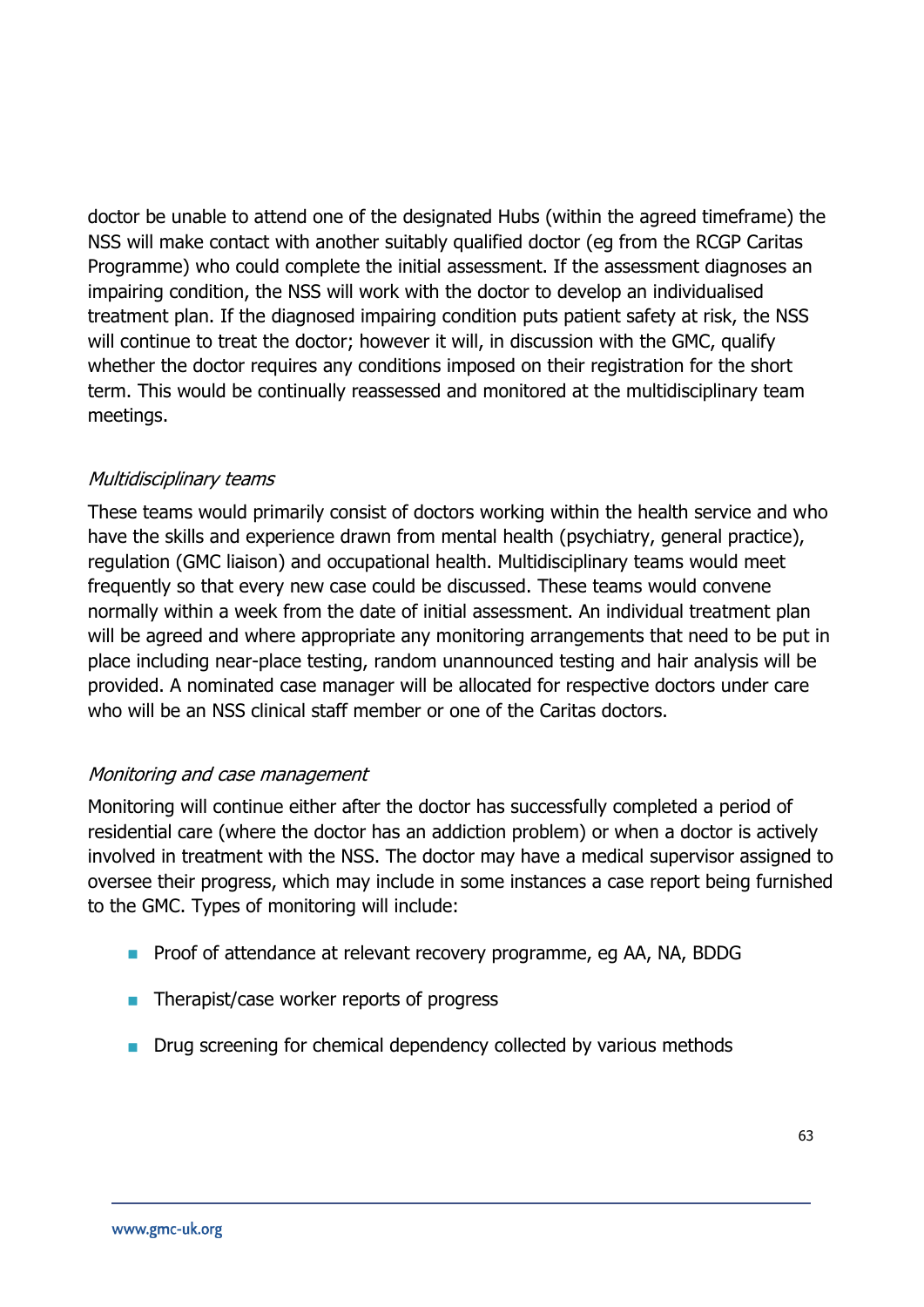doctor be unable to attend one of the designated Hubs (within the agreed timeframe) the NSS will make contact with another suitably qualified doctor (eg from the RCGP Caritas Programme) who could complete the initial assessment. If the assessment diagnoses an impairing condition, the NSS will work with the doctor to develop an individualised treatment plan. If the diagnosed impairing condition puts patient safety at risk, the NSS will continue to treat the doctor; however it will, in discussion with the GMC, qualify whether the doctor requires any conditions imposed on their registration for the short term. This would be continually reassessed and monitored at the multidisciplinary team meetings.

*Multidisciplinary teams*

These teams would primarily consist of doctors working within the health service and who have the skills and experience drawn from mental health (psychiatry, general practice), regulation (GMC liaison) and occupational health. Multidisciplinary teams would meet frequently so that every new case could be discussed. These teams would convene normally within a week from the date of initial assessment. An individual treatment plan will be agreed and where appropriate any monitoring arrangements that need to be put in place including near-place testing, random unannounced testing and hair analysis will be provided. A nominated case manager will be allocated for respective doctors under care who will be an NSS clinical staff member or one of the Caritas doctors.

*Monitoring and case management*

Monitoring will continue either after the doctor has successfully completed a period of residential care (where the doctor has an addiction problem) or when a doctor is actively involved in treatment with the NSS. The doctor may have a medical supervisor assigned to oversee their progress, which may include in some instances a case report being furnished to the GMC. Types of monitoring will include:

- Proof of attendance at relevant recovery programme, eg AA, NA, BDDG
- Therapist/case worker reports of progress
- Drug screening for chemical dependency collected by various methods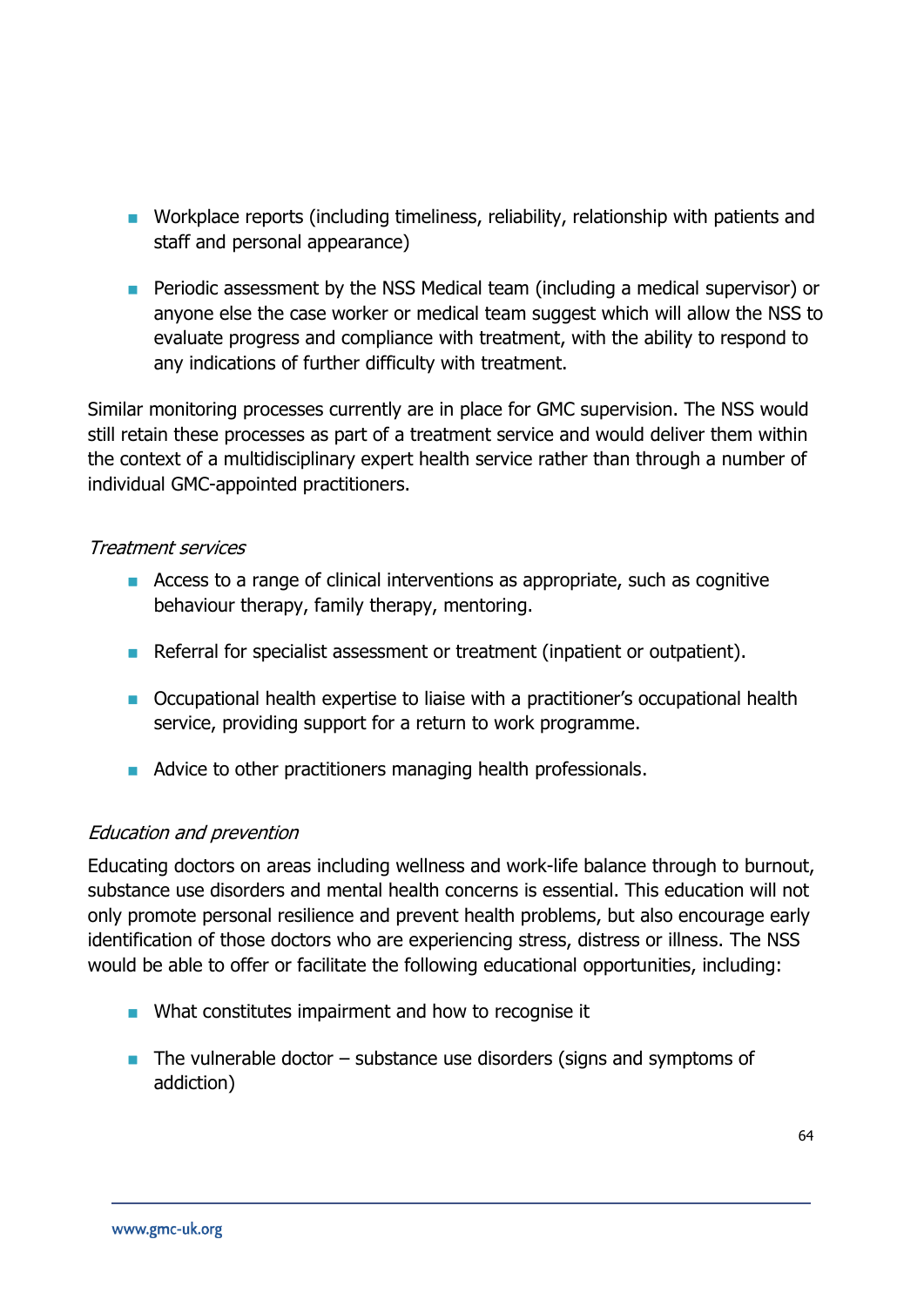- Workplace reports (including timeliness, reliability, relationship with patients and staff and personal appearance)

- Periodic assessment by the NSS Medical team (including a medical supervisor) or anyone else the case worker or medical team suggest which will allow the NSS to evaluate progress and compliance with treatment, with the ability to respond to any indications of further difficulty with treatment.

Similar monitoring processes currently are in place for GMC supervision. The NSS would still retain these processes as part of a treatment service and would deliver them within the context of a multidisciplinary expert health service rather than through a number of individual GMC-appointed practitioners.

*Treatment services*

- Access to a range of clinical interventions as appropriate, such as cognitive behaviour therapy, family therapy, mentoring.

- Referral for specialist assessment or treatment (inpatient or outpatient).

- Occupational health expertise to liaise with a practitioner's occupational health service, providing support for a return to work programme.

- Advice to other practitioners managing health professionals.

*Education and prevention*

Educating doctors on areas including wellness and work-life balance through to burnout, substance use disorders and mental health concerns is essential. This education will not only promote personal resilience and prevent health problems, but also encourage early identification of those doctors who are experiencing stress, distress or illness. The NSS would be able to offer or facilitate the following educational opportunities, including:

- What constitutes impairment and how to recognise it

- The vulnerable doctor – substance use disorders (signs and symptoms of addiction)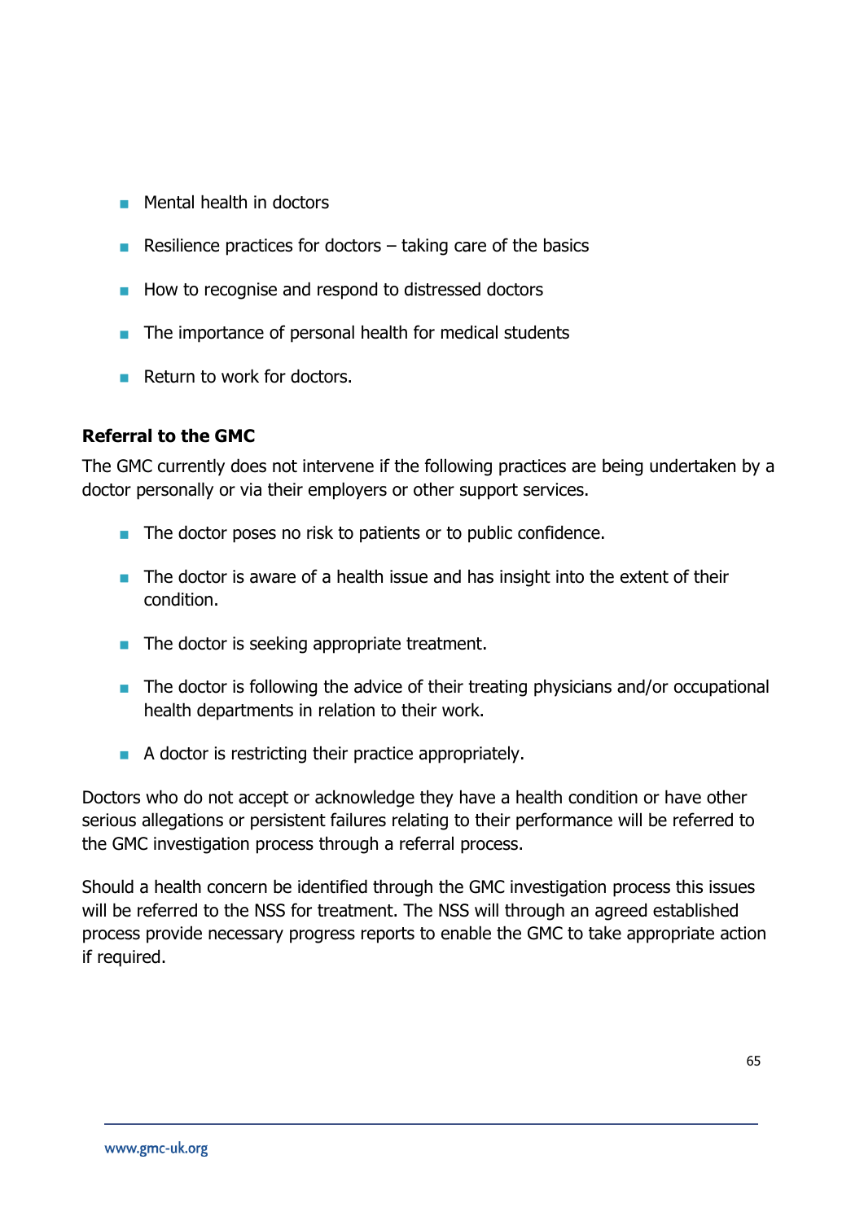- Mental health in doctors
- Resilience practices for doctors – taking care of the basics
- How to recognise and respond to distressed doctors
- The importance of personal health for medical students
- Return to work for doctors.

**Referral to the GMC**

The GMC currently does not intervene if the following practices are being undertaken by a doctor personally or via their employers or other support services.

- The doctor poses no risk to patients or to public confidence.
- The doctor is aware of a health issue and has insight into the extent of their condition.
- The doctor is seeking appropriate treatment.
- The doctor is following the advice of their treating physicians and/or occupational health departments in relation to their work.
- A doctor is restricting their practice appropriately.

Doctors who do not accept or acknowledge they have a health condition or have other serious allegations or persistent failures relating to their performance will be referred to the GMC investigation process through a referral process.

Should a health concern be identified through the GMC investigation process this issues will be referred to the NSS for treatment. The NSS will through an agreed established process provide necessary progress reports to enable the GMC to take appropriate action if required.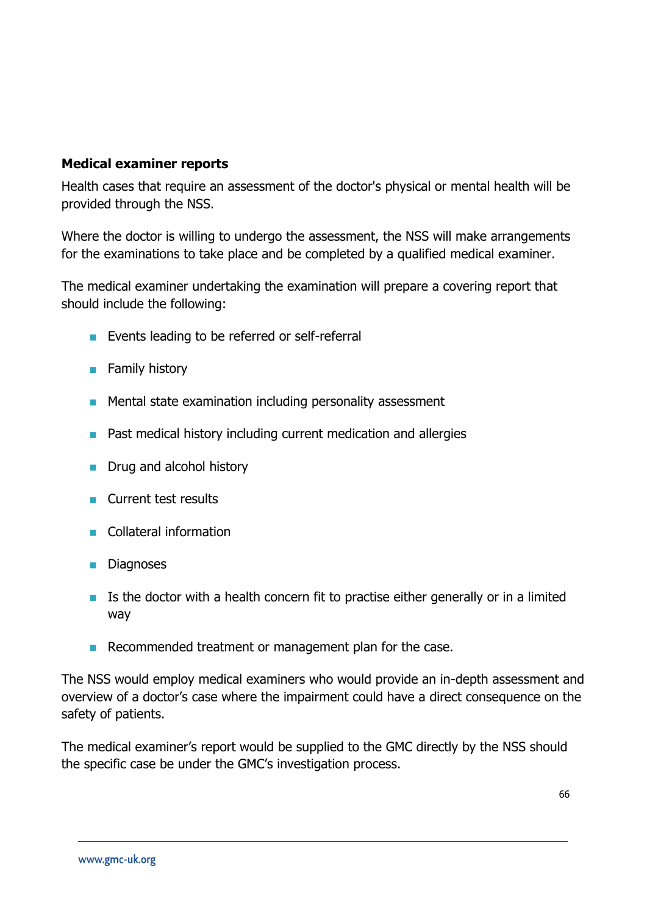### Medical examiner reports

Health cases that require an assessment of the doctor's physical or mental health will be provided through the NSS.

Where the doctor is willing to undergo the assessment, the NSS will make arrangements for the examinations to take place and be completed by a qualified medical examiner.

The medical examiner undertaking the examination will prepare a covering report that should include the following:

- Events leading to be referred or self-referral
- Family history
- Mental state examination including personality assessment
- Past medical history including current medication and allergies
- Drug and alcohol history
- Current test results
- Collateral information
- Diagnoses
- Is the doctor with a health concern fit to practise either generally or in a limited way
- Recommended treatment or management plan for the case.

The NSS would employ medical examiners who would provide an in-depth assessment and overview of a doctor's case where the impairment could have a direct consequence on the safety of patients.

The medical examiner's report would be supplied to the GMC directly by the NSS should the specific case be under the GMC's investigation process.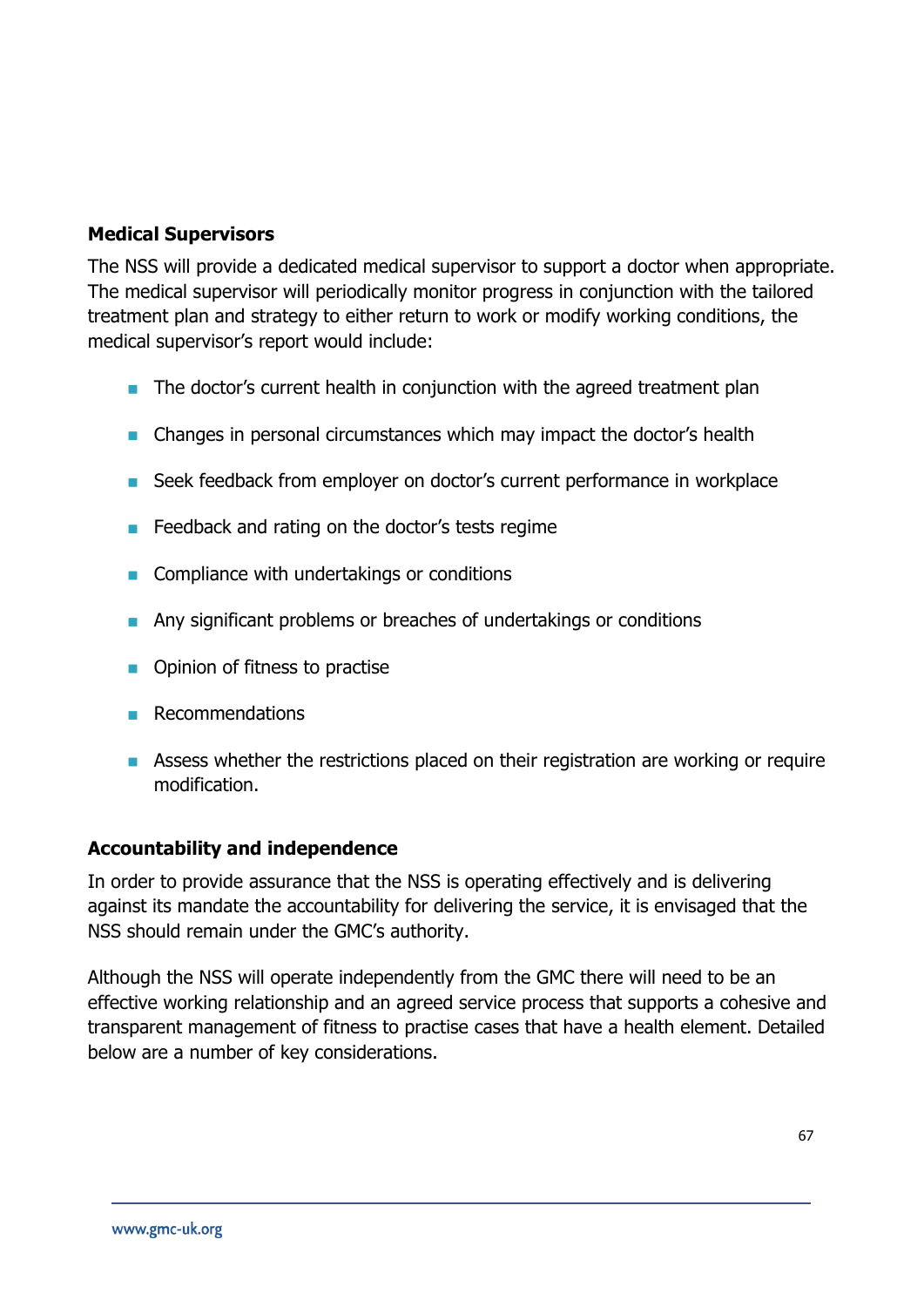**Medical Supervisors**

The NSS will provide a dedicated medical supervisor to support a doctor when appropriate. The medical supervisor will periodically monitor progress in conjunction with the tailored treatment plan and strategy to either return to work or modify working conditions, the medical supervisor's report would include:

- The doctor's current health in conjunction with the agreed treatment plan
- Changes in personal circumstances which may impact the doctor's health
- Seek feedback from employer on doctor's current performance in workplace
- Feedback and rating on the doctor's tests regime
- Compliance with undertakings or conditions
- Any significant problems or breaches of undertakings or conditions
- Opinion of fitness to practise
- Recommendations
- Assess whether the restrictions placed on their registration are working or require modification.

**Accountability and independence**

In order to provide assurance that the NSS is operating effectively and is delivering against its mandate the accountability for delivering the service, it is envisaged that the NSS should remain under the GMC's authority.

Although the NSS will operate independently from the GMC there will need to be an effective working relationship and an agreed service process that supports a cohesive and transparent management of fitness to practise cases that have a health element. Detailed below are a number of key considerations.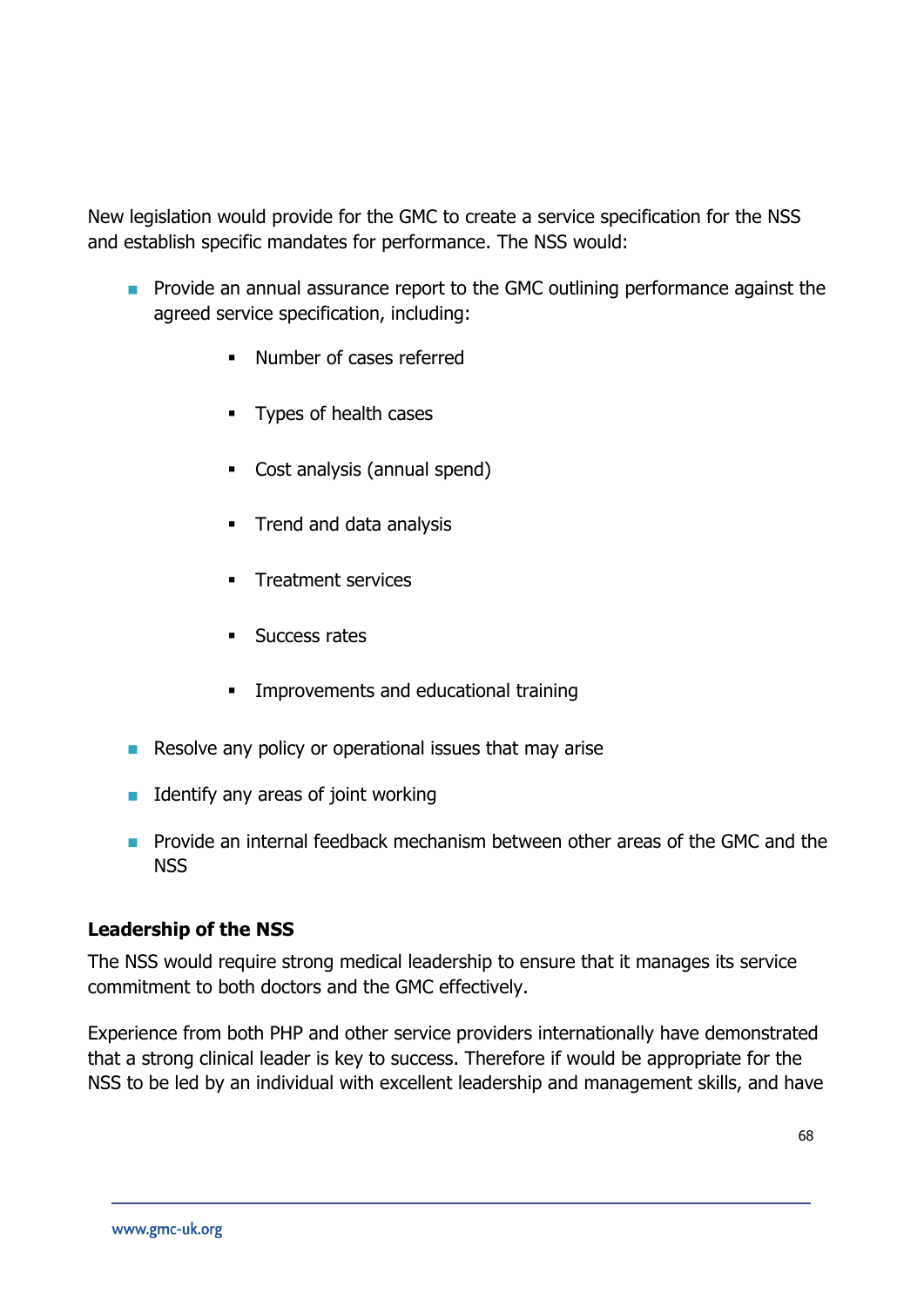New legislation would provide for the GMC to create a service specification for the NSS and establish specific mandates for performance. The NSS would:

- Provide an annual assurance report to the GMC outlining performance against the agreed service specification, including:
  - Number of cases referred
  - Types of health cases
  - Cost analysis (annual spend)
  - Trend and data analysis
  - Treatment services
  - Success rates
  - Improvements and educational training
- Resolve any policy or operational issues that may arise
- Identify any areas of joint working
- Provide an internal feedback mechanism between other areas of the GMC and the NSS

**Leadership of the NSS**

The NSS would require strong medical leadership to ensure that it manages its service commitment to both doctors and the GMC effectively.

Experience from both PHP and other service providers internationally have demonstrated that a strong clinical leader is key to success. Therefore if would be appropriate for the NSS to be led by an individual with excellent leadership and management skills, and have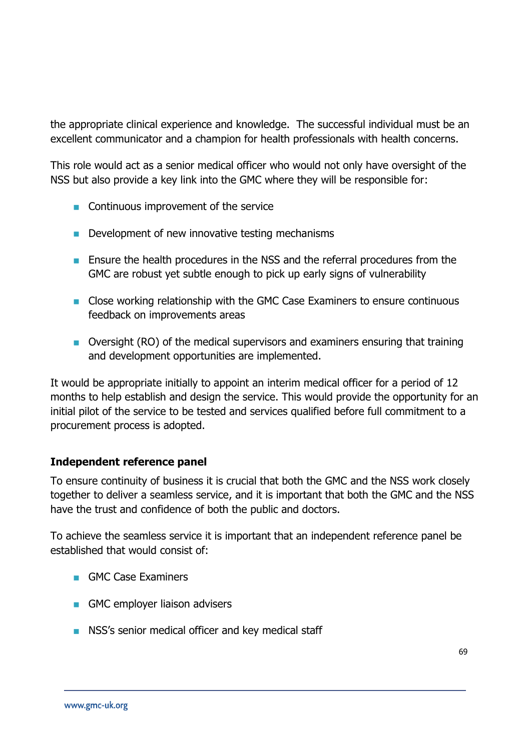the appropriate clinical experience and knowledge. The successful individual must be an excellent communicator and a champion for health professionals with health concerns.

This role would act as a senior medical officer who would not only have oversight of the NSS but also provide a key link into the GMC where they will be responsible for:

- Continuous improvement of the service
- Development of new innovative testing mechanisms
- Ensure the health procedures in the NSS and the referral procedures from the GMC are robust yet subtle enough to pick up early signs of vulnerability
- Close working relationship with the GMC Case Examiners to ensure continuous feedback on improvements areas
- Oversight (RO) of the medical supervisors and examiners ensuring that training and development opportunities are implemented.

It would be appropriate initially to appoint an interim medical officer for a period of 12 months to help establish and design the service. This would provide the opportunity for an initial pilot of the service to be tested and services qualified before full commitment to a procurement process is adopted.

**Independent reference panel**

To ensure continuity of business it is crucial that both the GMC and the NSS work closely together to deliver a seamless service, and it is important that both the GMC and the NSS have the trust and confidence of both the public and doctors.

To achieve the seamless service it is important that an independent reference panel be established that would consist of:

- GMC Case Examiners
- GMC employer liaison advisers
- NSS's senior medical officer and key medical staff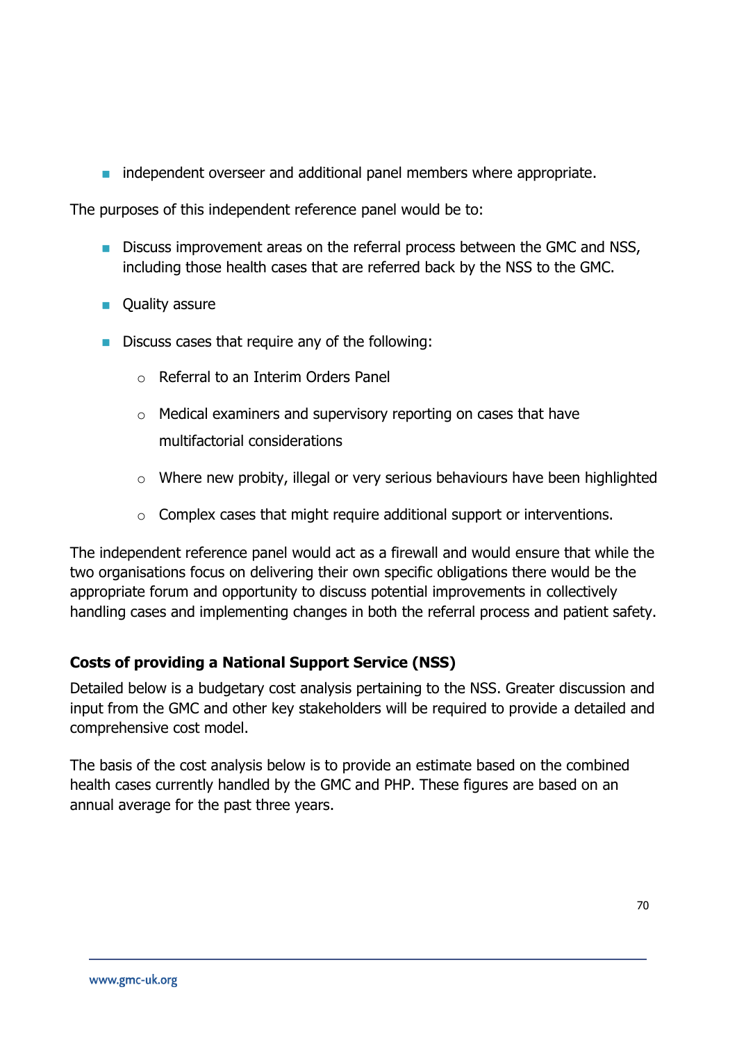- independent overseer and additional panel members where appropriate.

The purposes of this independent reference panel would be to:

- Discuss improvement areas on the referral process between the GMC and NSS, including those health cases that are referred back by the NSS to the GMC.
- Quality assure
- Discuss cases that require any of the following:
  - Referral to an Interim Orders Panel
  - Medical examiners and supervisory reporting on cases that have multifactorial considerations
  - Where new probity, illegal or very serious behaviours have been highlighted
  - Complex cases that might require additional support or interventions.

The independent reference panel would act as a firewall and would ensure that while the two organisations focus on delivering their own specific obligations there would be the appropriate forum and opportunity to discuss potential improvements in collectively handling cases and implementing changes in both the referral process and patient safety.

**Costs of providing a National Support Service (NSS)**

Detailed below is a budgetary cost analysis pertaining to the NSS. Greater discussion and input from the GMC and other key stakeholders will be required to provide a detailed and comprehensive cost model.

The basis of the cost analysis below is to provide an estimate based on the combined health cases currently handled by the GMC and PHP. These figures are based on an annual average for the past three years.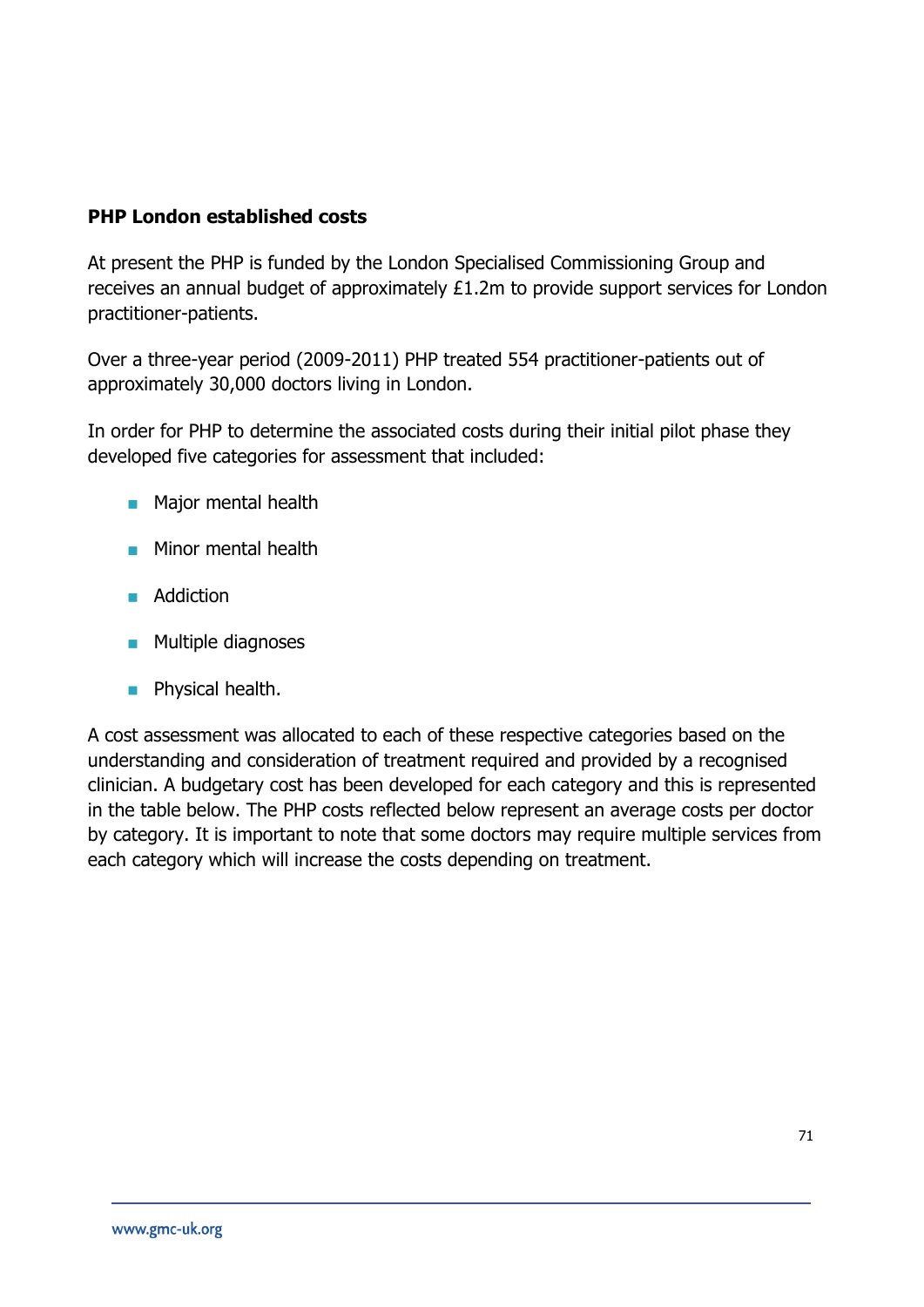**PHP London established costs**

At present the PHP is funded by the London Specialised Commissioning Group and receives an annual budget of approximately £1.2m to provide support services for London practitioner-patients.

Over a three-year period (2009-2011) PHP treated 554 practitioner-patients out of approximately 30,000 doctors living in London.

In order for PHP to determine the associated costs during their initial pilot phase they developed five categories for assessment that included:

- Major mental health
- Minor mental health
- Addiction
- Multiple diagnoses
- Physical health.

A cost assessment was allocated to each of these respective categories based on the understanding and consideration of treatment required and provided by a recognised clinician. A budgetary cost has been developed for each category and this is represented in the table below. The PHP costs reflected below represent an average costs per doctor by category. It is important to note that some doctors may require multiple services from each category which will increase the costs depending on treatment.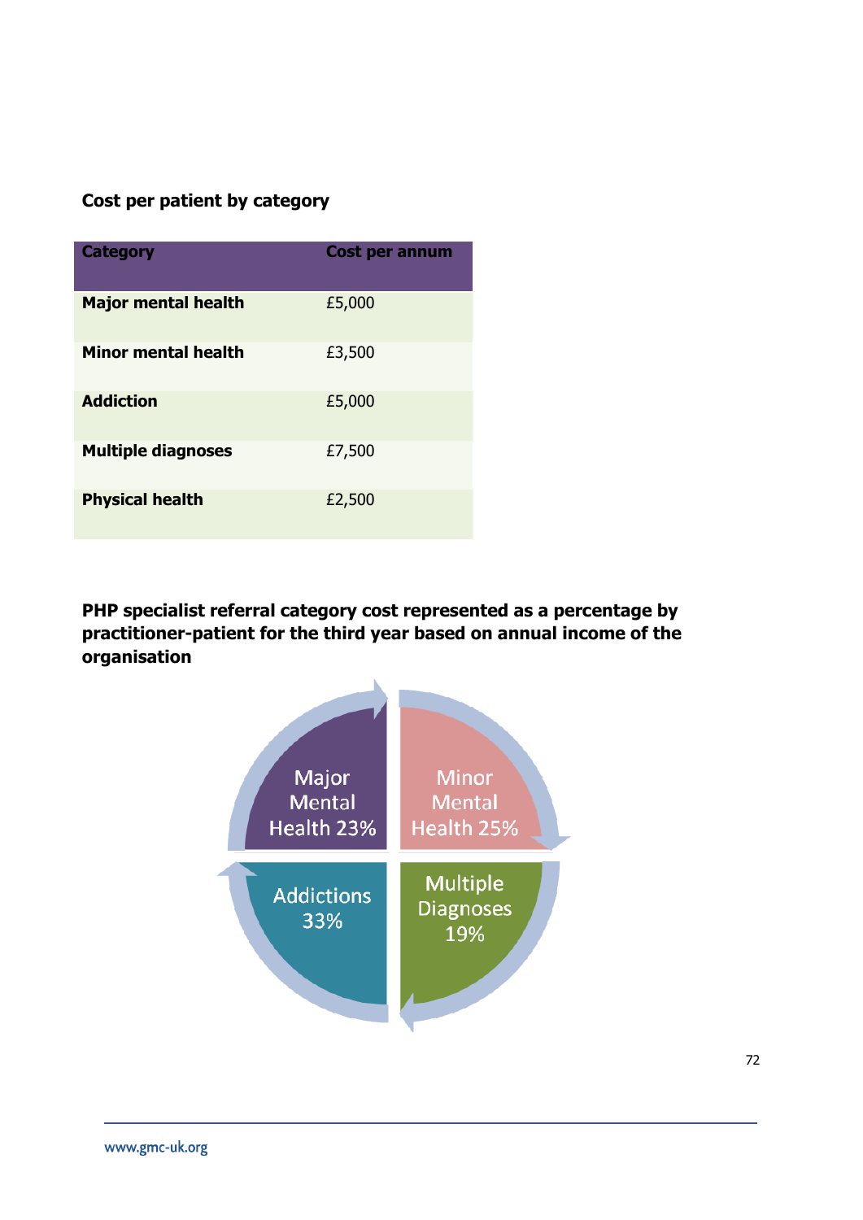**Cost per patient by category**

| Category | Cost per annum |
|---|---|
| **Major mental health** | £5,000 |
| **Minor mental health** | £3,500 |
| **Addiction** | £5,000 |
| **Multiple diagnoses** | £7,500 |
| **Physical health** | £2,500 |

**PHP specialist referral category cost represented as a percentage by practitioner-patient for the third year based on annual income of the organisation**

Major Mental Health 23%

Minor Mental Health 25%

Addictions 33%

Multiple Diagnoses 19%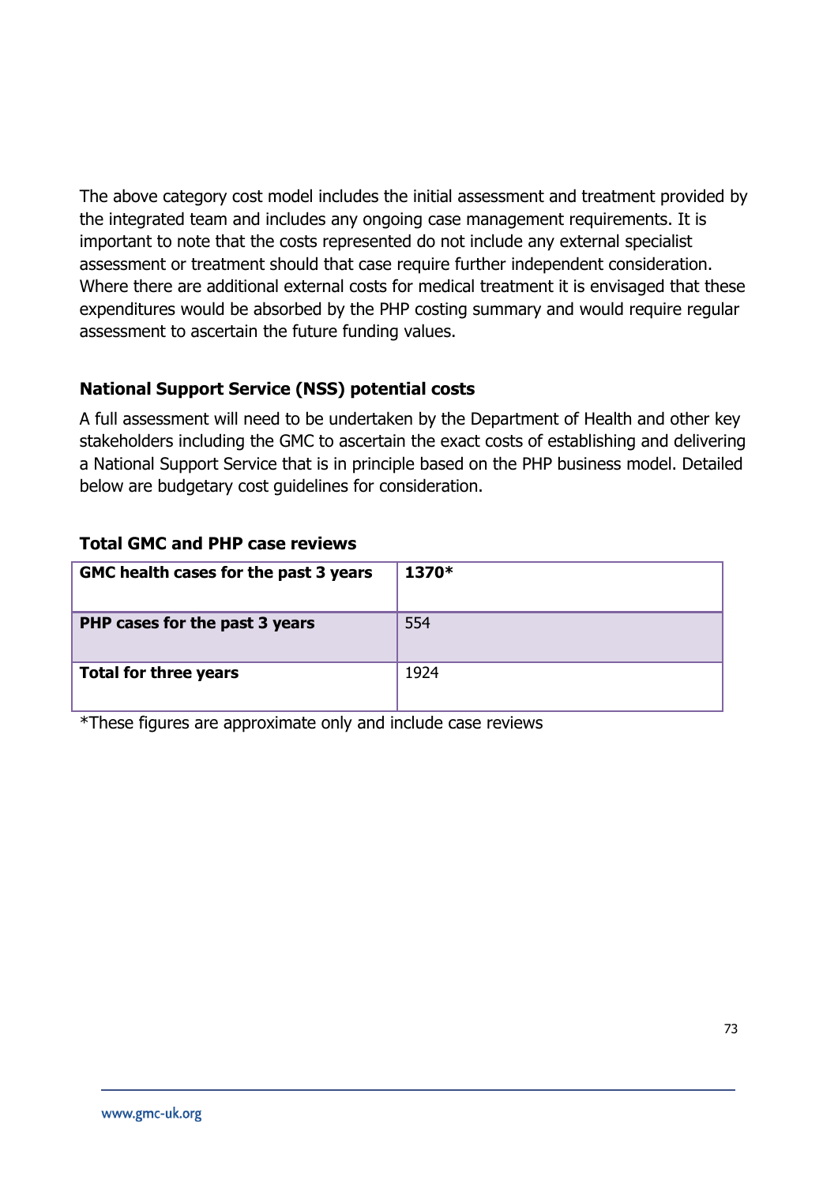The above category cost model includes the initial assessment and treatment provided by the integrated team and includes any ongoing case management requirements. It is important to note that the costs represented do not include any external specialist assessment or treatment should that case require further independent consideration. Where there are additional external costs for medical treatment it is envisaged that these expenditures would be absorbed by the PHP costing summary and would require regular assessment to ascertain the future funding values.

### National Support Service (NSS) potential costs

A full assessment will need to be undertaken by the Department of Health and other key stakeholders including the GMC to ascertain the exact costs of establishing and delivering a National Support Service that is in principle based on the PHP business model. Detailed below are budgetary cost guidelines for consideration.

### Total GMC and PHP case reviews

| **GMC health cases for the past 3 years** | **1370*** |
|---|---|
| **PHP cases for the past 3 years** | 554 |
| **Total for three years** | 1924 |

*These figures are approximate only and include case reviews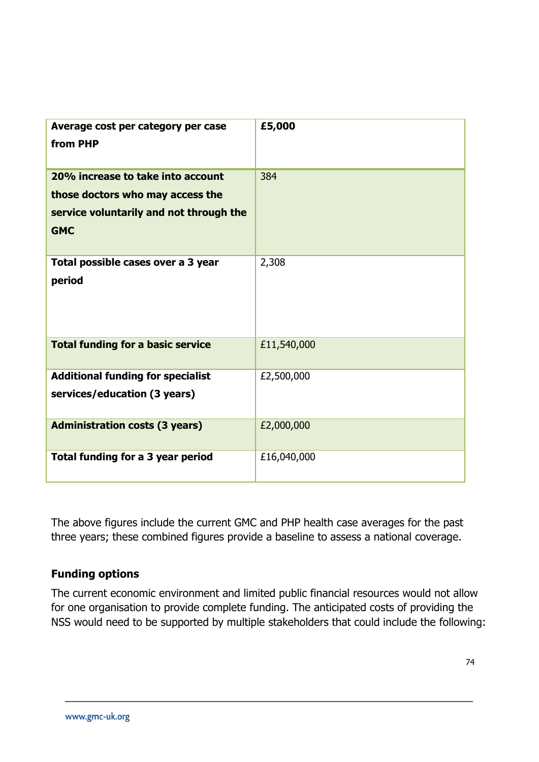| **Average cost per category per case from PHP** | **£5,000** |
|---|---|
| **20% increase to take into account those doctors who may access the service voluntarily and not through the GMC** | 384 |
| **Total possible cases over a 3 year period** | 2,308 |
| **Total funding for a basic service** | £11,540,000 |
| **Additional funding for specialist services/education (3 years)** | £2,500,000 |
| **Administration costs (3 years)** | £2,000,000 |
| **Total funding for a 3 year period** | £16,040,000 |

The above figures include the current GMC and PHP health case averages for the past three years; these combined figures provide a baseline to assess a national coverage.

**Funding options**

The current economic environment and limited public financial resources would not allow for one organisation to provide complete funding. The anticipated costs of providing the NSS would need to be supported by multiple stakeholders that could include the following: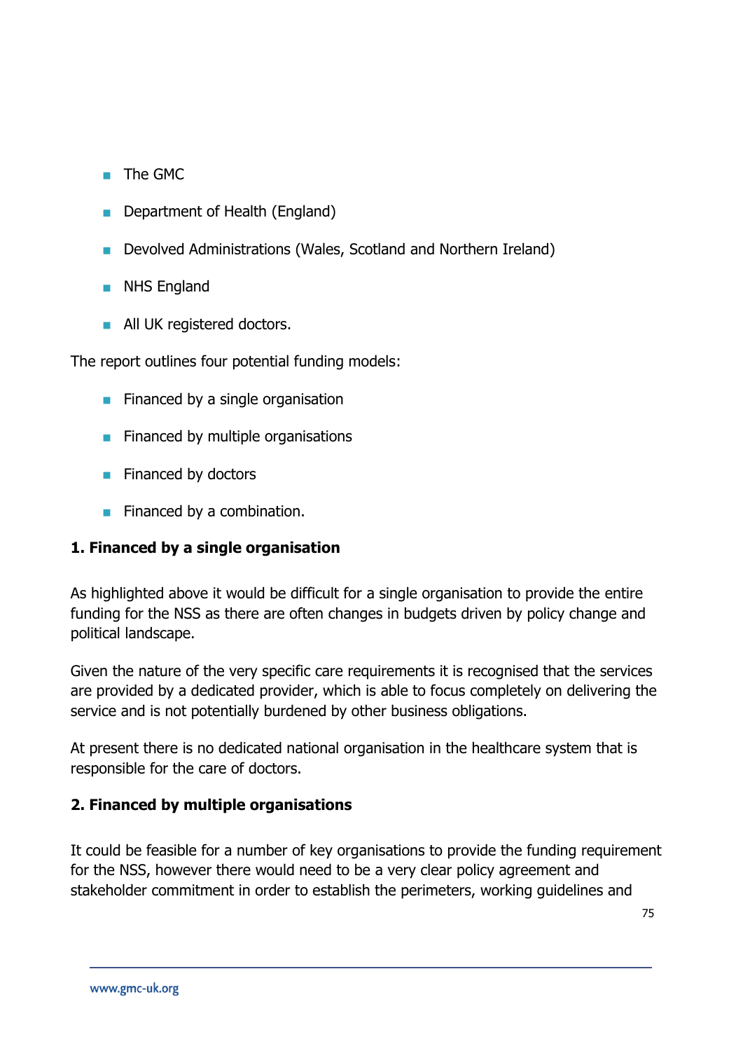- The GMC
- Department of Health (England)
- Devolved Administrations (Wales, Scotland and Northern Ireland)
- NHS England
- All UK registered doctors.

The report outlines four potential funding models:

- Financed by a single organisation
- Financed by multiple organisations
- Financed by doctors
- Financed by a combination.

**1. Financed by a single organisation**

As highlighted above it would be difficult for a single organisation to provide the entire funding for the NSS as there are often changes in budgets driven by policy change and political landscape.

Given the nature of the very specific care requirements it is recognised that the services are provided by a dedicated provider, which is able to focus completely on delivering the service and is not potentially burdened by other business obligations.

At present there is no dedicated national organisation in the healthcare system that is responsible for the care of doctors.

**2. Financed by multiple organisations**

It could be feasible for a number of key organisations to provide the funding requirement for the NSS, however there would need to be a very clear policy agreement and stakeholder commitment in order to establish the perimeters, working guidelines and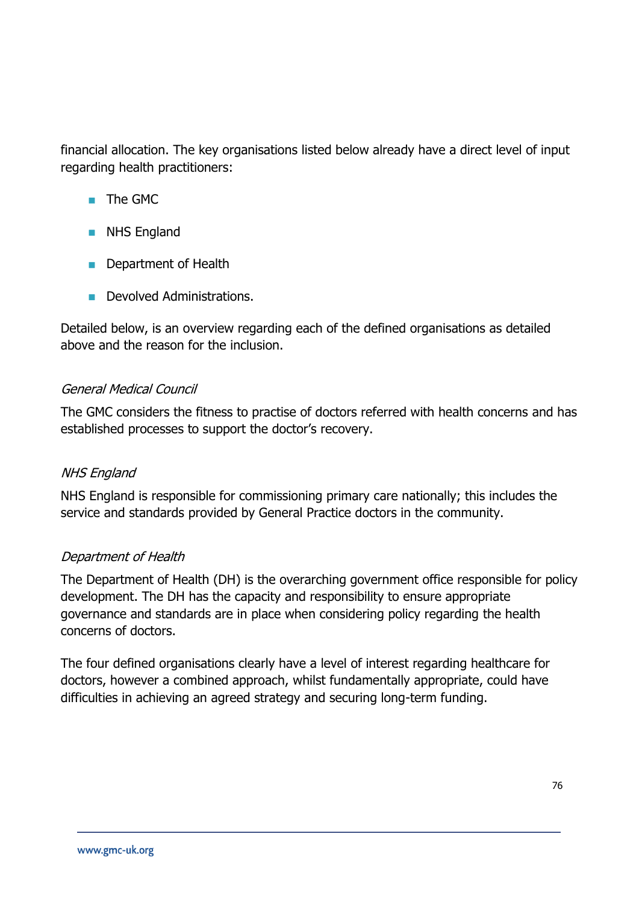financial allocation. The key organisations listed below already have a direct level of input regarding health practitioners:

- The GMC
- NHS England
- Department of Health
- Devolved Administrations.

Detailed below, is an overview regarding each of the defined organisations as detailed above and the reason for the inclusion.

*General Medical Council*

The GMC considers the fitness to practise of doctors referred with health concerns and has established processes to support the doctor's recovery.

*NHS England*

NHS England is responsible for commissioning primary care nationally; this includes the service and standards provided by General Practice doctors in the community.

*Department of Health*

The Department of Health (DH) is the overarching government office responsible for policy development. The DH has the capacity and responsibility to ensure appropriate governance and standards are in place when considering policy regarding the health concerns of doctors.

The four defined organisations clearly have a level of interest regarding healthcare for doctors, however a combined approach, whilst fundamentally appropriate, could have difficulties in achieving an agreed strategy and securing long-term funding.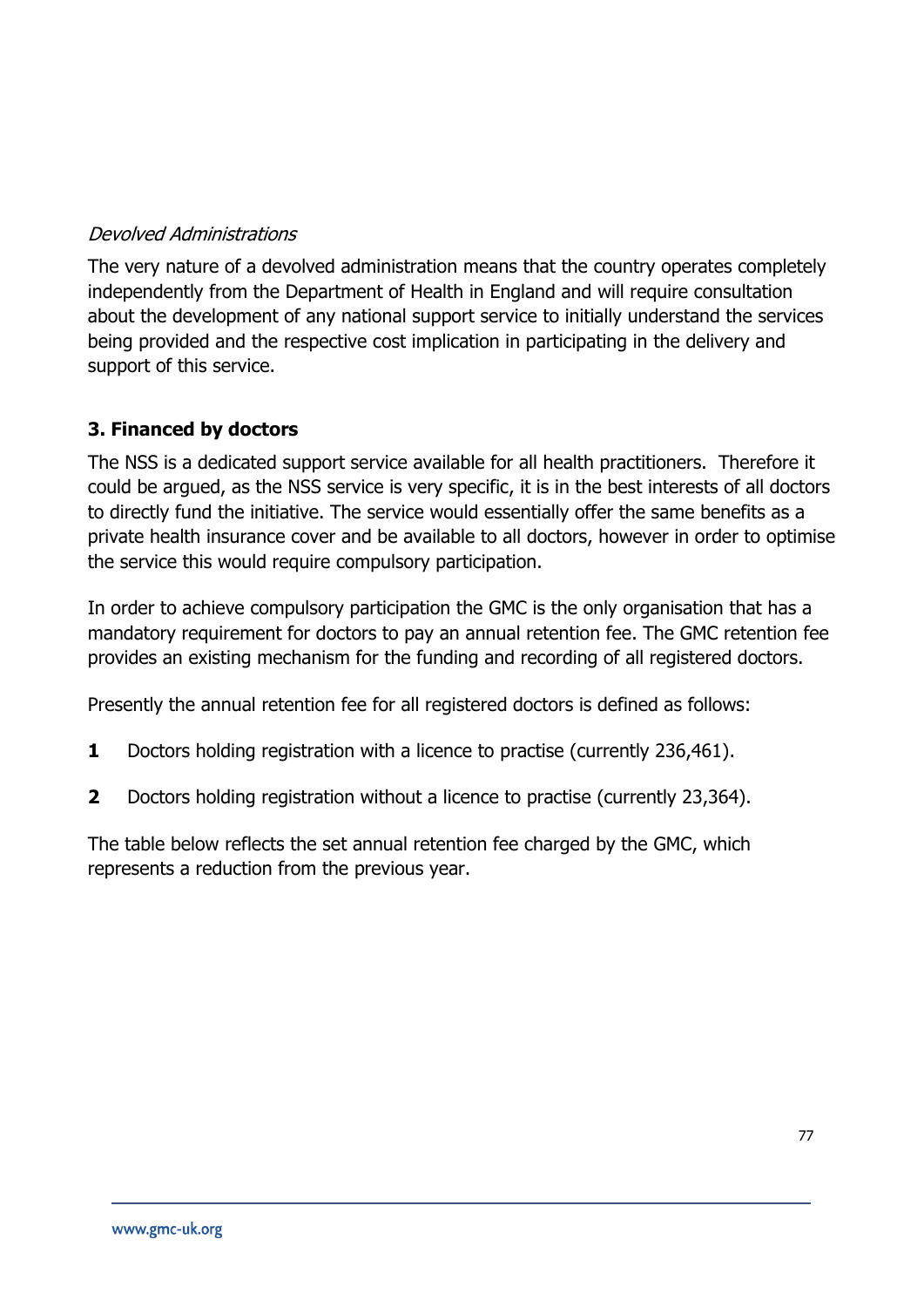*Devolved Administrations*

The very nature of a devolved administration means that the country operates completely independently from the Department of Health in England and will require consultation about the development of any national support service to initially understand the services being provided and the respective cost implication in participating in the delivery and support of this service.

### 3. Financed by doctors

The NSS is a dedicated support service available for all health practitioners. Therefore it could be argued, as the NSS service is very specific, it is in the best interests of all doctors to directly fund the initiative. The service would essentially offer the same benefits as a private health insurance cover and be available to all doctors, however in order to optimise the service this would require compulsory participation.

In order to achieve compulsory participation the GMC is the only organisation that has a mandatory requirement for doctors to pay an annual retention fee. The GMC retention fee provides an existing mechanism for the funding and recording of all registered doctors.

Presently the annual retention fee for all registered doctors is defined as follows:

**1** Doctors holding registration with a licence to practise (currently 236,461).

**2** Doctors holding registration without a licence to practise (currently 23,364).

The table below reflects the set annual retention fee charged by the GMC, which represents a reduction from the previous year.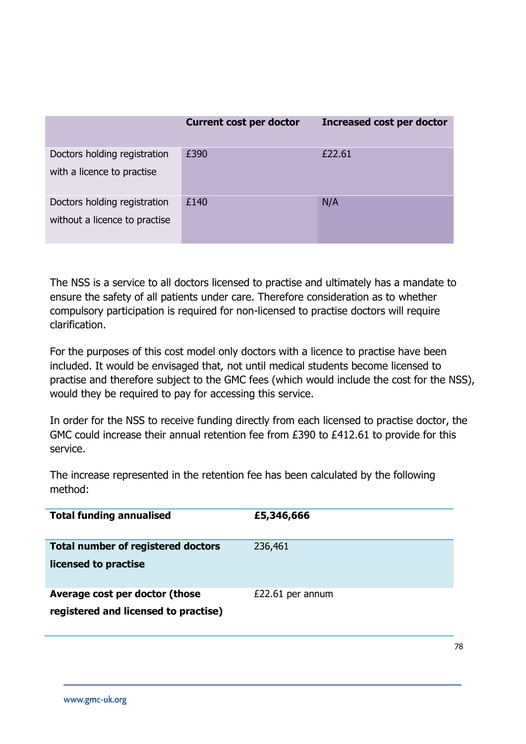| | Current cost per doctor | Increased cost per doctor |
|---|---|---|
| Doctors holding registration with a licence to practise | £390 | £22.61 |
| Doctors holding registration without a licence to practise | £140 | N/A |

The NSS is a service to all doctors licensed to practise and ultimately has a mandate to ensure the safety of all patients under care. Therefore consideration as to whether compulsory participation is required for non-licensed to practise doctors will require clarification.

For the purposes of this cost model only doctors with a licence to practise have been included. It would be envisaged that, not until medical students become licensed to practise and therefore subject to the GMC fees (which would include the cost for the NSS), would they be required to pay for accessing this service.

In order for the NSS to receive funding directly from each licensed to practise doctor, the GMC could increase their annual retention fee from £390 to £412.61 to provide for this service.

The increase represented in the retention fee has been calculated by the following method:

| | |
|---|---|
| **Total funding annualised** | **£5,346,666** |
| **Total number of registered doctors licensed to practise** | 236,461 |
| **Average cost per doctor (those registered and licensed to practise)** | £22.61 per annum |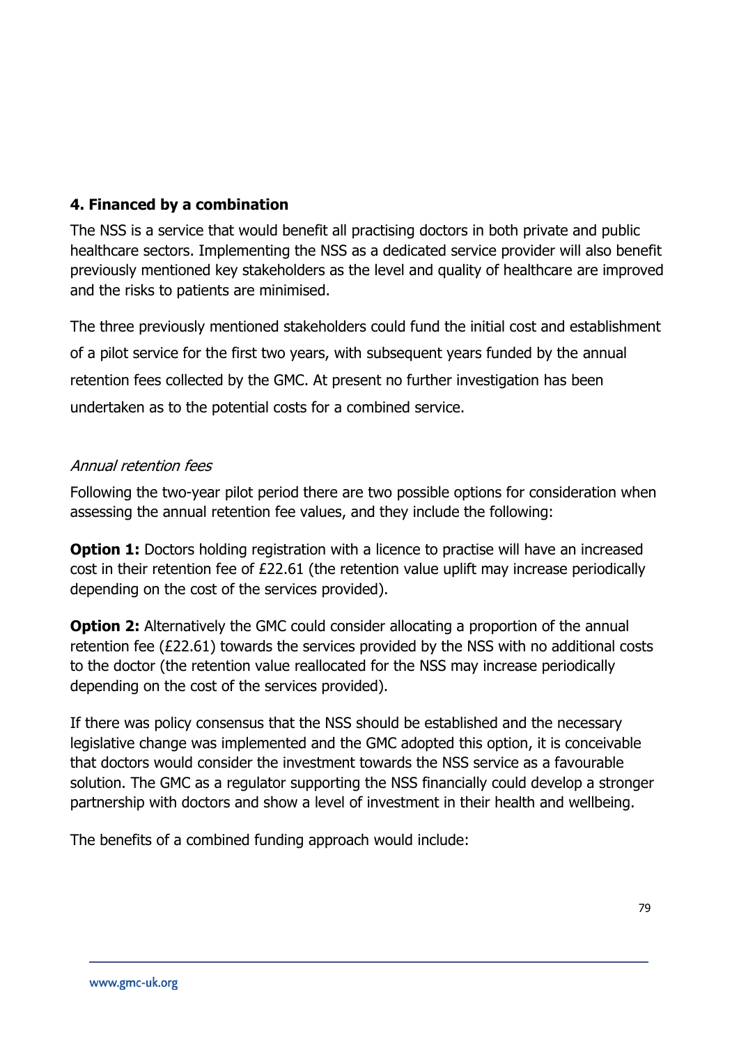### 4. Financed by a combination

The NSS is a service that would benefit all practising doctors in both private and public healthcare sectors. Implementing the NSS as a dedicated service provider will also benefit previously mentioned key stakeholders as the level and quality of healthcare are improved and the risks to patients are minimised.

The three previously mentioned stakeholders could fund the initial cost and establishment of a pilot service for the first two years, with subsequent years funded by the annual retention fees collected by the GMC. At present no further investigation has been undertaken as to the potential costs for a combined service.

*Annual retention fees*

Following the two-year pilot period there are two possible options for consideration when assessing the annual retention fee values, and they include the following:

**Option 1:** Doctors holding registration with a licence to practise will have an increased cost in their retention fee of £22.61 (the retention value uplift may increase periodically depending on the cost of the services provided).

**Option 2:** Alternatively the GMC could consider allocating a proportion of the annual retention fee (£22.61) towards the services provided by the NSS with no additional costs to the doctor (the retention value reallocated for the NSS may increase periodically depending on the cost of the services provided).

If there was policy consensus that the NSS should be established and the necessary legislative change was implemented and the GMC adopted this option, it is conceivable that doctors would consider the investment towards the NSS service as a favourable solution. The GMC as a regulator supporting the NSS financially could develop a stronger partnership with doctors and show a level of investment in their health and wellbeing.

The benefits of a combined funding approach would include: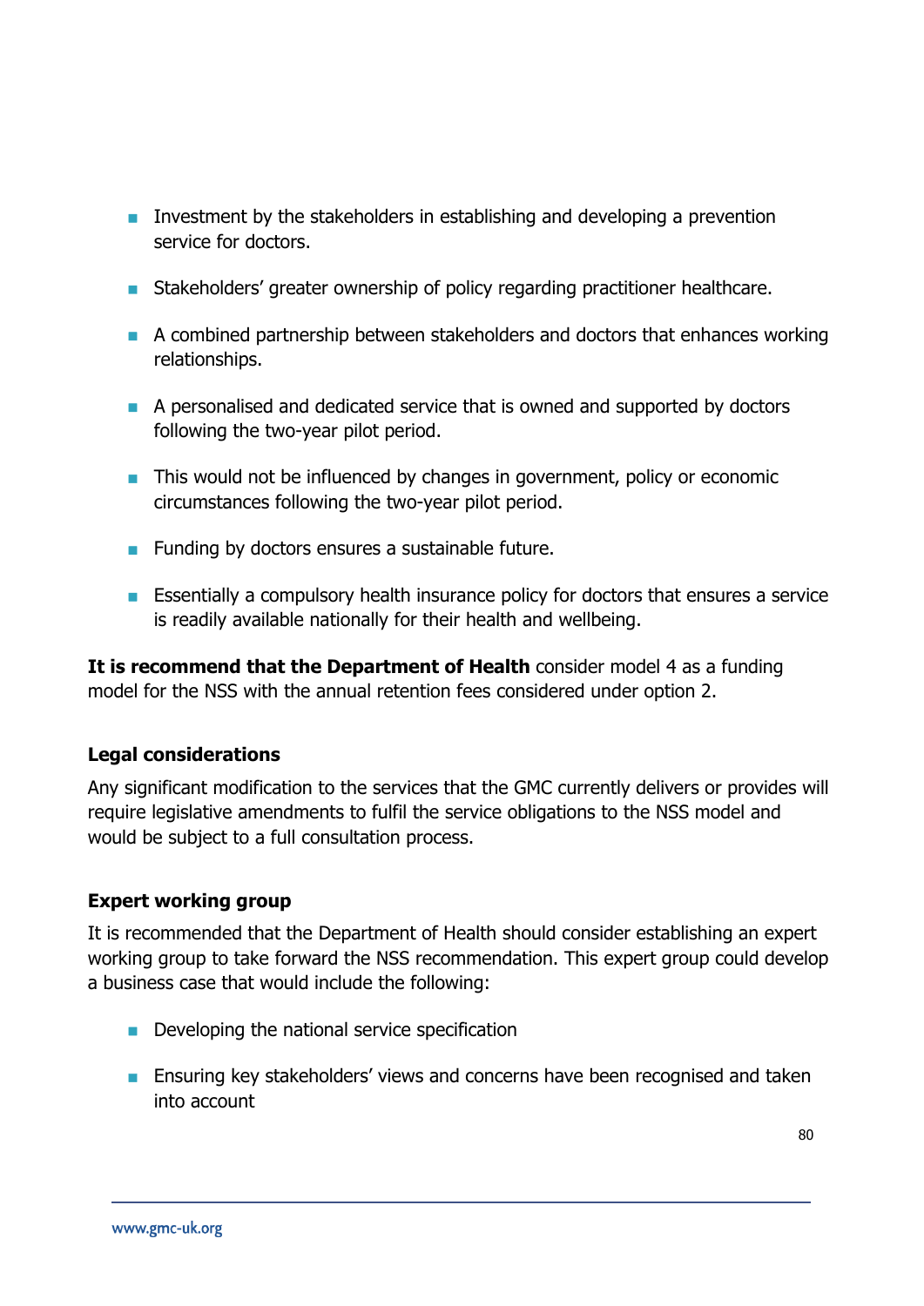- Investment by the stakeholders in establishing and developing a prevention service for doctors.

- Stakeholders' greater ownership of policy regarding practitioner healthcare.

- A combined partnership between stakeholders and doctors that enhances working relationships.

- A personalised and dedicated service that is owned and supported by doctors following the two-year pilot period.

- This would not be influenced by changes in government, policy or economic circumstances following the two-year pilot period.

- Funding by doctors ensures a sustainable future.

- Essentially a compulsory health insurance policy for doctors that ensures a service is readily available nationally for their health and wellbeing.

**It is recommend that the Department of Health** consider model 4 as a funding model for the NSS with the annual retention fees considered under option 2.

**Legal considerations**

Any significant modification to the services that the GMC currently delivers or provides will require legislative amendments to fulfil the service obligations to the NSS model and would be subject to a full consultation process.

**Expert working group**

It is recommended that the Department of Health should consider establishing an expert working group to take forward the NSS recommendation. This expert group could develop a business case that would include the following:

- Developing the national service specification

- Ensuring key stakeholders' views and concerns have been recognised and taken into account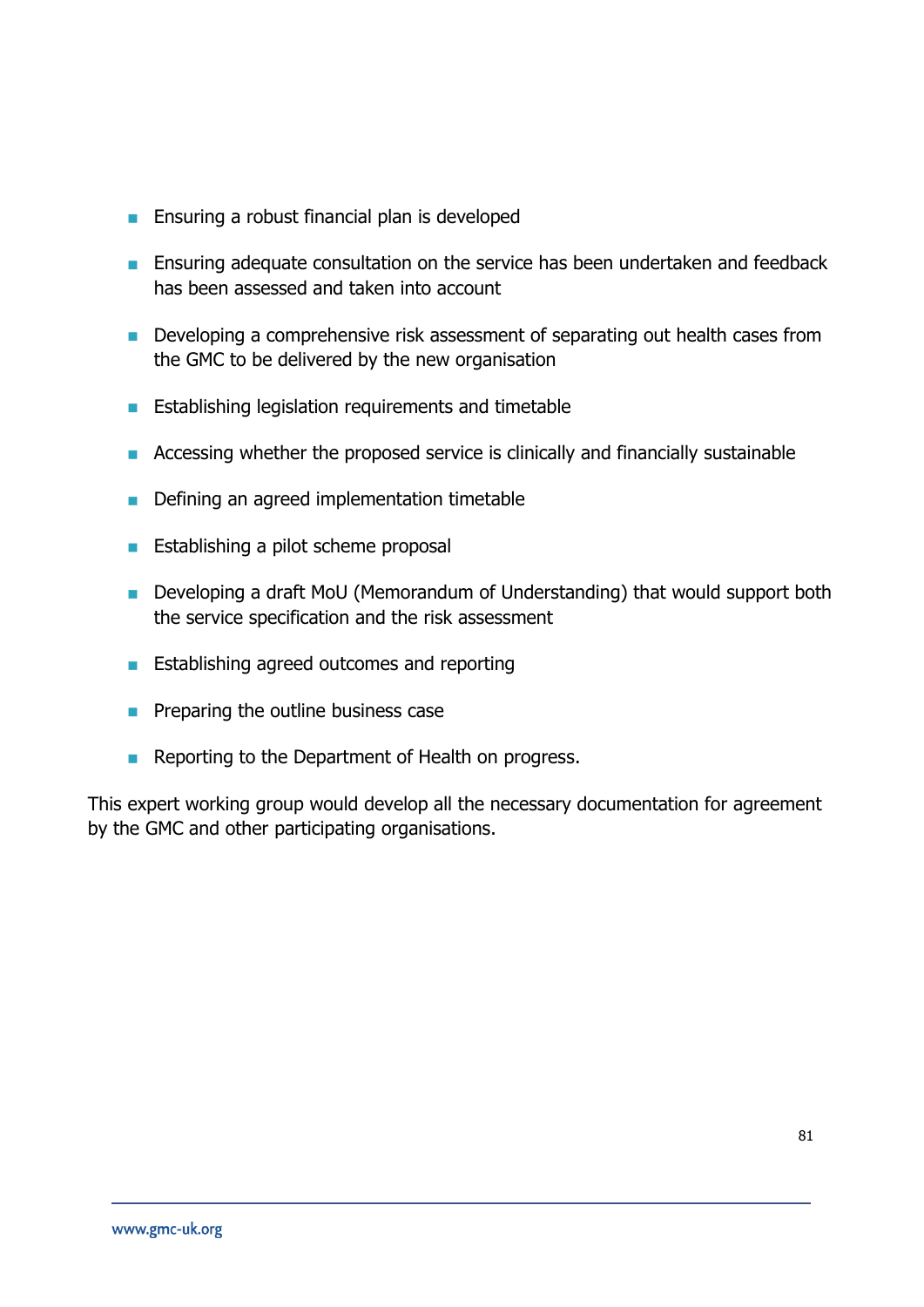- Ensuring a robust financial plan is developed
- Ensuring adequate consultation on the service has been undertaken and feedback has been assessed and taken into account
- Developing a comprehensive risk assessment of separating out health cases from the GMC to be delivered by the new organisation
- Establishing legislation requirements and timetable
- Accessing whether the proposed service is clinically and financially sustainable
- Defining an agreed implementation timetable
- Establishing a pilot scheme proposal
- Developing a draft MoU (Memorandum of Understanding) that would support both the service specification and the risk assessment
- Establishing agreed outcomes and reporting
- Preparing the outline business case
- Reporting to the Department of Health on progress.

This expert working group would develop all the necessary documentation for agreement by the GMC and other participating organisations.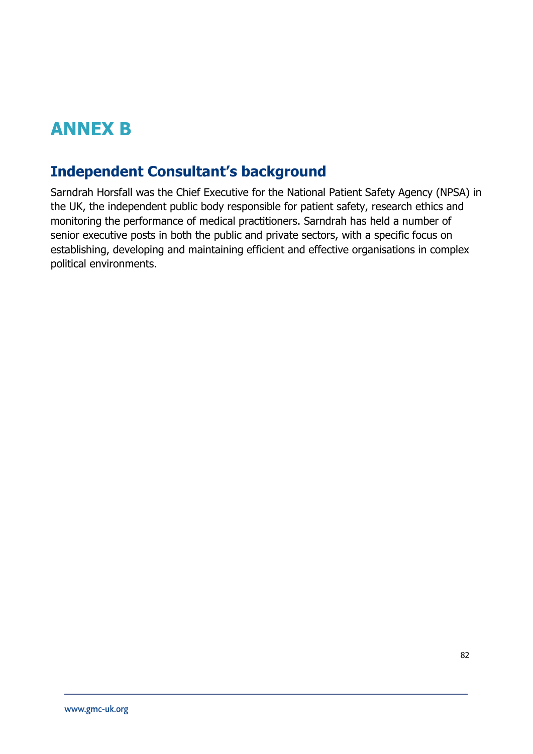# ANNEX B

## Independent Consultant's background

Sarndrah Horsfall was the Chief Executive for the National Patient Safety Agency (NPSA) in the UK, the independent public body responsible for patient safety, research ethics and monitoring the performance of medical practitioners. Sarndrah has held a number of senior executive posts in both the public and private sectors, with a specific focus on establishing, developing and maintaining efficient and effective organisations in complex political environments.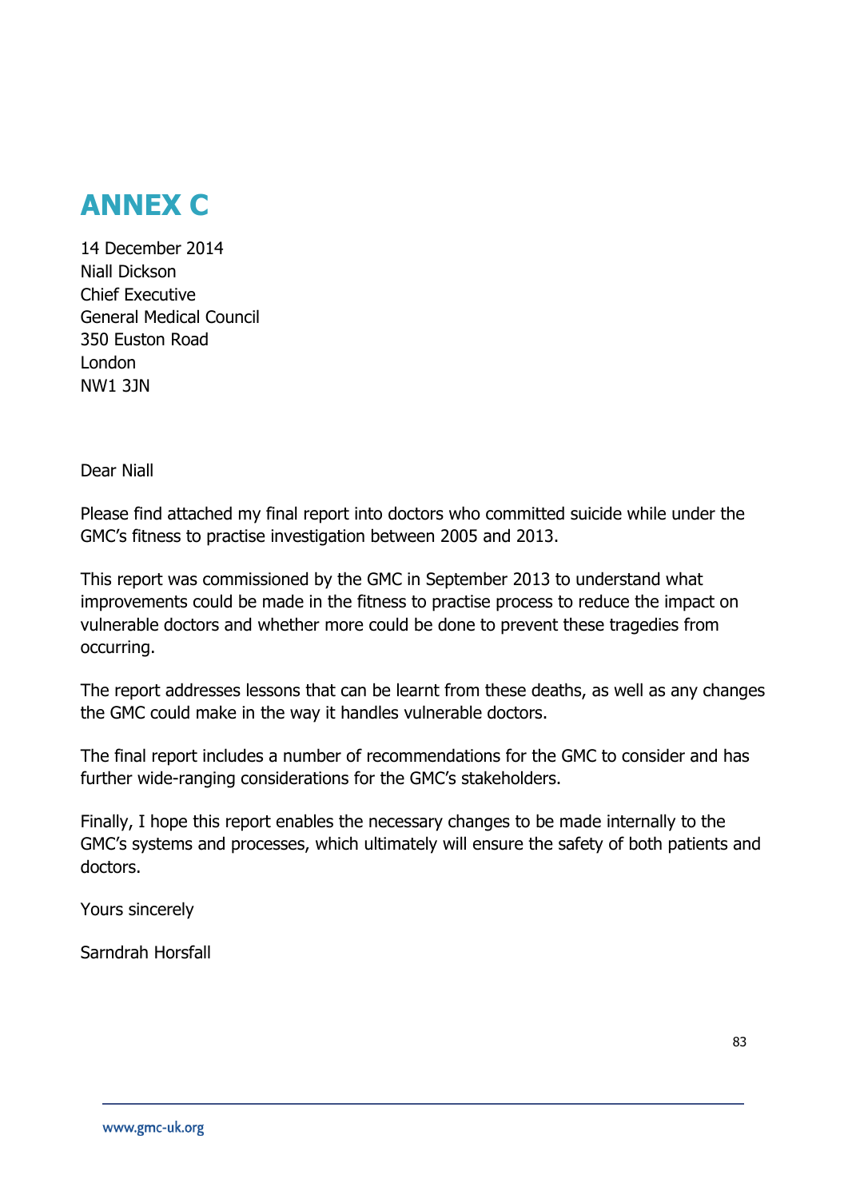# ANNEX C

14 December 2014
Niall Dickson
Chief Executive
General Medical Council
350 Euston Road
London
NW1 3JN

Dear Niall

Please find attached my final report into doctors who committed suicide while under the GMC's fitness to practise investigation between 2005 and 2013.

This report was commissioned by the GMC in September 2013 to understand what improvements could be made in the fitness to practise process to reduce the impact on vulnerable doctors and whether more could be done to prevent these tragedies from occurring.

The report addresses lessons that can be learnt from these deaths, as well as any changes the GMC could make in the way it handles vulnerable doctors.

The final report includes a number of recommendations for the GMC to consider and has further wide-ranging considerations for the GMC's stakeholders.

Finally, I hope this report enables the necessary changes to be made internally to the GMC's systems and processes, which ultimately will ensure the safety of both patients and doctors.

Yours sincerely

Sarndrah Horsfall